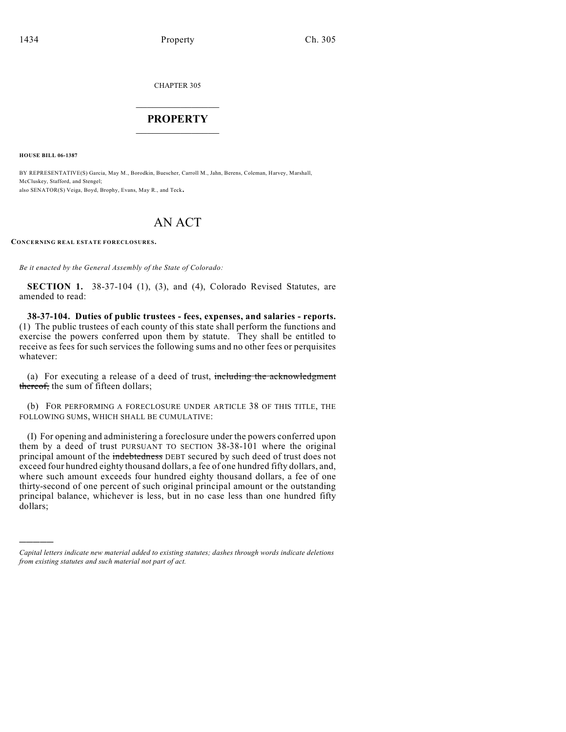CHAPTER 305

# PROPERTY

**HOUSE BILL 06-1387**

BY REPRESENTATIVE(S) Garcia, May M., Borodkin, Buescher, Carroll M., Jahn, Berens, Coleman, Harvey, Marshall, McCluskey, Stafford, and Stengel;
also SENATOR(S) Veiga, Boyd, Brophy, Evans, May R., and Teck.

# AN ACT

**CONCERNING REAL ESTATE FORECLOSURES.**

*Be it enacted by the General Assembly of the State of Colorado:*

**SECTION 1.** 38-37-104 (1), (3), and (4), Colorado Revised Statutes, are amended to read:

**38-37-104. Duties of public trustees - fees, expenses, and salaries - reports.** (1) The public trustees of each county of this state shall perform the functions and exercise the powers conferred upon them by statute. They shall be entitled to receive as fees for such services the following sums and no other fees or perquisites whatever:

(a) For executing a release of a deed of trust, ~~including the acknowledgment thereof,~~ the sum of fifteen dollars;

(b) FOR PERFORMING A FORECLOSURE UNDER ARTICLE 38 OF THIS TITLE, THE FOLLOWING SUMS, WHICH SHALL BE CUMULATIVE:

(I) For opening and administering a foreclosure under the powers conferred upon them by a deed of trust PURSUANT TO SECTION 38-38-101 where the original principal amount of the ~~indebtedness~~ DEBT secured by such deed of trust does not exceed four hundred eighty thousand dollars, a fee of one hundred fifty dollars, and, where such amount exceeds four hundred eighty thousand dollars, a fee of one thirty-second of one percent of such original principal amount or the outstanding principal balance, whichever is less, but in no case less than one hundred fifty dollars;

---

*Capital letters indicate new material added to existing statutes; dashes through words indicate deletions from existing statutes and such material not part of act.*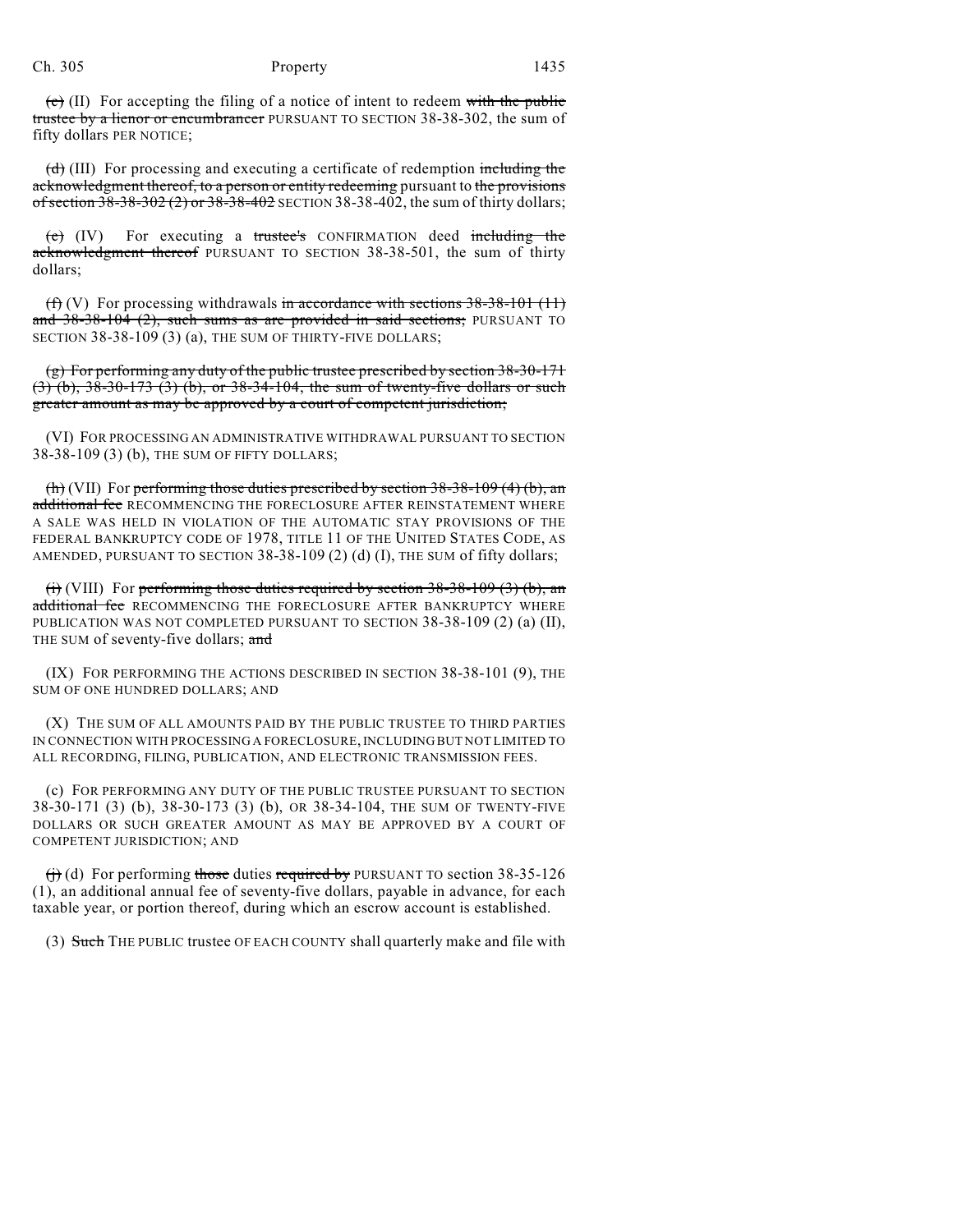~~(c)~~ (II) For accepting the filing of a notice of intent to redeem ~~with the public trustee by a lienor or encumbrancer~~ PURSUANT TO SECTION 38-38-302, the sum of fifty dollars PER NOTICE;

~~(d)~~ (III) For processing and executing a certificate of redemption ~~including the acknowledgment thereof, to a person or entity redeeming~~ pursuant to ~~the provisions of section 38-38-302 (2) or 38-38-402~~ SECTION 38-38-402, the sum of thirty dollars;

~~(e)~~ (IV) For executing a ~~trustee's~~ CONFIRMATION deed ~~including the acknowledgment thereof~~ PURSUANT TO SECTION 38-38-501, the sum of thirty dollars;

~~(f)~~ (V) For processing withdrawals ~~in accordance with sections 38-38-101 (11) and 38-38-104 (2), such sums as are provided in said sections;~~ PURSUANT TO SECTION 38-38-109 (3) (a), THE SUM OF THIRTY-FIVE DOLLARS;

~~(g) For performing any duty of the public trustee prescribed by section 38-30-171 (3) (b), 38-30-173 (3) (b), or 38-34-104, the sum of twenty-five dollars or such greater amount as may be approved by a court of competent jurisdiction;~~

(VI) FOR PROCESSING AN ADMINISTRATIVE WITHDRAWAL PURSUANT TO SECTION 38-38-109 (3) (b), THE SUM OF FIFTY DOLLARS;

~~(h)~~ (VII) For ~~performing those duties prescribed by section 38-38-109 (4) (b), an additional fee~~ RECOMMENCING THE FORECLOSURE AFTER REINSTATEMENT WHERE A SALE WAS HELD IN VIOLATION OF THE AUTOMATIC STAY PROVISIONS OF THE FEDERAL BANKRUPTCY CODE OF 1978, TITLE 11 OF THE UNITED STATES CODE, AS AMENDED, PURSUANT TO SECTION 38-38-109 (2) (d) (I), THE SUM of fifty dollars;

~~(i)~~ (VIII) For ~~performing those duties required by section 38-38-109 (3) (b), an additional fee~~ RECOMMENCING THE FORECLOSURE AFTER BANKRUPTCY WHERE PUBLICATION WAS NOT COMPLETED PURSUANT TO SECTION 38-38-109 (2) (a) (II), THE SUM of seventy-five dollars; ~~and~~

(IX) FOR PERFORMING THE ACTIONS DESCRIBED IN SECTION 38-38-101 (9), THE SUM OF ONE HUNDRED DOLLARS; AND

(X) THE SUM OF ALL AMOUNTS PAID BY THE PUBLIC TRUSTEE TO THIRD PARTIES IN CONNECTION WITH PROCESSING A FORECLOSURE, INCLUDING BUT NOT LIMITED TO ALL RECORDING, FILING, PUBLICATION, AND ELECTRONIC TRANSMISSION FEES.

(c) FOR PERFORMING ANY DUTY OF THE PUBLIC TRUSTEE PURSUANT TO SECTION 38-30-171 (3) (b), 38-30-173 (3) (b), OR 38-34-104, THE SUM OF TWENTY-FIVE DOLLARS OR SUCH GREATER AMOUNT AS MAY BE APPROVED BY A COURT OF COMPETENT JURISDICTION; AND

~~(j)~~ (d) For performing ~~those~~ duties ~~required by~~ PURSUANT TO section 38-35-126 (1), an additional annual fee of seventy-five dollars, payable in advance, for each taxable year, or portion thereof, during which an escrow account is established.

(3) ~~Such~~ THE PUBLIC trustee OF EACH COUNTY shall quarterly make and file with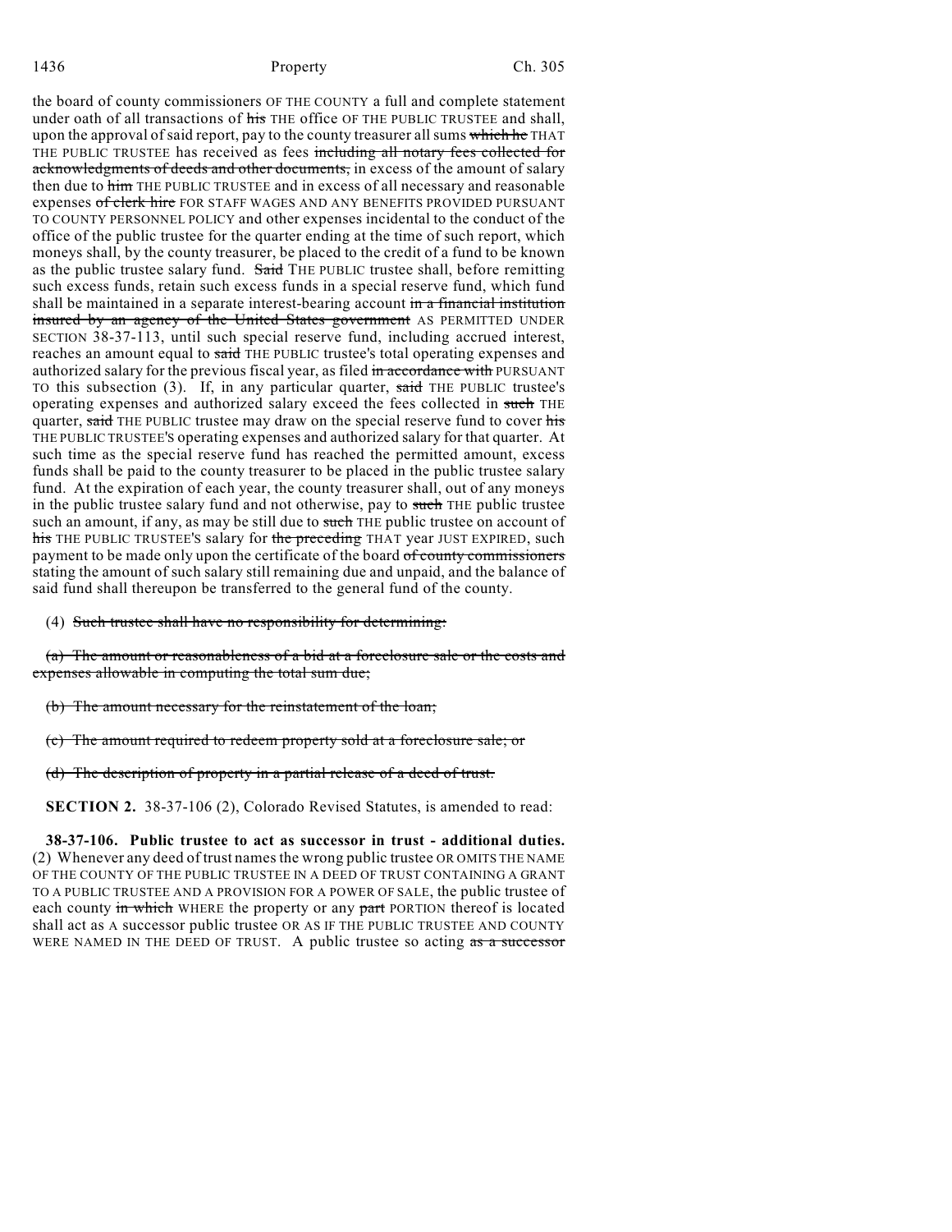the board of county commissioners OF THE COUNTY a full and complete statement under oath of all transactions of ~~his~~ THE office OF THE PUBLIC TRUSTEE and shall, upon the approval of said report, pay to the county treasurer all sums ~~which he~~ THAT THE PUBLIC TRUSTEE has received as fees ~~including all notary fees collected for acknowledgments of deeds and other documents,~~ in excess of the amount of salary then due to ~~him~~ THE PUBLIC TRUSTEE and in excess of all necessary and reasonable expenses ~~of clerk hire~~ FOR STAFF WAGES AND ANY BENEFITS PROVIDED PURSUANT TO COUNTY PERSONNEL POLICY and other expenses incidental to the conduct of the office of the public trustee for the quarter ending at the time of such report, which moneys shall, by the county treasurer, be placed to the credit of a fund to be known as the public trustee salary fund. ~~Said~~ THE PUBLIC trustee shall, before remitting such excess funds, retain such excess funds in a special reserve fund, which fund shall be maintained in a separate interest-bearing account ~~in a financial institution insured by an agency of the United States government~~ AS PERMITTED UNDER SECTION 38-37-113, until such special reserve fund, including accrued interest, reaches an amount equal to ~~said~~ THE PUBLIC trustee's total operating expenses and authorized salary for the previous fiscal year, as filed ~~in accordance with~~ PURSUANT TO this subsection (3). If, in any particular quarter, ~~said~~ THE PUBLIC trustee's operating expenses and authorized salary exceed the fees collected in ~~such~~ THE quarter, ~~said~~ THE PUBLIC trustee may draw on the special reserve fund to cover ~~his~~ THE PUBLIC TRUSTEE'S operating expenses and authorized salary for that quarter. At such time as the special reserve fund has reached the permitted amount, excess funds shall be paid to the county treasurer to be placed in the public trustee salary fund. At the expiration of each year, the county treasurer shall, out of any moneys in the public trustee salary fund and not otherwise, pay to ~~such~~ THE public trustee such an amount, if any, as may be still due to ~~such~~ THE public trustee on account of ~~his~~ THE PUBLIC TRUSTEE'S salary for ~~the preceding~~ THAT year JUST EXPIRED, such payment to be made only upon the certificate of the board ~~of county commissioners~~ stating the amount of such salary still remaining due and unpaid, and the balance of said fund shall thereupon be transferred to the general fund of the county.

(4) ~~Such trustee shall have no responsibility for determining:~~

~~(a) The amount or reasonableness of a bid at a foreclosure sale or the costs and expenses allowable in computing the total sum due;~~

~~(b) The amount necessary for the reinstatement of the loan;~~

~~(c) The amount required to redeem property sold at a foreclosure sale; or~~

~~(d) The description of property in a partial release of a deed of trust.~~

**SECTION 2.** 38-37-106 (2), Colorado Revised Statutes, is amended to read:

**38-37-106. Public trustee to act as successor in trust - additional duties.** (2) Whenever any deed of trust names the wrong public trustee OR OMITS THE NAME OF THE COUNTY OF THE PUBLIC TRUSTEE IN A DEED OF TRUST CONTAINING A GRANT TO A PUBLIC TRUSTEE AND A PROVISION FOR A POWER OF SALE, the public trustee of each county ~~in which~~ WHERE the property or any ~~part~~ PORTION thereof is located shall act as A successor public trustee OR AS IF THE PUBLIC TRUSTEE AND COUNTY WERE NAMED IN THE DEED OF TRUST. A public trustee so acting ~~as a successor~~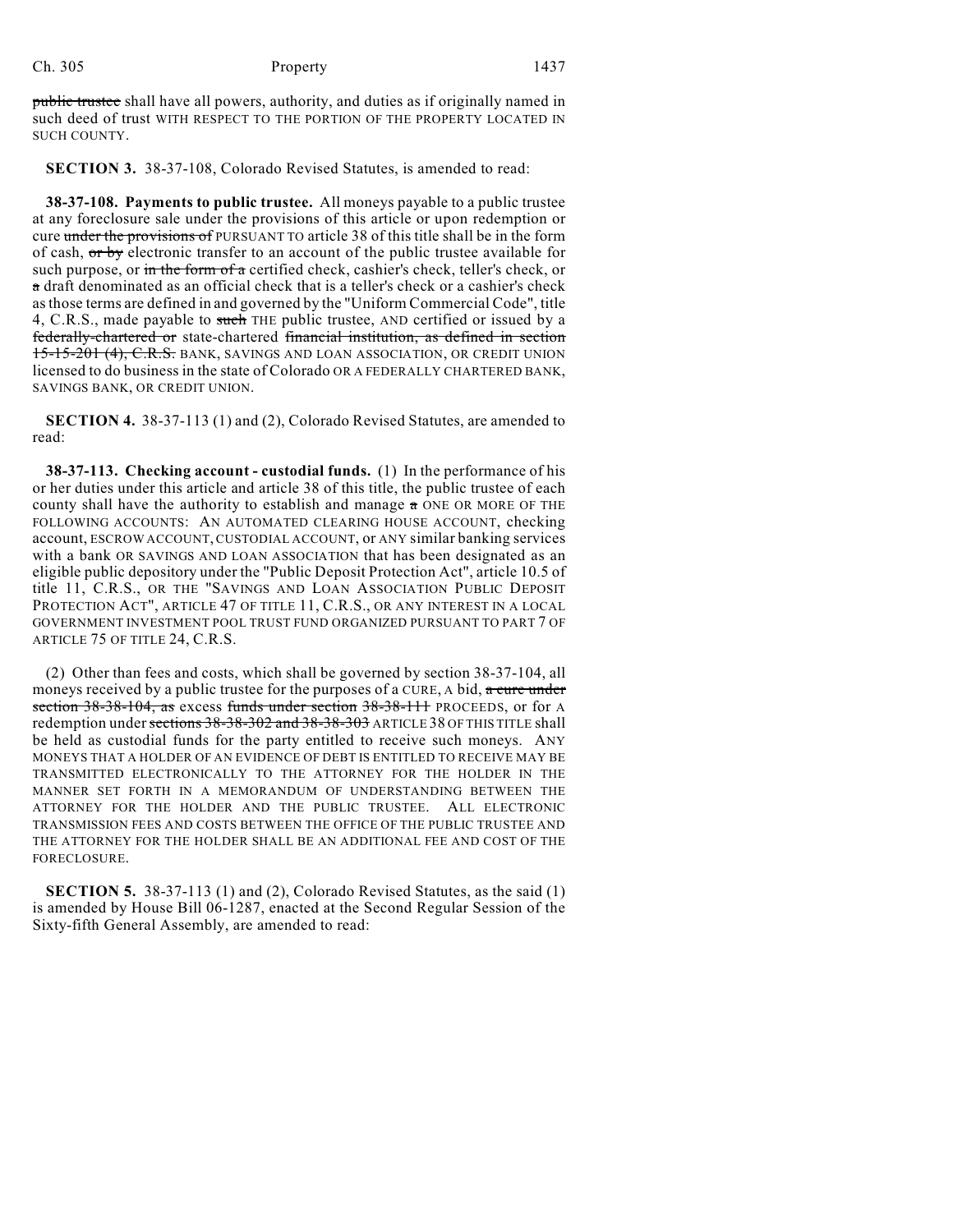~~public trustee~~ shall have all powers, authority, and duties as if originally named in such deed of trust WITH RESPECT TO THE PORTION OF THE PROPERTY LOCATED IN SUCH COUNTY.

**SECTION 3.** 38-37-108, Colorado Revised Statutes, is amended to read:

**38-37-108. Payments to public trustee.** All moneys payable to a public trustee at any foreclosure sale under the provisions of this article or upon redemption or cure ~~under the provisions of~~ PURSUANT TO article 38 of this title shall be in the form of cash, ~~or by~~ electronic transfer to an account of the public trustee available for such purpose, or ~~in the form of a~~ certified check, cashier's check, teller's check, or ~~a~~ draft denominated as an official check that is a teller's check or a cashier's check as those terms are defined in and governed by the "Uniform Commercial Code", title 4, C.R.S., made payable to ~~such~~ THE public trustee, AND certified or issued by a ~~federally-chartered or~~ state-chartered ~~financial institution, as defined in section 15-15-201 (4), C.R.S.~~ BANK, SAVINGS AND LOAN ASSOCIATION, OR CREDIT UNION licensed to do business in the state of Colorado OR A FEDERALLY CHARTERED BANK, SAVINGS BANK, OR CREDIT UNION.

**SECTION 4.** 38-37-113 (1) and (2), Colorado Revised Statutes, are amended to read:

**38-37-113. Checking account - custodial funds.** (1) In the performance of his or her duties under this article and article 38 of this title, the public trustee of each county shall have the authority to establish and manage ~~a~~ ONE OR MORE OF THE FOLLOWING ACCOUNTS: AN AUTOMATED CLEARING HOUSE ACCOUNT, checking account, ESCROW ACCOUNT, CUSTODIAL ACCOUNT, or ANY similar banking services with a bank OR SAVINGS AND LOAN ASSOCIATION that has been designated as an eligible public depository under the "Public Deposit Protection Act", article 10.5 of title 11, C.R.S., OR THE "SAVINGS AND LOAN ASSOCIATION PUBLIC DEPOSIT PROTECTION ACT", ARTICLE 47 OF TITLE 11, C.R.S., OR ANY INTEREST IN A LOCAL GOVERNMENT INVESTMENT POOL TRUST FUND ORGANIZED PURSUANT TO PART 7 OF ARTICLE 75 OF TITLE 24, C.R.S.

(2) Other than fees and costs, which shall be governed by section 38-37-104, all moneys received by a public trustee for the purposes of a CURE, A bid, ~~a cure under section 38-38-104, as~~ excess ~~funds under section 38-38-111~~ PROCEEDS, or for A redemption under ~~sections 38-38-302 and 38-38-303~~ ARTICLE 38 OF THIS TITLE shall be held as custodial funds for the party entitled to receive such moneys. ANY MONEYS THAT A HOLDER OF AN EVIDENCE OF DEBT IS ENTITLED TO RECEIVE MAY BE TRANSMITTED ELECTRONICALLY TO THE ATTORNEY FOR THE HOLDER IN THE MANNER SET FORTH IN A MEMORANDUM OF UNDERSTANDING BETWEEN THE ATTORNEY FOR THE HOLDER AND THE PUBLIC TRUSTEE. ALL ELECTRONIC TRANSMISSION FEES AND COSTS BETWEEN THE OFFICE OF THE PUBLIC TRUSTEE AND THE ATTORNEY FOR THE HOLDER SHALL BE AN ADDITIONAL FEE AND COST OF THE FORECLOSURE.

**SECTION 5.** 38-37-113 (1) and (2), Colorado Revised Statutes, as the said (1) is amended by House Bill 06-1287, enacted at the Second Regular Session of the Sixty-fifth General Assembly, are amended to read: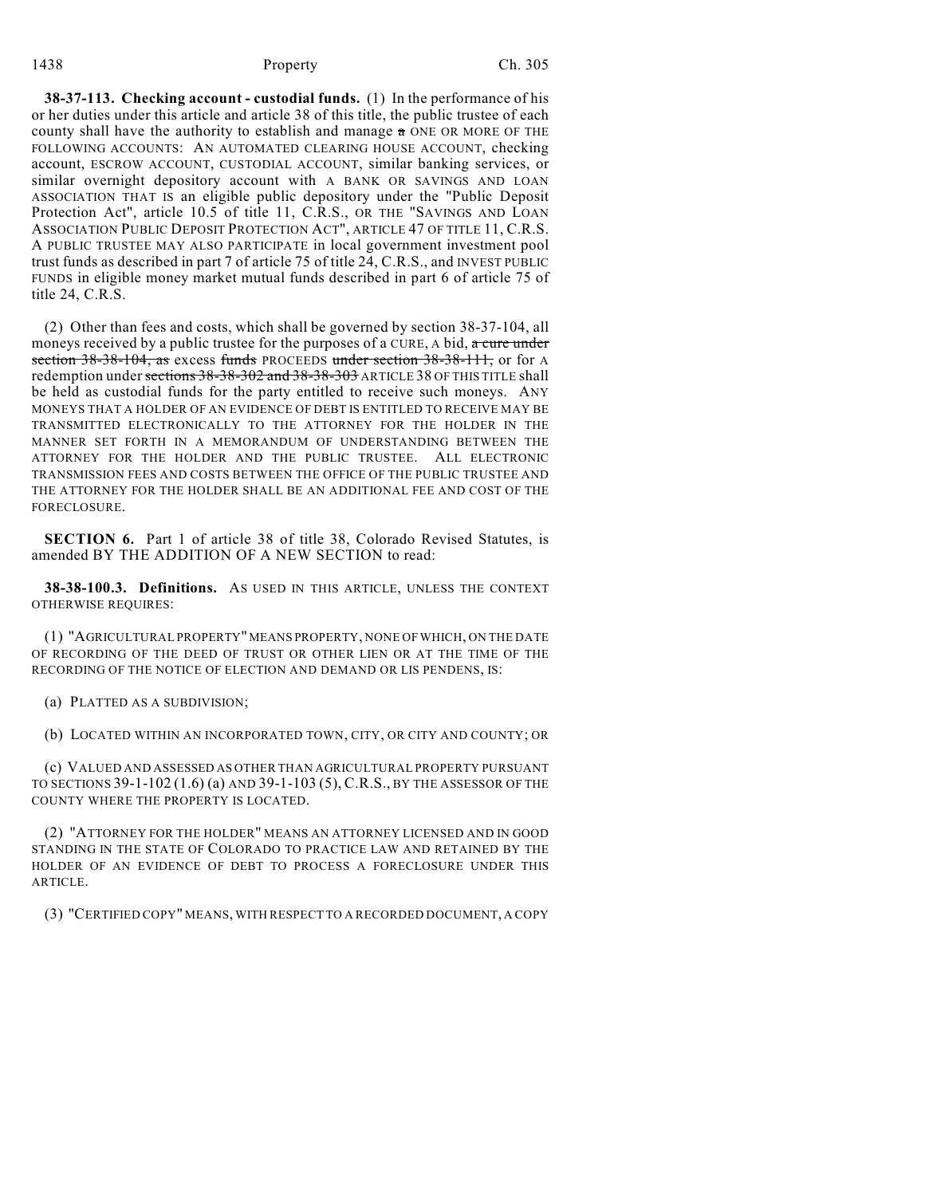**38-37-113. Checking account - custodial funds.** (1) In the performance of his or her duties under this article and article 38 of this title, the public trustee of each county shall have the authority to establish and manage ~~a~~ ONE OR MORE OF THE FOLLOWING ACCOUNTS: AN AUTOMATED CLEARING HOUSE ACCOUNT, checking account, ESCROW ACCOUNT, CUSTODIAL ACCOUNT, similar banking services, or similar overnight depository account with A BANK OR SAVINGS AND LOAN ASSOCIATION THAT IS an eligible public depository under the "Public Deposit Protection Act", article 10.5 of title 11, C.R.S., OR THE "SAVINGS AND LOAN ASSOCIATION PUBLIC DEPOSIT PROTECTION ACT", ARTICLE 47 OF TITLE 11, C.R.S. A PUBLIC TRUSTEE MAY ALSO PARTICIPATE in local government investment pool trust funds as described in part 7 of article 75 of title 24, C.R.S., and INVEST PUBLIC FUNDS in eligible money market mutual funds described in part 6 of article 75 of title 24, C.R.S.

(2) Other than fees and costs, which shall be governed by section 38-37-104, all moneys received by a public trustee for the purposes of a CURE, A bid, ~~a cure under section 38-38-104, as~~ excess ~~funds~~ PROCEEDS ~~under section 38-38-111,~~ or for A redemption under ~~sections 38-38-302 and 38-38-303~~ ARTICLE 38 OF THIS TITLE shall be held as custodial funds for the party entitled to receive such moneys. ANY MONEYS THAT A HOLDER OF AN EVIDENCE OF DEBT IS ENTITLED TO RECEIVE MAY BE TRANSMITTED ELECTRONICALLY TO THE ATTORNEY FOR THE HOLDER IN THE MANNER SET FORTH IN A MEMORANDUM OF UNDERSTANDING BETWEEN THE ATTORNEY FOR THE HOLDER AND THE PUBLIC TRUSTEE. ALL ELECTRONIC TRANSMISSION FEES AND COSTS BETWEEN THE OFFICE OF THE PUBLIC TRUSTEE AND THE ATTORNEY FOR THE HOLDER SHALL BE AN ADDITIONAL FEE AND COST OF THE FORECLOSURE.

**SECTION 6.** Part 1 of article 38 of title 38, Colorado Revised Statutes, is amended BY THE ADDITION OF A NEW SECTION to read:

**38-38-100.3. Definitions.** AS USED IN THIS ARTICLE, UNLESS THE CONTEXT OTHERWISE REQUIRES:

(1) "AGRICULTURAL PROPERTY" MEANS PROPERTY, NONE OF WHICH, ON THE DATE OF RECORDING OF THE DEED OF TRUST OR OTHER LIEN OR AT THE TIME OF THE RECORDING OF THE NOTICE OF ELECTION AND DEMAND OR LIS PENDENS, IS:

(a) PLATTED AS A SUBDIVISION;

(b) LOCATED WITHIN AN INCORPORATED TOWN, CITY, OR CITY AND COUNTY; OR

(c) VALUED AND ASSESSED AS OTHER THAN AGRICULTURAL PROPERTY PURSUANT TO SECTIONS 39-1-102 (1.6) (a) AND 39-1-103 (5), C.R.S., BY THE ASSESSOR OF THE COUNTY WHERE THE PROPERTY IS LOCATED.

(2) "ATTORNEY FOR THE HOLDER" MEANS AN ATTORNEY LICENSED AND IN GOOD STANDING IN THE STATE OF COLORADO TO PRACTICE LAW AND RETAINED BY THE HOLDER OF AN EVIDENCE OF DEBT TO PROCESS A FORECLOSURE UNDER THIS ARTICLE.

(3) "CERTIFIED COPY" MEANS, WITH RESPECT TO A RECORDED DOCUMENT, A COPY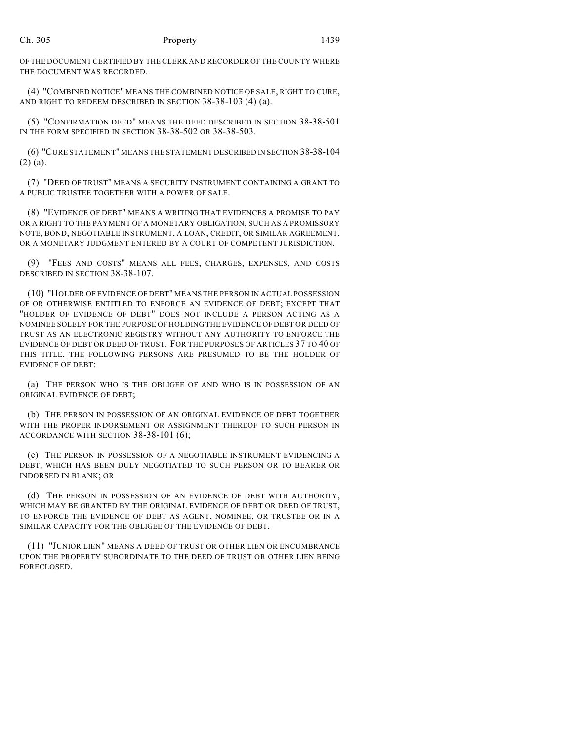OF THE DOCUMENT CERTIFIED BY THE CLERK AND RECORDER OF THE COUNTY WHERE THE DOCUMENT WAS RECORDED.

(4) "COMBINED NOTICE" MEANS THE COMBINED NOTICE OF SALE, RIGHT TO CURE, AND RIGHT TO REDEEM DESCRIBED IN SECTION 38-38-103 (4) (a).

(5) "CONFIRMATION DEED" MEANS THE DEED DESCRIBED IN SECTION 38-38-501 IN THE FORM SPECIFIED IN SECTION 38-38-502 OR 38-38-503.

(6) "CURE STATEMENT" MEANS THE STATEMENT DESCRIBED IN SECTION 38-38-104 (2) (a).

(7) "DEED OF TRUST" MEANS A SECURITY INSTRUMENT CONTAINING A GRANT TO A PUBLIC TRUSTEE TOGETHER WITH A POWER OF SALE.

(8) "EVIDENCE OF DEBT" MEANS A WRITING THAT EVIDENCES A PROMISE TO PAY OR A RIGHT TO THE PAYMENT OF A MONETARY OBLIGATION, SUCH AS A PROMISSORY NOTE, BOND, NEGOTIABLE INSTRUMENT, A LOAN, CREDIT, OR SIMILAR AGREEMENT, OR A MONETARY JUDGMENT ENTERED BY A COURT OF COMPETENT JURISDICTION.

(9) "FEES AND COSTS" MEANS ALL FEES, CHARGES, EXPENSES, AND COSTS DESCRIBED IN SECTION 38-38-107.

(10) "HOLDER OF EVIDENCE OF DEBT" MEANS THE PERSON IN ACTUAL POSSESSION OF OR OTHERWISE ENTITLED TO ENFORCE AN EVIDENCE OF DEBT; EXCEPT THAT "HOLDER OF EVIDENCE OF DEBT" DOES NOT INCLUDE A PERSON ACTING AS A NOMINEE SOLELY FOR THE PURPOSE OF HOLDING THE EVIDENCE OF DEBT OR DEED OF TRUST AS AN ELECTRONIC REGISTRY WITHOUT ANY AUTHORITY TO ENFORCE THE EVIDENCE OF DEBT OR DEED OF TRUST. FOR THE PURPOSES OF ARTICLES 37 TO 40 OF THIS TITLE, THE FOLLOWING PERSONS ARE PRESUMED TO BE THE HOLDER OF EVIDENCE OF DEBT:

(a) THE PERSON WHO IS THE OBLIGEE OF AND WHO IS IN POSSESSION OF AN ORIGINAL EVIDENCE OF DEBT;

(b) THE PERSON IN POSSESSION OF AN ORIGINAL EVIDENCE OF DEBT TOGETHER WITH THE PROPER INDORSEMENT OR ASSIGNMENT THEREOF TO SUCH PERSON IN ACCORDANCE WITH SECTION 38-38-101 (6);

(c) THE PERSON IN POSSESSION OF A NEGOTIABLE INSTRUMENT EVIDENCING A DEBT, WHICH HAS BEEN DULY NEGOTIATED TO SUCH PERSON OR TO BEARER OR INDORSED IN BLANK; OR

(d) THE PERSON IN POSSESSION OF AN EVIDENCE OF DEBT WITH AUTHORITY, WHICH MAY BE GRANTED BY THE ORIGINAL EVIDENCE OF DEBT OR DEED OF TRUST, TO ENFORCE THE EVIDENCE OF DEBT AS AGENT, NOMINEE, OR TRUSTEE OR IN A SIMILAR CAPACITY FOR THE OBLIGEE OF THE EVIDENCE OF DEBT.

(11) "JUNIOR LIEN" MEANS A DEED OF TRUST OR OTHER LIEN OR ENCUMBRANCE UPON THE PROPERTY SUBORDINATE TO THE DEED OF TRUST OR OTHER LIEN BEING FORECLOSED.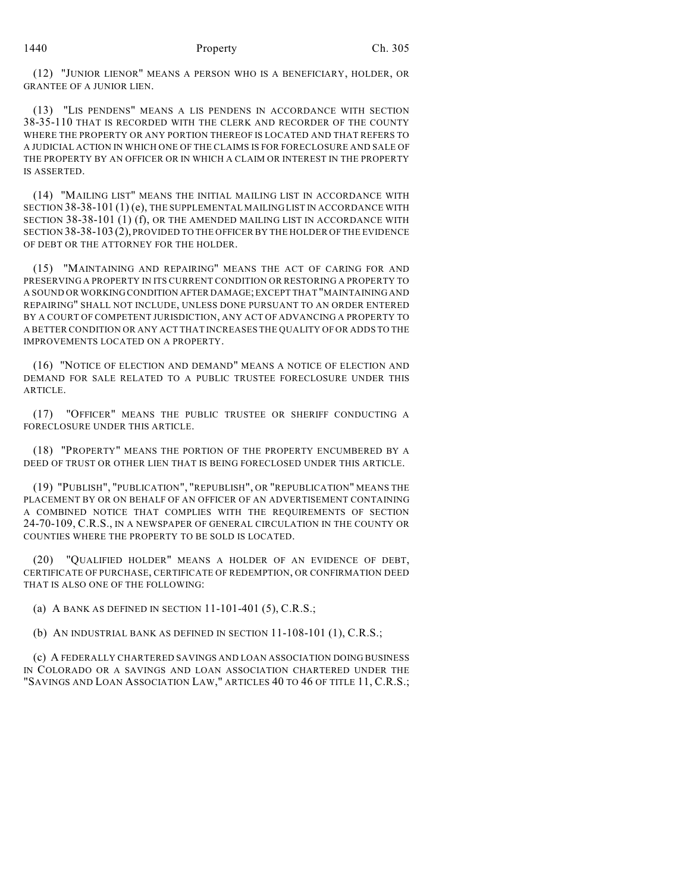(12) "JUNIOR LIENOR" MEANS A PERSON WHO IS A BENEFICIARY, HOLDER, OR GRANTEE OF A JUNIOR LIEN.

(13) "LIS PENDENS" MEANS A LIS PENDENS IN ACCORDANCE WITH SECTION 38-35-110 THAT IS RECORDED WITH THE CLERK AND RECORDER OF THE COUNTY WHERE THE PROPERTY OR ANY PORTION THEREOF IS LOCATED AND THAT REFERS TO A JUDICIAL ACTION IN WHICH ONE OF THE CLAIMS IS FOR FORECLOSURE AND SALE OF THE PROPERTY BY AN OFFICER OR IN WHICH A CLAIM OR INTEREST IN THE PROPERTY IS ASSERTED.

(14) "MAILING LIST" MEANS THE INITIAL MAILING LIST IN ACCORDANCE WITH SECTION 38-38-101 (1) (e), THE SUPPLEMENTAL MAILING LIST IN ACCORDANCE WITH SECTION 38-38-101 (1) (f), OR THE AMENDED MAILING LIST IN ACCORDANCE WITH SECTION 38-38-103 (2), PROVIDED TO THE OFFICER BY THE HOLDER OF THE EVIDENCE OF DEBT OR THE ATTORNEY FOR THE HOLDER.

(15) "MAINTAINING AND REPAIRING" MEANS THE ACT OF CARING FOR AND PRESERVING A PROPERTY IN ITS CURRENT CONDITION OR RESTORING A PROPERTY TO A SOUND OR WORKING CONDITION AFTER DAMAGE; EXCEPT THAT "MAINTAINING AND REPAIRING" SHALL NOT INCLUDE, UNLESS DONE PURSUANT TO AN ORDER ENTERED BY A COURT OF COMPETENT JURISDICTION, ANY ACT OF ADVANCING A PROPERTY TO A BETTER CONDITION OR ANY ACT THAT INCREASES THE QUALITY OF OR ADDS TO THE IMPROVEMENTS LOCATED ON A PROPERTY.

(16) "NOTICE OF ELECTION AND DEMAND" MEANS A NOTICE OF ELECTION AND DEMAND FOR SALE RELATED TO A PUBLIC TRUSTEE FORECLOSURE UNDER THIS ARTICLE.

(17) "OFFICER" MEANS THE PUBLIC TRUSTEE OR SHERIFF CONDUCTING A FORECLOSURE UNDER THIS ARTICLE.

(18) "PROPERTY" MEANS THE PORTION OF THE PROPERTY ENCUMBERED BY A DEED OF TRUST OR OTHER LIEN THAT IS BEING FORECLOSED UNDER THIS ARTICLE.

(19) "PUBLISH", "PUBLICATION", "REPUBLISH", OR "REPUBLICATION" MEANS THE PLACEMENT BY OR ON BEHALF OF AN OFFICER OF AN ADVERTISEMENT CONTAINING A COMBINED NOTICE THAT COMPLIES WITH THE REQUIREMENTS OF SECTION 24-70-109, C.R.S., IN A NEWSPAPER OF GENERAL CIRCULATION IN THE COUNTY OR COUNTIES WHERE THE PROPERTY TO BE SOLD IS LOCATED.

(20) "QUALIFIED HOLDER" MEANS A HOLDER OF AN EVIDENCE OF DEBT, CERTIFICATE OF PURCHASE, CERTIFICATE OF REDEMPTION, OR CONFIRMATION DEED THAT IS ALSO ONE OF THE FOLLOWING:

(a) A BANK AS DEFINED IN SECTION 11-101-401 (5), C.R.S.;

(b) AN INDUSTRIAL BANK AS DEFINED IN SECTION 11-108-101 (1), C.R.S.;

(c) A FEDERALLY CHARTERED SAVINGS AND LOAN ASSOCIATION DOING BUSINESS IN COLORADO OR A SAVINGS AND LOAN ASSOCIATION CHARTERED UNDER THE "SAVINGS AND LOAN ASSOCIATION LAW," ARTICLES 40 TO 46 OF TITLE 11, C.R.S.;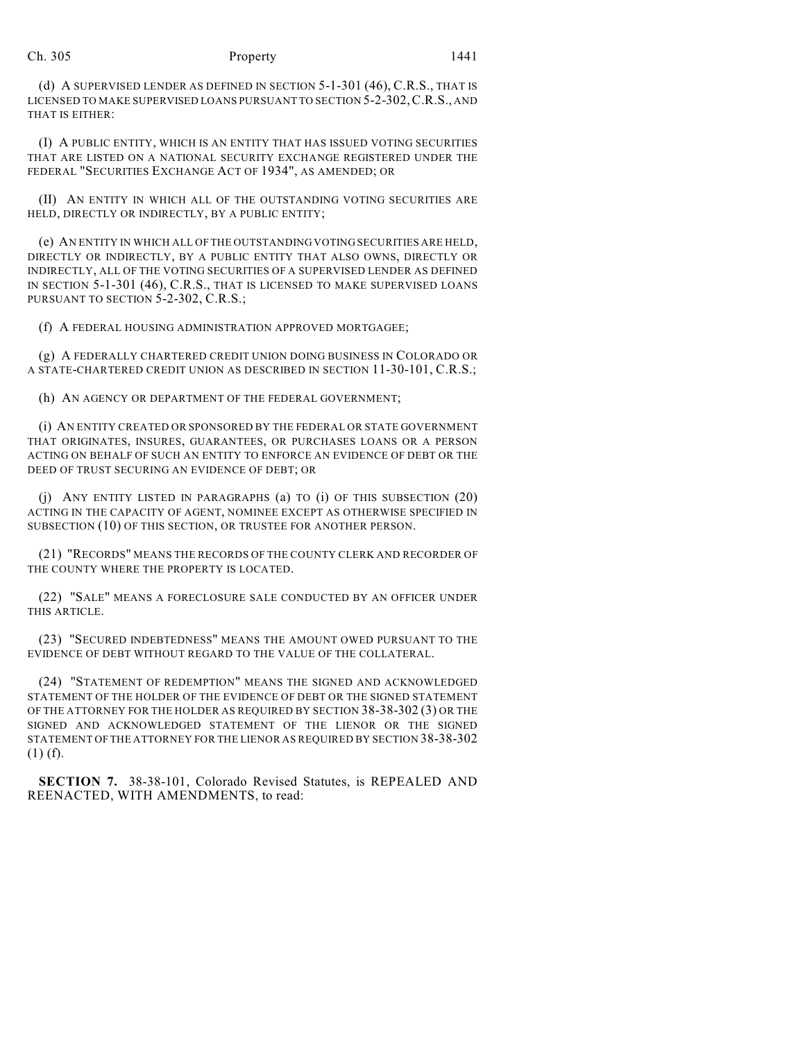(d) A SUPERVISED LENDER AS DEFINED IN SECTION 5-1-301 (46), C.R.S., THAT IS LICENSED TO MAKE SUPERVISED LOANS PURSUANT TO SECTION 5-2-302, C.R.S., AND THAT IS EITHER:

(I) A PUBLIC ENTITY, WHICH IS AN ENTITY THAT HAS ISSUED VOTING SECURITIES THAT ARE LISTED ON A NATIONAL SECURITY EXCHANGE REGISTERED UNDER THE FEDERAL "SECURITIES EXCHANGE ACT OF 1934", AS AMENDED; OR

(II) AN ENTITY IN WHICH ALL OF THE OUTSTANDING VOTING SECURITIES ARE HELD, DIRECTLY OR INDIRECTLY, BY A PUBLIC ENTITY;

(e) AN ENTITY IN WHICH ALL OF THE OUTSTANDING VOTING SECURITIES ARE HELD, DIRECTLY OR INDIRECTLY, BY A PUBLIC ENTITY THAT ALSO OWNS, DIRECTLY OR INDIRECTLY, ALL OF THE VOTING SECURITIES OF A SUPERVISED LENDER AS DEFINED IN SECTION 5-1-301 (46), C.R.S., THAT IS LICENSED TO MAKE SUPERVISED LOANS PURSUANT TO SECTION 5-2-302, C.R.S.;

(f) A FEDERAL HOUSING ADMINISTRATION APPROVED MORTGAGEE;

(g) A FEDERALLY CHARTERED CREDIT UNION DOING BUSINESS IN COLORADO OR A STATE-CHARTERED CREDIT UNION AS DESCRIBED IN SECTION 11-30-101, C.R.S.;

(h) AN AGENCY OR DEPARTMENT OF THE FEDERAL GOVERNMENT;

(i) AN ENTITY CREATED OR SPONSORED BY THE FEDERAL OR STATE GOVERNMENT THAT ORIGINATES, INSURES, GUARANTEES, OR PURCHASES LOANS OR A PERSON ACTING ON BEHALF OF SUCH AN ENTITY TO ENFORCE AN EVIDENCE OF DEBT OR THE DEED OF TRUST SECURING AN EVIDENCE OF DEBT; OR

(j) ANY ENTITY LISTED IN PARAGRAPHS (a) TO (i) OF THIS SUBSECTION (20) ACTING IN THE CAPACITY OF AGENT, NOMINEE EXCEPT AS OTHERWISE SPECIFIED IN SUBSECTION (10) OF THIS SECTION, OR TRUSTEE FOR ANOTHER PERSON.

(21) "RECORDS" MEANS THE RECORDS OF THE COUNTY CLERK AND RECORDER OF THE COUNTY WHERE THE PROPERTY IS LOCATED.

(22) "SALE" MEANS A FORECLOSURE SALE CONDUCTED BY AN OFFICER UNDER THIS ARTICLE.

(23) "SECURED INDEBTEDNESS" MEANS THE AMOUNT OWED PURSUANT TO THE EVIDENCE OF DEBT WITHOUT REGARD TO THE VALUE OF THE COLLATERAL.

(24) "STATEMENT OF REDEMPTION" MEANS THE SIGNED AND ACKNOWLEDGED STATEMENT OF THE HOLDER OF THE EVIDENCE OF DEBT OR THE SIGNED STATEMENT OF THE ATTORNEY FOR THE HOLDER AS REQUIRED BY SECTION 38-38-302 (3) OR THE SIGNED AND ACKNOWLEDGED STATEMENT OF THE LIENOR OR THE SIGNED STATEMENT OF THE ATTORNEY FOR THE LIENOR AS REQUIRED BY SECTION 38-38-302 (1) (f).

**SECTION 7.** 38-38-101, Colorado Revised Statutes, is REPEALED AND REENACTED, WITH AMENDMENTS, to read: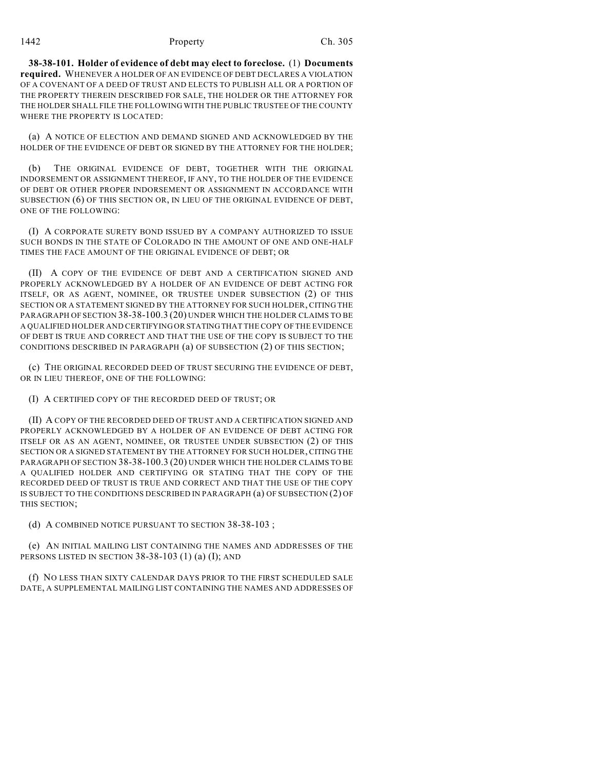**38-38-101. Holder of evidence of debt may elect to foreclose.** (1) **Documents required.** WHENEVER A HOLDER OF AN EVIDENCE OF DEBT DECLARES A VIOLATION OF A COVENANT OF A DEED OF TRUST AND ELECTS TO PUBLISH ALL OR A PORTION OF THE PROPERTY THEREIN DESCRIBED FOR SALE, THE HOLDER OR THE ATTORNEY FOR THE HOLDER SHALL FILE THE FOLLOWING WITH THE PUBLIC TRUSTEE OF THE COUNTY WHERE THE PROPERTY IS LOCATED:

(a) A NOTICE OF ELECTION AND DEMAND SIGNED AND ACKNOWLEDGED BY THE HOLDER OF THE EVIDENCE OF DEBT OR SIGNED BY THE ATTORNEY FOR THE HOLDER;

(b) THE ORIGINAL EVIDENCE OF DEBT, TOGETHER WITH THE ORIGINAL INDORSEMENT OR ASSIGNMENT THEREOF, IF ANY, TO THE HOLDER OF THE EVIDENCE OF DEBT OR OTHER PROPER INDORSEMENT OR ASSIGNMENT IN ACCORDANCE WITH SUBSECTION (6) OF THIS SECTION OR, IN LIEU OF THE ORIGINAL EVIDENCE OF DEBT, ONE OF THE FOLLOWING:

(I) A CORPORATE SURETY BOND ISSUED BY A COMPANY AUTHORIZED TO ISSUE SUCH BONDS IN THE STATE OF COLORADO IN THE AMOUNT OF ONE AND ONE-HALF TIMES THE FACE AMOUNT OF THE ORIGINAL EVIDENCE OF DEBT; OR

(II) A COPY OF THE EVIDENCE OF DEBT AND A CERTIFICATION SIGNED AND PROPERLY ACKNOWLEDGED BY A HOLDER OF AN EVIDENCE OF DEBT ACTING FOR ITSELF, OR AS AGENT, NOMINEE, OR TRUSTEE UNDER SUBSECTION (2) OF THIS SECTION OR A STATEMENT SIGNED BY THE ATTORNEY FOR SUCH HOLDER, CITING THE PARAGRAPH OF SECTION 38-38-100.3 (20) UNDER WHICH THE HOLDER CLAIMS TO BE A QUALIFIED HOLDER AND CERTIFYING OR STATING THAT THE COPY OF THE EVIDENCE OF DEBT IS TRUE AND CORRECT AND THAT THE USE OF THE COPY IS SUBJECT TO THE CONDITIONS DESCRIBED IN PARAGRAPH (a) OF SUBSECTION (2) OF THIS SECTION;

(c) THE ORIGINAL RECORDED DEED OF TRUST SECURING THE EVIDENCE OF DEBT, OR IN LIEU THEREOF, ONE OF THE FOLLOWING:

(I) A CERTIFIED COPY OF THE RECORDED DEED OF TRUST; OR

(II) A COPY OF THE RECORDED DEED OF TRUST AND A CERTIFICATION SIGNED AND PROPERLY ACKNOWLEDGED BY A HOLDER OF AN EVIDENCE OF DEBT ACTING FOR ITSELF OR AS AN AGENT, NOMINEE, OR TRUSTEE UNDER SUBSECTION (2) OF THIS SECTION OR A SIGNED STATEMENT BY THE ATTORNEY FOR SUCH HOLDER, CITING THE PARAGRAPH OF SECTION 38-38-100.3 (20) UNDER WHICH THE HOLDER CLAIMS TO BE A QUALIFIED HOLDER AND CERTIFYING OR STATING THAT THE COPY OF THE RECORDED DEED OF TRUST IS TRUE AND CORRECT AND THAT THE USE OF THE COPY IS SUBJECT TO THE CONDITIONS DESCRIBED IN PARAGRAPH (a) OF SUBSECTION (2) OF THIS SECTION;

(d) A COMBINED NOTICE PURSUANT TO SECTION 38-38-103 ;

(e) AN INITIAL MAILING LIST CONTAINING THE NAMES AND ADDRESSES OF THE PERSONS LISTED IN SECTION 38-38-103 (1) (a) (I); AND

(f) NO LESS THAN SIXTY CALENDAR DAYS PRIOR TO THE FIRST SCHEDULED SALE DATE, A SUPPLEMENTAL MAILING LIST CONTAINING THE NAMES AND ADDRESSES OF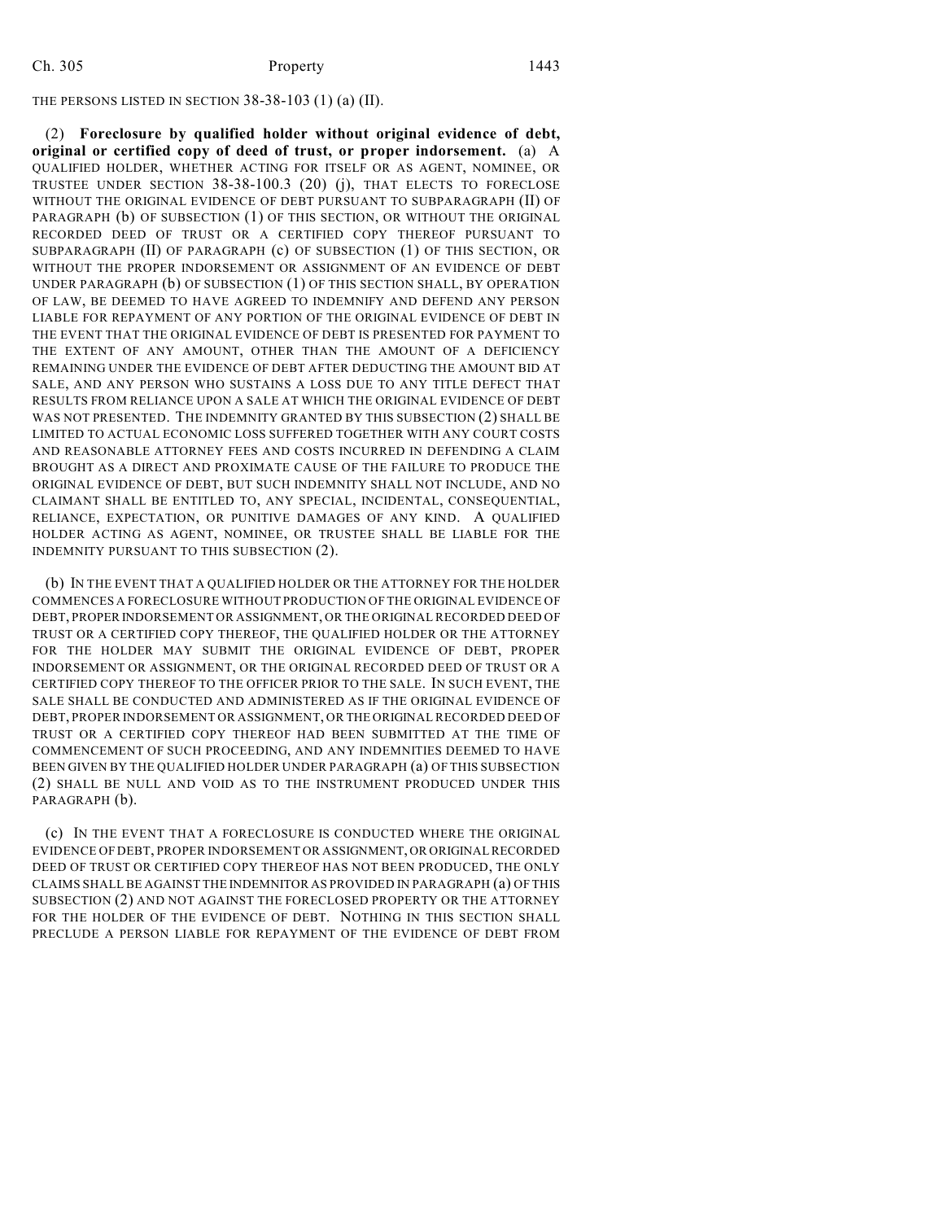THE PERSONS LISTED IN SECTION 38-38-103 (1) (a) (II).

(2) **Foreclosure by qualified holder without original evidence of debt, original or certified copy of deed of trust, or proper indorsement.** (a) A QUALIFIED HOLDER, WHETHER ACTING FOR ITSELF OR AS AGENT, NOMINEE, OR TRUSTEE UNDER SECTION 38-38-100.3 (20) (j), THAT ELECTS TO FORECLOSE WITHOUT THE ORIGINAL EVIDENCE OF DEBT PURSUANT TO SUBPARAGRAPH (II) OF PARAGRAPH (b) OF SUBSECTION (1) OF THIS SECTION, OR WITHOUT THE ORIGINAL RECORDED DEED OF TRUST OR A CERTIFIED COPY THEREOF PURSUANT TO SUBPARAGRAPH (II) OF PARAGRAPH (c) OF SUBSECTION (1) OF THIS SECTION, OR WITHOUT THE PROPER INDORSEMENT OR ASSIGNMENT OF AN EVIDENCE OF DEBT UNDER PARAGRAPH (b) OF SUBSECTION (1) OF THIS SECTION SHALL, BY OPERATION OF LAW, BE DEEMED TO HAVE AGREED TO INDEMNIFY AND DEFEND ANY PERSON LIABLE FOR REPAYMENT OF ANY PORTION OF THE ORIGINAL EVIDENCE OF DEBT IN THE EVENT THAT THE ORIGINAL EVIDENCE OF DEBT IS PRESENTED FOR PAYMENT TO THE EXTENT OF ANY AMOUNT, OTHER THAN THE AMOUNT OF A DEFICIENCY REMAINING UNDER THE EVIDENCE OF DEBT AFTER DEDUCTING THE AMOUNT BID AT SALE, AND ANY PERSON WHO SUSTAINS A LOSS DUE TO ANY TITLE DEFECT THAT RESULTS FROM RELIANCE UPON A SALE AT WHICH THE ORIGINAL EVIDENCE OF DEBT WAS NOT PRESENTED. THE INDEMNITY GRANTED BY THIS SUBSECTION (2) SHALL BE LIMITED TO ACTUAL ECONOMIC LOSS SUFFERED TOGETHER WITH ANY COURT COSTS AND REASONABLE ATTORNEY FEES AND COSTS INCURRED IN DEFENDING A CLAIM BROUGHT AS A DIRECT AND PROXIMATE CAUSE OF THE FAILURE TO PRODUCE THE ORIGINAL EVIDENCE OF DEBT, BUT SUCH INDEMNITY SHALL NOT INCLUDE, AND NO CLAIMANT SHALL BE ENTITLED TO, ANY SPECIAL, INCIDENTAL, CONSEQUENTIAL, RELIANCE, EXPECTATION, OR PUNITIVE DAMAGES OF ANY KIND. A QUALIFIED HOLDER ACTING AS AGENT, NOMINEE, OR TRUSTEE SHALL BE LIABLE FOR THE INDEMNITY PURSUANT TO THIS SUBSECTION (2).

(b) IN THE EVENT THAT A QUALIFIED HOLDER OR THE ATTORNEY FOR THE HOLDER COMMENCES A FORECLOSURE WITHOUT PRODUCTION OF THE ORIGINAL EVIDENCE OF DEBT, PROPER INDORSEMENT OR ASSIGNMENT, OR THE ORIGINAL RECORDED DEED OF TRUST OR A CERTIFIED COPY THEREOF, THE QUALIFIED HOLDER OR THE ATTORNEY FOR THE HOLDER MAY SUBMIT THE ORIGINAL EVIDENCE OF DEBT, PROPER INDORSEMENT OR ASSIGNMENT, OR THE ORIGINAL RECORDED DEED OF TRUST OR A CERTIFIED COPY THEREOF TO THE OFFICER PRIOR TO THE SALE. IN SUCH EVENT, THE SALE SHALL BE CONDUCTED AND ADMINISTERED AS IF THE ORIGINAL EVIDENCE OF DEBT, PROPER INDORSEMENT OR ASSIGNMENT, OR THE ORIGINAL RECORDED DEED OF TRUST OR A CERTIFIED COPY THEREOF HAD BEEN SUBMITTED AT THE TIME OF COMMENCEMENT OF SUCH PROCEEDING, AND ANY INDEMNITIES DEEMED TO HAVE BEEN GIVEN BY THE QUALIFIED HOLDER UNDER PARAGRAPH (a) OF THIS SUBSECTION (2) SHALL BE NULL AND VOID AS TO THE INSTRUMENT PRODUCED UNDER THIS PARAGRAPH (b).

(c) IN THE EVENT THAT A FORECLOSURE IS CONDUCTED WHERE THE ORIGINAL EVIDENCE OF DEBT, PROPER INDORSEMENT OR ASSIGNMENT, OR ORIGINAL RECORDED DEED OF TRUST OR CERTIFIED COPY THEREOF HAS NOT BEEN PRODUCED, THE ONLY CLAIMS SHALL BE AGAINST THE INDEMNITOR AS PROVIDED IN PARAGRAPH (a) OF THIS SUBSECTION (2) AND NOT AGAINST THE FORECLOSED PROPERTY OR THE ATTORNEY FOR THE HOLDER OF THE EVIDENCE OF DEBT. NOTHING IN THIS SECTION SHALL PRECLUDE A PERSON LIABLE FOR REPAYMENT OF THE EVIDENCE OF DEBT FROM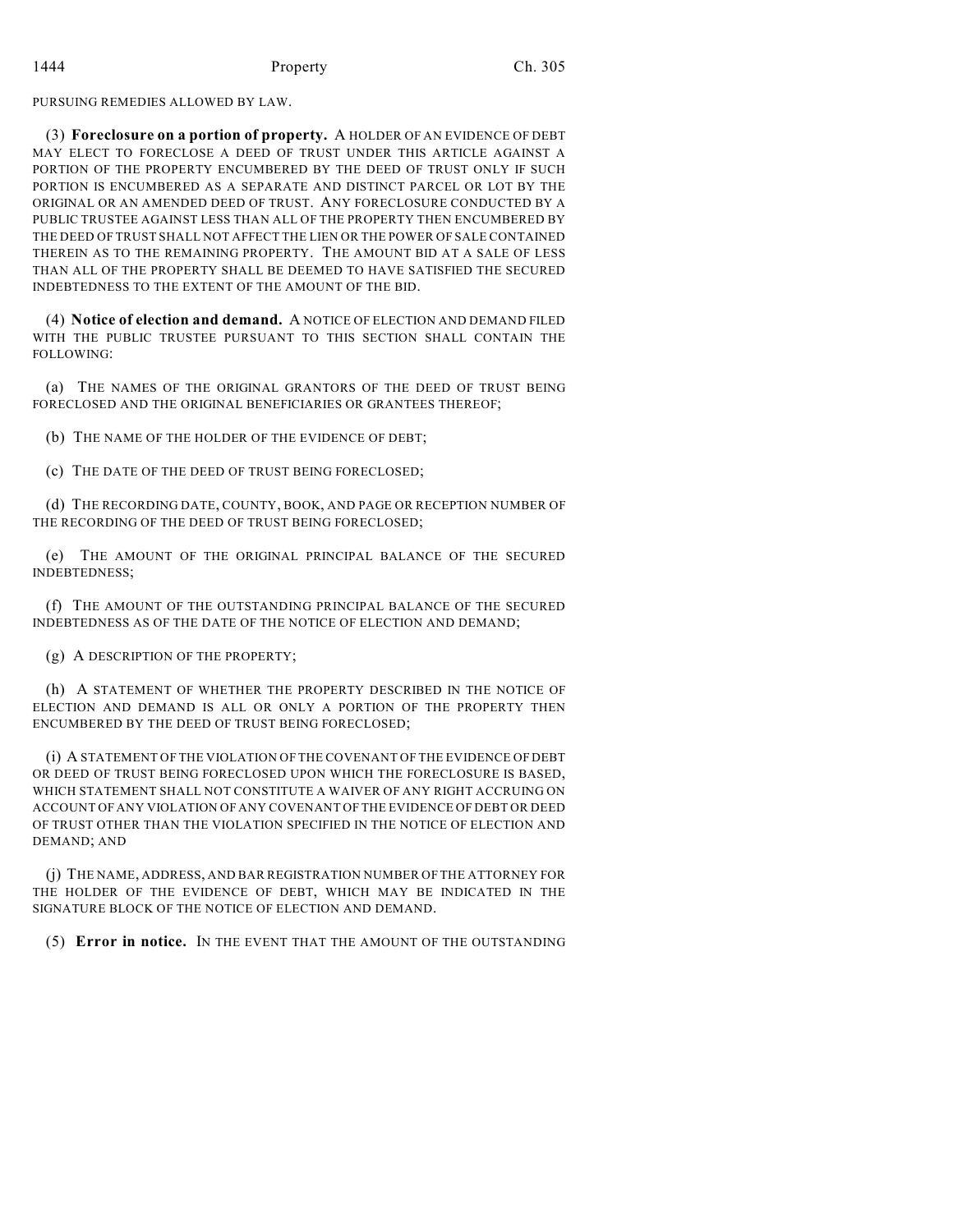PURSUING REMEDIES ALLOWED BY LAW.

(3) **Foreclosure on a portion of property.** A HOLDER OF AN EVIDENCE OF DEBT MAY ELECT TO FORECLOSE A DEED OF TRUST UNDER THIS ARTICLE AGAINST A PORTION OF THE PROPERTY ENCUMBERED BY THE DEED OF TRUST ONLY IF SUCH PORTION IS ENCUMBERED AS A SEPARATE AND DISTINCT PARCEL OR LOT BY THE ORIGINAL OR AN AMENDED DEED OF TRUST. ANY FORECLOSURE CONDUCTED BY A PUBLIC TRUSTEE AGAINST LESS THAN ALL OF THE PROPERTY THEN ENCUMBERED BY THE DEED OF TRUST SHALL NOT AFFECT THE LIEN OR THE POWER OF SALE CONTAINED THEREIN AS TO THE REMAINING PROPERTY. THE AMOUNT BID AT A SALE OF LESS THAN ALL OF THE PROPERTY SHALL BE DEEMED TO HAVE SATISFIED THE SECURED INDEBTEDNESS TO THE EXTENT OF THE AMOUNT OF THE BID.

(4) **Notice of election and demand.** A NOTICE OF ELECTION AND DEMAND FILED WITH THE PUBLIC TRUSTEE PURSUANT TO THIS SECTION SHALL CONTAIN THE FOLLOWING:

(a) THE NAMES OF THE ORIGINAL GRANTORS OF THE DEED OF TRUST BEING FORECLOSED AND THE ORIGINAL BENEFICIARIES OR GRANTEES THEREOF;

(b) THE NAME OF THE HOLDER OF THE EVIDENCE OF DEBT;

(c) THE DATE OF THE DEED OF TRUST BEING FORECLOSED;

(d) THE RECORDING DATE, COUNTY, BOOK, AND PAGE OR RECEPTION NUMBER OF THE RECORDING OF THE DEED OF TRUST BEING FORECLOSED;

(e) THE AMOUNT OF THE ORIGINAL PRINCIPAL BALANCE OF THE SECURED INDEBTEDNESS;

(f) THE AMOUNT OF THE OUTSTANDING PRINCIPAL BALANCE OF THE SECURED INDEBTEDNESS AS OF THE DATE OF THE NOTICE OF ELECTION AND DEMAND;

(g) A DESCRIPTION OF THE PROPERTY;

(h) A STATEMENT OF WHETHER THE PROPERTY DESCRIBED IN THE NOTICE OF ELECTION AND DEMAND IS ALL OR ONLY A PORTION OF THE PROPERTY THEN ENCUMBERED BY THE DEED OF TRUST BEING FORECLOSED;

(i) A STATEMENT OF THE VIOLATION OF THE COVENANT OF THE EVIDENCE OF DEBT OR DEED OF TRUST BEING FORECLOSED UPON WHICH THE FORECLOSURE IS BASED, WHICH STATEMENT SHALL NOT CONSTITUTE A WAIVER OF ANY RIGHT ACCRUING ON ACCOUNT OF ANY VIOLATION OF ANY COVENANT OF THE EVIDENCE OF DEBT OR DEED OF TRUST OTHER THAN THE VIOLATION SPECIFIED IN THE NOTICE OF ELECTION AND DEMAND; AND

(j) THE NAME, ADDRESS, AND BAR REGISTRATION NUMBER OF THE ATTORNEY FOR THE HOLDER OF THE EVIDENCE OF DEBT, WHICH MAY BE INDICATED IN THE SIGNATURE BLOCK OF THE NOTICE OF ELECTION AND DEMAND.

(5) **Error in notice.** IN THE EVENT THAT THE AMOUNT OF THE OUTSTANDING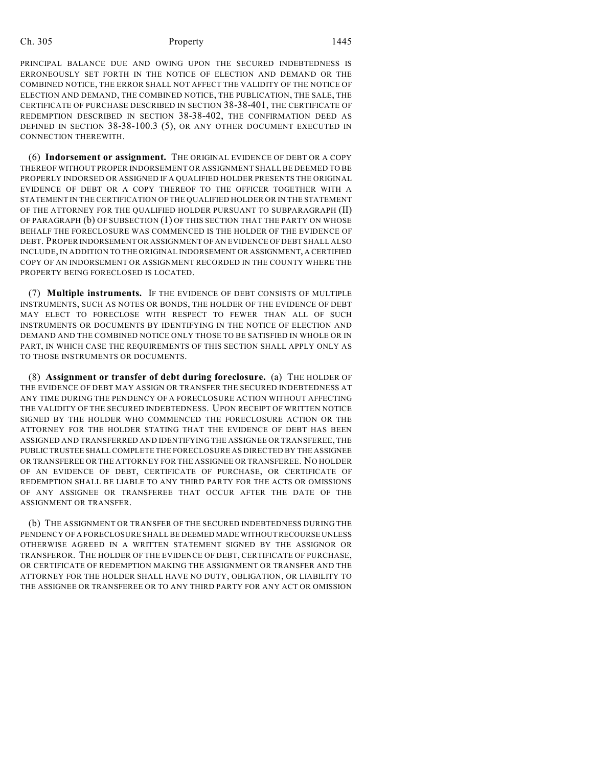PRINCIPAL BALANCE DUE AND OWING UPON THE SECURED INDEBTEDNESS IS ERRONEOUSLY SET FORTH IN THE NOTICE OF ELECTION AND DEMAND OR THE COMBINED NOTICE, THE ERROR SHALL NOT AFFECT THE VALIDITY OF THE NOTICE OF ELECTION AND DEMAND, THE COMBINED NOTICE, THE PUBLICATION, THE SALE, THE CERTIFICATE OF PURCHASE DESCRIBED IN SECTION 38-38-401, THE CERTIFICATE OF REDEMPTION DESCRIBED IN SECTION 38-38-402, THE CONFIRMATION DEED AS DEFINED IN SECTION 38-38-100.3 (5), OR ANY OTHER DOCUMENT EXECUTED IN CONNECTION THEREWITH.

(6) **Indorsement or assignment.** THE ORIGINAL EVIDENCE OF DEBT OR A COPY THEREOF WITHOUT PROPER INDORSEMENT OR ASSIGNMENT SHALL BE DEEMED TO BE PROPERLY INDORSED OR ASSIGNED IF A QUALIFIED HOLDER PRESENTS THE ORIGINAL EVIDENCE OF DEBT OR A COPY THEREOF TO THE OFFICER TOGETHER WITH A STATEMENT IN THE CERTIFICATION OF THE QUALIFIED HOLDER OR IN THE STATEMENT OF THE ATTORNEY FOR THE QUALIFIED HOLDER PURSUANT TO SUBPARAGRAPH (II) OF PARAGRAPH (b) OF SUBSECTION (1) OF THIS SECTION THAT THE PARTY ON WHOSE BEHALF THE FORECLOSURE WAS COMMENCED IS THE HOLDER OF THE EVIDENCE OF DEBT. PROPER INDORSEMENT OR ASSIGNMENT OF AN EVIDENCE OF DEBT SHALL ALSO INCLUDE, IN ADDITION TO THE ORIGINAL INDORSEMENT OR ASSIGNMENT, A CERTIFIED COPY OF AN INDORSEMENT OR ASSIGNMENT RECORDED IN THE COUNTY WHERE THE PROPERTY BEING FORECLOSED IS LOCATED.

(7) **Multiple instruments.** IF THE EVIDENCE OF DEBT CONSISTS OF MULTIPLE INSTRUMENTS, SUCH AS NOTES OR BONDS, THE HOLDER OF THE EVIDENCE OF DEBT MAY ELECT TO FORECLOSE WITH RESPECT TO FEWER THAN ALL OF SUCH INSTRUMENTS OR DOCUMENTS BY IDENTIFYING IN THE NOTICE OF ELECTION AND DEMAND AND THE COMBINED NOTICE ONLY THOSE TO BE SATISFIED IN WHOLE OR IN PART, IN WHICH CASE THE REQUIREMENTS OF THIS SECTION SHALL APPLY ONLY AS TO THOSE INSTRUMENTS OR DOCUMENTS.

(8) **Assignment or transfer of debt during foreclosure.** (a) THE HOLDER OF THE EVIDENCE OF DEBT MAY ASSIGN OR TRANSFER THE SECURED INDEBTEDNESS AT ANY TIME DURING THE PENDENCY OF A FORECLOSURE ACTION WITHOUT AFFECTING THE VALIDITY OF THE SECURED INDEBTEDNESS. UPON RECEIPT OF WRITTEN NOTICE SIGNED BY THE HOLDER WHO COMMENCED THE FORECLOSURE ACTION OR THE ATTORNEY FOR THE HOLDER STATING THAT THE EVIDENCE OF DEBT HAS BEEN ASSIGNED AND TRANSFERRED AND IDENTIFYING THE ASSIGNEE OR TRANSFEREE, THE PUBLIC TRUSTEE SHALL COMPLETE THE FORECLOSURE AS DIRECTED BY THE ASSIGNEE OR TRANSFEREE OR THE ATTORNEY FOR THE ASSIGNEE OR TRANSFEREE. NO HOLDER OF AN EVIDENCE OF DEBT, CERTIFICATE OF PURCHASE, OR CERTIFICATE OF REDEMPTION SHALL BE LIABLE TO ANY THIRD PARTY FOR THE ACTS OR OMISSIONS OF ANY ASSIGNEE OR TRANSFEREE THAT OCCUR AFTER THE DATE OF THE ASSIGNMENT OR TRANSFER.

(b) THE ASSIGNMENT OR TRANSFER OF THE SECURED INDEBTEDNESS DURING THE PENDENCY OF A FORECLOSURE SHALL BE DEEMED MADE WITHOUT RECOURSE UNLESS OTHERWISE AGREED IN A WRITTEN STATEMENT SIGNED BY THE ASSIGNOR OR TRANSFEROR. THE HOLDER OF THE EVIDENCE OF DEBT, CERTIFICATE OF PURCHASE, OR CERTIFICATE OF REDEMPTION MAKING THE ASSIGNMENT OR TRANSFER AND THE ATTORNEY FOR THE HOLDER SHALL HAVE NO DUTY, OBLIGATION, OR LIABILITY TO THE ASSIGNEE OR TRANSFEREE OR TO ANY THIRD PARTY FOR ANY ACT OR OMISSION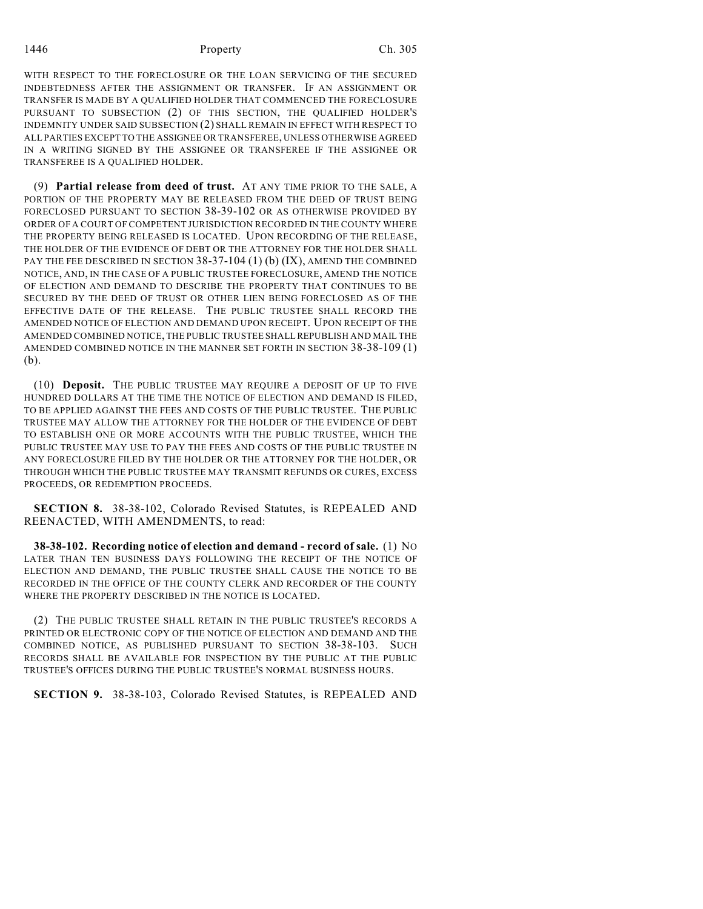WITH RESPECT TO THE FORECLOSURE OR THE LOAN SERVICING OF THE SECURED INDEBTEDNESS AFTER THE ASSIGNMENT OR TRANSFER. IF AN ASSIGNMENT OR TRANSFER IS MADE BY A QUALIFIED HOLDER THAT COMMENCED THE FORECLOSURE PURSUANT TO SUBSECTION (2) OF THIS SECTION, THE QUALIFIED HOLDER'S INDEMNITY UNDER SAID SUBSECTION (2) SHALL REMAIN IN EFFECT WITH RESPECT TO ALL PARTIES EXCEPT TO THE ASSIGNEE OR TRANSFEREE, UNLESS OTHERWISE AGREED IN A WRITING SIGNED BY THE ASSIGNEE OR TRANSFEREE IF THE ASSIGNEE OR TRANSFEREE IS A QUALIFIED HOLDER.

(9) **Partial release from deed of trust.** AT ANY TIME PRIOR TO THE SALE, A PORTION OF THE PROPERTY MAY BE RELEASED FROM THE DEED OF TRUST BEING FORECLOSED PURSUANT TO SECTION 38-39-102 OR AS OTHERWISE PROVIDED BY ORDER OF A COURT OF COMPETENT JURISDICTION RECORDED IN THE COUNTY WHERE THE PROPERTY BEING RELEASED IS LOCATED. UPON RECORDING OF THE RELEASE, THE HOLDER OF THE EVIDENCE OF DEBT OR THE ATTORNEY FOR THE HOLDER SHALL PAY THE FEE DESCRIBED IN SECTION 38-37-104 (1) (b) (IX), AMEND THE COMBINED NOTICE, AND, IN THE CASE OF A PUBLIC TRUSTEE FORECLOSURE, AMEND THE NOTICE OF ELECTION AND DEMAND TO DESCRIBE THE PROPERTY THAT CONTINUES TO BE SECURED BY THE DEED OF TRUST OR OTHER LIEN BEING FORECLOSED AS OF THE EFFECTIVE DATE OF THE RELEASE. THE PUBLIC TRUSTEE SHALL RECORD THE AMENDED NOTICE OF ELECTION AND DEMAND UPON RECEIPT. UPON RECEIPT OF THE AMENDED COMBINED NOTICE, THE PUBLIC TRUSTEE SHALL REPUBLISH AND MAIL THE AMENDED COMBINED NOTICE IN THE MANNER SET FORTH IN SECTION 38-38-109 (1) (b).

(10) **Deposit.** THE PUBLIC TRUSTEE MAY REQUIRE A DEPOSIT OF UP TO FIVE HUNDRED DOLLARS AT THE TIME THE NOTICE OF ELECTION AND DEMAND IS FILED, TO BE APPLIED AGAINST THE FEES AND COSTS OF THE PUBLIC TRUSTEE. THE PUBLIC TRUSTEE MAY ALLOW THE ATTORNEY FOR THE HOLDER OF THE EVIDENCE OF DEBT TO ESTABLISH ONE OR MORE ACCOUNTS WITH THE PUBLIC TRUSTEE, WHICH THE PUBLIC TRUSTEE MAY USE TO PAY THE FEES AND COSTS OF THE PUBLIC TRUSTEE IN ANY FORECLOSURE FILED BY THE HOLDER OR THE ATTORNEY FOR THE HOLDER, OR THROUGH WHICH THE PUBLIC TRUSTEE MAY TRANSMIT REFUNDS OR CURES, EXCESS PROCEEDS, OR REDEMPTION PROCEEDS.

**SECTION 8.** 38-38-102, Colorado Revised Statutes, is REPEALED AND REENACTED, WITH AMENDMENTS, to read:

**38-38-102. Recording notice of election and demand - record of sale.** (1) NO LATER THAN TEN BUSINESS DAYS FOLLOWING THE RECEIPT OF THE NOTICE OF ELECTION AND DEMAND, THE PUBLIC TRUSTEE SHALL CAUSE THE NOTICE TO BE RECORDED IN THE OFFICE OF THE COUNTY CLERK AND RECORDER OF THE COUNTY WHERE THE PROPERTY DESCRIBED IN THE NOTICE IS LOCATED.

(2) THE PUBLIC TRUSTEE SHALL RETAIN IN THE PUBLIC TRUSTEE'S RECORDS A PRINTED OR ELECTRONIC COPY OF THE NOTICE OF ELECTION AND DEMAND AND THE COMBINED NOTICE, AS PUBLISHED PURSUANT TO SECTION 38-38-103. SUCH RECORDS SHALL BE AVAILABLE FOR INSPECTION BY THE PUBLIC AT THE PUBLIC TRUSTEE'S OFFICES DURING THE PUBLIC TRUSTEE'S NORMAL BUSINESS HOURS.

**SECTION 9.** 38-38-103, Colorado Revised Statutes, is REPEALED AND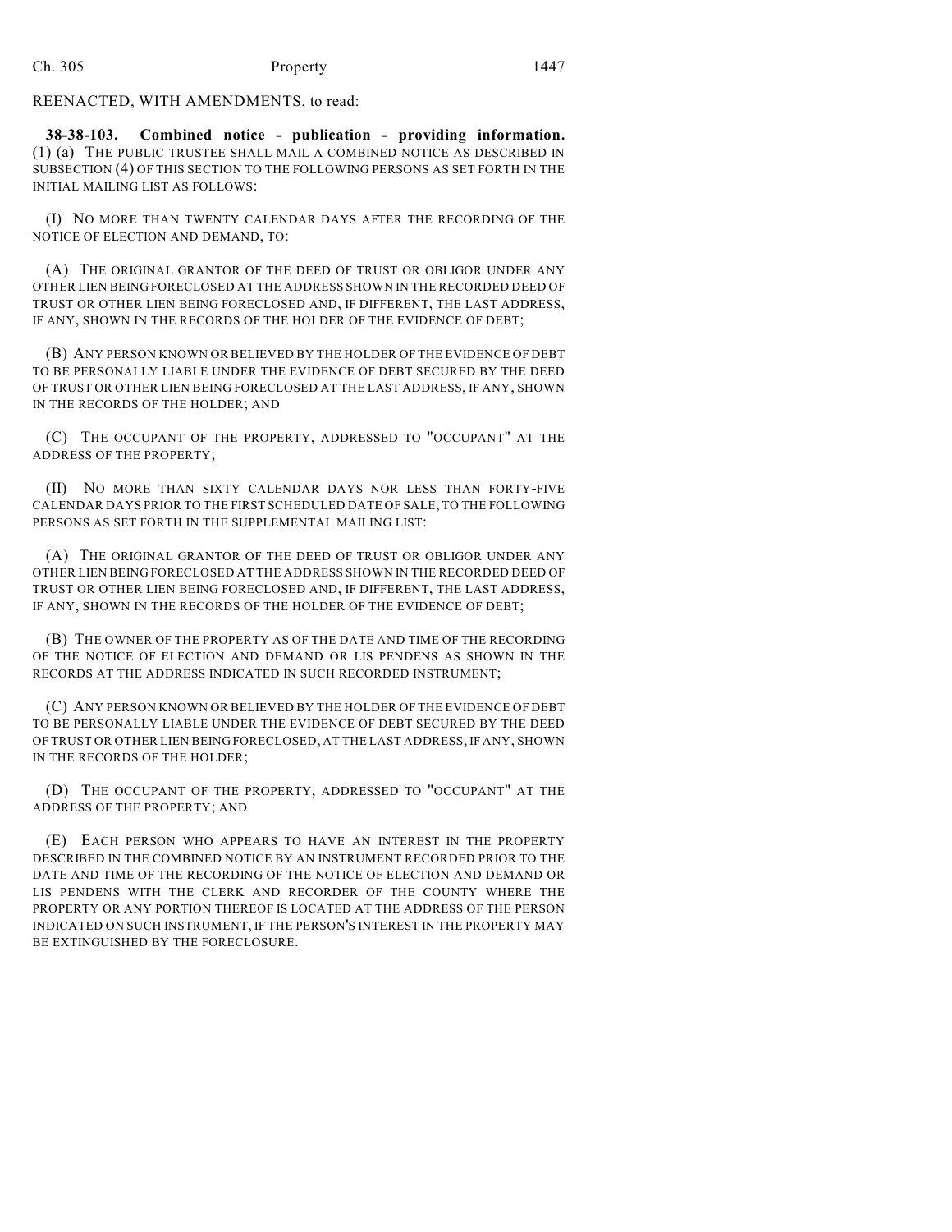REENACTED, WITH AMENDMENTS, to read:

**38-38-103. Combined notice - publication - providing information.** (1) (a) THE PUBLIC TRUSTEE SHALL MAIL A COMBINED NOTICE AS DESCRIBED IN SUBSECTION (4) OF THIS SECTION TO THE FOLLOWING PERSONS AS SET FORTH IN THE INITIAL MAILING LIST AS FOLLOWS:

(I) NO MORE THAN TWENTY CALENDAR DAYS AFTER THE RECORDING OF THE NOTICE OF ELECTION AND DEMAND, TO:

(A) THE ORIGINAL GRANTOR OF THE DEED OF TRUST OR OBLIGOR UNDER ANY OTHER LIEN BEING FORECLOSED AT THE ADDRESS SHOWN IN THE RECORDED DEED OF TRUST OR OTHER LIEN BEING FORECLOSED AND, IF DIFFERENT, THE LAST ADDRESS, IF ANY, SHOWN IN THE RECORDS OF THE HOLDER OF THE EVIDENCE OF DEBT;

(B) ANY PERSON KNOWN OR BELIEVED BY THE HOLDER OF THE EVIDENCE OF DEBT TO BE PERSONALLY LIABLE UNDER THE EVIDENCE OF DEBT SECURED BY THE DEED OF TRUST OR OTHER LIEN BEING FORECLOSED AT THE LAST ADDRESS, IF ANY, SHOWN IN THE RECORDS OF THE HOLDER; AND

(C) THE OCCUPANT OF THE PROPERTY, ADDRESSED TO "OCCUPANT" AT THE ADDRESS OF THE PROPERTY;

(II) NO MORE THAN SIXTY CALENDAR DAYS NOR LESS THAN FORTY-FIVE CALENDAR DAYS PRIOR TO THE FIRST SCHEDULED DATE OF SALE, TO THE FOLLOWING PERSONS AS SET FORTH IN THE SUPPLEMENTAL MAILING LIST:

(A) THE ORIGINAL GRANTOR OF THE DEED OF TRUST OR OBLIGOR UNDER ANY OTHER LIEN BEING FORECLOSED AT THE ADDRESS SHOWN IN THE RECORDED DEED OF TRUST OR OTHER LIEN BEING FORECLOSED AND, IF DIFFERENT, THE LAST ADDRESS, IF ANY, SHOWN IN THE RECORDS OF THE HOLDER OF THE EVIDENCE OF DEBT;

(B) THE OWNER OF THE PROPERTY AS OF THE DATE AND TIME OF THE RECORDING OF THE NOTICE OF ELECTION AND DEMAND OR LIS PENDENS AS SHOWN IN THE RECORDS AT THE ADDRESS INDICATED IN SUCH RECORDED INSTRUMENT;

(C) ANY PERSON KNOWN OR BELIEVED BY THE HOLDER OF THE EVIDENCE OF DEBT TO BE PERSONALLY LIABLE UNDER THE EVIDENCE OF DEBT SECURED BY THE DEED OF TRUST OR OTHER LIEN BEING FORECLOSED, AT THE LAST ADDRESS, IF ANY, SHOWN IN THE RECORDS OF THE HOLDER;

(D) THE OCCUPANT OF THE PROPERTY, ADDRESSED TO "OCCUPANT" AT THE ADDRESS OF THE PROPERTY; AND

(E) EACH PERSON WHO APPEARS TO HAVE AN INTEREST IN THE PROPERTY DESCRIBED IN THE COMBINED NOTICE BY AN INSTRUMENT RECORDED PRIOR TO THE DATE AND TIME OF THE RECORDING OF THE NOTICE OF ELECTION AND DEMAND OR LIS PENDENS WITH THE CLERK AND RECORDER OF THE COUNTY WHERE THE PROPERTY OR ANY PORTION THEREOF IS LOCATED AT THE ADDRESS OF THE PERSON INDICATED ON SUCH INSTRUMENT, IF THE PERSON'S INTEREST IN THE PROPERTY MAY BE EXTINGUISHED BY THE FORECLOSURE.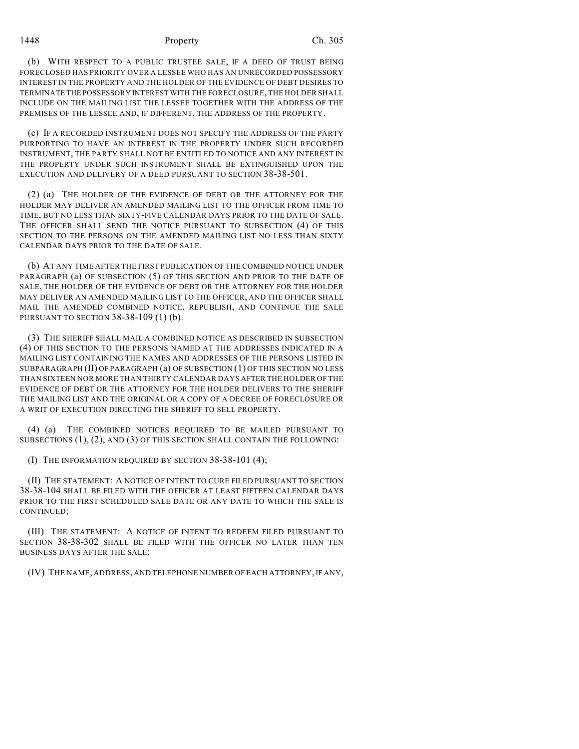(b) WITH RESPECT TO A PUBLIC TRUSTEE SALE, IF A DEED OF TRUST BEING FORECLOSED HAS PRIORITY OVER A LESSEE WHO HAS AN UNRECORDED POSSESSORY INTEREST IN THE PROPERTY AND THE HOLDER OF THE EVIDENCE OF DEBT DESIRES TO TERMINATE THE POSSESSORY INTEREST WITH THE FORECLOSURE, THE HOLDER SHALL INCLUDE ON THE MAILING LIST THE LESSEE TOGETHER WITH THE ADDRESS OF THE PREMISES OF THE LESSEE AND, IF DIFFERENT, THE ADDRESS OF THE PROPERTY.

(c) IF A RECORDED INSTRUMENT DOES NOT SPECIFY THE ADDRESS OF THE PARTY PURPORTING TO HAVE AN INTEREST IN THE PROPERTY UNDER SUCH RECORDED INSTRUMENT, THE PARTY SHALL NOT BE ENTITLED TO NOTICE AND ANY INTEREST IN THE PROPERTY UNDER SUCH INSTRUMENT SHALL BE EXTINGUISHED UPON THE EXECUTION AND DELIVERY OF A DEED PURSUANT TO SECTION 38-38-501.

(2) (a) THE HOLDER OF THE EVIDENCE OF DEBT OR THE ATTORNEY FOR THE HOLDER MAY DELIVER AN AMENDED MAILING LIST TO THE OFFICER FROM TIME TO TIME, BUT NO LESS THAN SIXTY-FIVE CALENDAR DAYS PRIOR TO THE DATE OF SALE. THE OFFICER SHALL SEND THE NOTICE PURSUANT TO SUBSECTION (4) OF THIS SECTION TO THE PERSONS ON THE AMENDED MAILING LIST NO LESS THAN SIXTY CALENDAR DAYS PRIOR TO THE DATE OF SALE.

(b) AT ANY TIME AFTER THE FIRST PUBLICATION OF THE COMBINED NOTICE UNDER PARAGRAPH (a) OF SUBSECTION (5) OF THIS SECTION AND PRIOR TO THE DATE OF SALE, THE HOLDER OF THE EVIDENCE OF DEBT OR THE ATTORNEY FOR THE HOLDER MAY DELIVER AN AMENDED MAILING LIST TO THE OFFICER, AND THE OFFICER SHALL MAIL THE AMENDED COMBINED NOTICE, REPUBLISH, AND CONTINUE THE SALE PURSUANT TO SECTION 38-38-109 (1) (b).

(3) THE SHERIFF SHALL MAIL A COMBINED NOTICE AS DESCRIBED IN SUBSECTION (4) OF THIS SECTION TO THE PERSONS NAMED AT THE ADDRESSES INDICATED IN A MAILING LIST CONTAINING THE NAMES AND ADDRESSES OF THE PERSONS LISTED IN SUBPARAGRAPH (II) OF PARAGRAPH (a) OF SUBSECTION (1) OF THIS SECTION NO LESS THAN SIXTEEN NOR MORE THAN THIRTY CALENDAR DAYS AFTER THE HOLDER OF THE EVIDENCE OF DEBT OR THE ATTORNEY FOR THE HOLDER DELIVERS TO THE SHERIFF THE MAILING LIST AND THE ORIGINAL OR A COPY OF A DECREE OF FORECLOSURE OR A WRIT OF EXECUTION DIRECTING THE SHERIFF TO SELL PROPERTY.

(4) (a) THE COMBINED NOTICES REQUIRED TO BE MAILED PURSUANT TO SUBSECTIONS (1), (2), AND (3) OF THIS SECTION SHALL CONTAIN THE FOLLOWING:

(I) THE INFORMATION REQUIRED BY SECTION 38-38-101 (4);

(II) THE STATEMENT: A NOTICE OF INTENT TO CURE FILED PURSUANT TO SECTION 38-38-104 SHALL BE FILED WITH THE OFFICER AT LEAST FIFTEEN CALENDAR DAYS PRIOR TO THE FIRST SCHEDULED SALE DATE OR ANY DATE TO WHICH THE SALE IS CONTINUED;

(III) THE STATEMENT: A NOTICE OF INTENT TO REDEEM FILED PURSUANT TO SECTION 38-38-302 SHALL BE FILED WITH THE OFFICER NO LATER THAN TEN BUSINESS DAYS AFTER THE SALE;

(IV) THE NAME, ADDRESS, AND TELEPHONE NUMBER OF EACH ATTORNEY, IF ANY,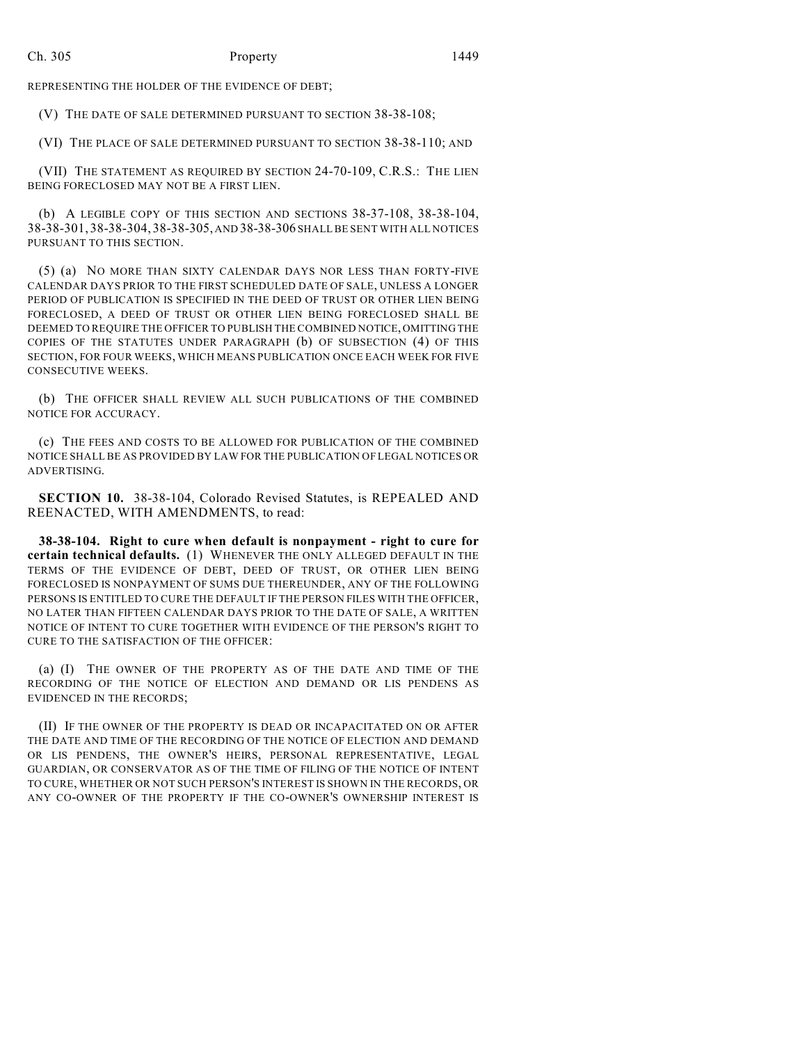REPRESENTING THE HOLDER OF THE EVIDENCE OF DEBT;

(V) THE DATE OF SALE DETERMINED PURSUANT TO SECTION 38-38-108;

(VI) THE PLACE OF SALE DETERMINED PURSUANT TO SECTION 38-38-110; AND

(VII) THE STATEMENT AS REQUIRED BY SECTION 24-70-109, C.R.S.: THE LIEN BEING FORECLOSED MAY NOT BE A FIRST LIEN.

(b) A LEGIBLE COPY OF THIS SECTION AND SECTIONS 38-37-108, 38-38-104, 38-38-301, 38-38-304, 38-38-305, AND 38-38-306 SHALL BE SENT WITH ALL NOTICES PURSUANT TO THIS SECTION.

(5) (a) NO MORE THAN SIXTY CALENDAR DAYS NOR LESS THAN FORTY-FIVE CALENDAR DAYS PRIOR TO THE FIRST SCHEDULED DATE OF SALE, UNLESS A LONGER PERIOD OF PUBLICATION IS SPECIFIED IN THE DEED OF TRUST OR OTHER LIEN BEING FORECLOSED, A DEED OF TRUST OR OTHER LIEN BEING FORECLOSED SHALL BE DEEMED TO REQUIRE THE OFFICER TO PUBLISH THE COMBINED NOTICE, OMITTING THE COPIES OF THE STATUTES UNDER PARAGRAPH (b) OF SUBSECTION (4) OF THIS SECTION, FOR FOUR WEEKS, WHICH MEANS PUBLICATION ONCE EACH WEEK FOR FIVE CONSECUTIVE WEEKS.

(b) THE OFFICER SHALL REVIEW ALL SUCH PUBLICATIONS OF THE COMBINED NOTICE FOR ACCURACY.

(c) THE FEES AND COSTS TO BE ALLOWED FOR PUBLICATION OF THE COMBINED NOTICE SHALL BE AS PROVIDED BY LAW FOR THE PUBLICATION OF LEGAL NOTICES OR ADVERTISING.

**SECTION 10.** 38-38-104, Colorado Revised Statutes, is REPEALED AND REENACTED, WITH AMENDMENTS, to read:

**38-38-104. Right to cure when default is nonpayment - right to cure for certain technical defaults.** (1) WHENEVER THE ONLY ALLEGED DEFAULT IN THE TERMS OF THE EVIDENCE OF DEBT, DEED OF TRUST, OR OTHER LIEN BEING FORECLOSED IS NONPAYMENT OF SUMS DUE THEREUNDER, ANY OF THE FOLLOWING PERSONS IS ENTITLED TO CURE THE DEFAULT IF THE PERSON FILES WITH THE OFFICER, NO LATER THAN FIFTEEN CALENDAR DAYS PRIOR TO THE DATE OF SALE, A WRITTEN NOTICE OF INTENT TO CURE TOGETHER WITH EVIDENCE OF THE PERSON'S RIGHT TO CURE TO THE SATISFACTION OF THE OFFICER:

(a) (I) THE OWNER OF THE PROPERTY AS OF THE DATE AND TIME OF THE RECORDING OF THE NOTICE OF ELECTION AND DEMAND OR LIS PENDENS AS EVIDENCED IN THE RECORDS;

(II) IF THE OWNER OF THE PROPERTY IS DEAD OR INCAPACITATED ON OR AFTER THE DATE AND TIME OF THE RECORDING OF THE NOTICE OF ELECTION AND DEMAND OR LIS PENDENS, THE OWNER'S HEIRS, PERSONAL REPRESENTATIVE, LEGAL GUARDIAN, OR CONSERVATOR AS OF THE TIME OF FILING OF THE NOTICE OF INTENT TO CURE, WHETHER OR NOT SUCH PERSON'S INTEREST IS SHOWN IN THE RECORDS, OR ANY CO-OWNER OF THE PROPERTY IF THE CO-OWNER'S OWNERSHIP INTEREST IS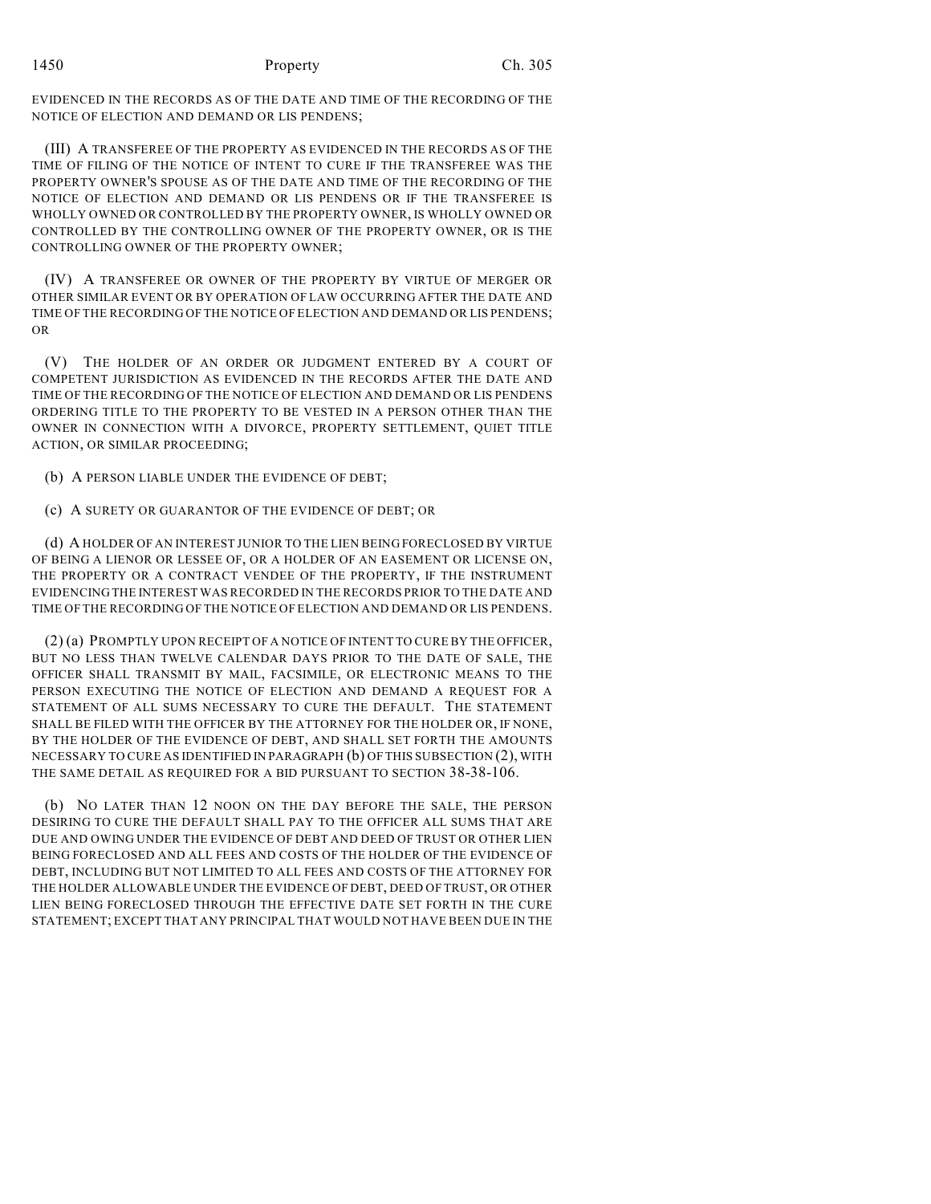EVIDENCED IN THE RECORDS AS OF THE DATE AND TIME OF THE RECORDING OF THE NOTICE OF ELECTION AND DEMAND OR LIS PENDENS;

(III) A TRANSFEREE OF THE PROPERTY AS EVIDENCED IN THE RECORDS AS OF THE TIME OF FILING OF THE NOTICE OF INTENT TO CURE IF THE TRANSFEREE WAS THE PROPERTY OWNER'S SPOUSE AS OF THE DATE AND TIME OF THE RECORDING OF THE NOTICE OF ELECTION AND DEMAND OR LIS PENDENS OR IF THE TRANSFEREE IS WHOLLY OWNED OR CONTROLLED BY THE PROPERTY OWNER, IS WHOLLY OWNED OR CONTROLLED BY THE CONTROLLING OWNER OF THE PROPERTY OWNER, OR IS THE CONTROLLING OWNER OF THE PROPERTY OWNER;

(IV) A TRANSFEREE OR OWNER OF THE PROPERTY BY VIRTUE OF MERGER OR OTHER SIMILAR EVENT OR BY OPERATION OF LAW OCCURRING AFTER THE DATE AND TIME OF THE RECORDING OF THE NOTICE OF ELECTION AND DEMAND OR LIS PENDENS; OR

(V) THE HOLDER OF AN ORDER OR JUDGMENT ENTERED BY A COURT OF COMPETENT JURISDICTION AS EVIDENCED IN THE RECORDS AFTER THE DATE AND TIME OF THE RECORDING OF THE NOTICE OF ELECTION AND DEMAND OR LIS PENDENS ORDERING TITLE TO THE PROPERTY TO BE VESTED IN A PERSON OTHER THAN THE OWNER IN CONNECTION WITH A DIVORCE, PROPERTY SETTLEMENT, QUIET TITLE ACTION, OR SIMILAR PROCEEDING;

(b) A PERSON LIABLE UNDER THE EVIDENCE OF DEBT;

(c) A SURETY OR GUARANTOR OF THE EVIDENCE OF DEBT; OR

(d) A HOLDER OF AN INTEREST JUNIOR TO THE LIEN BEING FORECLOSED BY VIRTUE OF BEING A LIENOR OR LESSEE OF, OR A HOLDER OF AN EASEMENT OR LICENSE ON, THE PROPERTY OR A CONTRACT VENDEE OF THE PROPERTY, IF THE INSTRUMENT EVIDENCING THE INTEREST WAS RECORDED IN THE RECORDS PRIOR TO THE DATE AND TIME OF THE RECORDING OF THE NOTICE OF ELECTION AND DEMAND OR LIS PENDENS.

(2) (a) PROMPTLY UPON RECEIPT OF A NOTICE OF INTENT TO CURE BY THE OFFICER, BUT NO LESS THAN TWELVE CALENDAR DAYS PRIOR TO THE DATE OF SALE, THE OFFICER SHALL TRANSMIT BY MAIL, FACSIMILE, OR ELECTRONIC MEANS TO THE PERSON EXECUTING THE NOTICE OF ELECTION AND DEMAND A REQUEST FOR A STATEMENT OF ALL SUMS NECESSARY TO CURE THE DEFAULT. THE STATEMENT SHALL BE FILED WITH THE OFFICER BY THE ATTORNEY FOR THE HOLDER OR, IF NONE, BY THE HOLDER OF THE EVIDENCE OF DEBT, AND SHALL SET FORTH THE AMOUNTS NECESSARY TO CURE AS IDENTIFIED IN PARAGRAPH (b) OF THIS SUBSECTION (2), WITH THE SAME DETAIL AS REQUIRED FOR A BID PURSUANT TO SECTION 38-38-106.

(b) NO LATER THAN 12 NOON ON THE DAY BEFORE THE SALE, THE PERSON DESIRING TO CURE THE DEFAULT SHALL PAY TO THE OFFICER ALL SUMS THAT ARE DUE AND OWING UNDER THE EVIDENCE OF DEBT AND DEED OF TRUST OR OTHER LIEN BEING FORECLOSED AND ALL FEES AND COSTS OF THE HOLDER OF THE EVIDENCE OF DEBT, INCLUDING BUT NOT LIMITED TO ALL FEES AND COSTS OF THE ATTORNEY FOR THE HOLDER ALLOWABLE UNDER THE EVIDENCE OF DEBT, DEED OF TRUST, OR OTHER LIEN BEING FORECLOSED THROUGH THE EFFECTIVE DATE SET FORTH IN THE CURE STATEMENT; EXCEPT THAT ANY PRINCIPAL THAT WOULD NOT HAVE BEEN DUE IN THE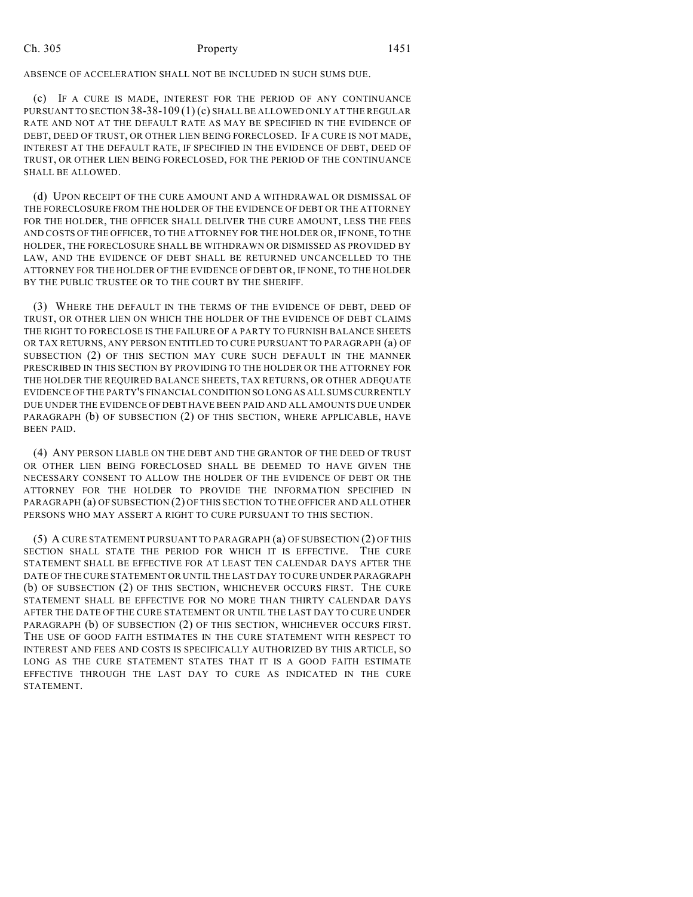ABSENCE OF ACCELERATION SHALL NOT BE INCLUDED IN SUCH SUMS DUE.

(c) IF A CURE IS MADE, INTEREST FOR THE PERIOD OF ANY CONTINUANCE PURSUANT TO SECTION 38-38-109 (1) (c) SHALL BE ALLOWED ONLY AT THE REGULAR RATE AND NOT AT THE DEFAULT RATE AS MAY BE SPECIFIED IN THE EVIDENCE OF DEBT, DEED OF TRUST, OR OTHER LIEN BEING FORECLOSED. IF A CURE IS NOT MADE, INTEREST AT THE DEFAULT RATE, IF SPECIFIED IN THE EVIDENCE OF DEBT, DEED OF TRUST, OR OTHER LIEN BEING FORECLOSED, FOR THE PERIOD OF THE CONTINUANCE SHALL BE ALLOWED.

(d) UPON RECEIPT OF THE CURE AMOUNT AND A WITHDRAWAL OR DISMISSAL OF THE FORECLOSURE FROM THE HOLDER OF THE EVIDENCE OF DEBT OR THE ATTORNEY FOR THE HOLDER, THE OFFICER SHALL DELIVER THE CURE AMOUNT, LESS THE FEES AND COSTS OF THE OFFICER, TO THE ATTORNEY FOR THE HOLDER OR, IF NONE, TO THE HOLDER, THE FORECLOSURE SHALL BE WITHDRAWN OR DISMISSED AS PROVIDED BY LAW, AND THE EVIDENCE OF DEBT SHALL BE RETURNED UNCANCELLED TO THE ATTORNEY FOR THE HOLDER OF THE EVIDENCE OF DEBT OR, IF NONE, TO THE HOLDER BY THE PUBLIC TRUSTEE OR TO THE COURT BY THE SHERIFF.

(3) WHERE THE DEFAULT IN THE TERMS OF THE EVIDENCE OF DEBT, DEED OF TRUST, OR OTHER LIEN ON WHICH THE HOLDER OF THE EVIDENCE OF DEBT CLAIMS THE RIGHT TO FORECLOSE IS THE FAILURE OF A PARTY TO FURNISH BALANCE SHEETS OR TAX RETURNS, ANY PERSON ENTITLED TO CURE PURSUANT TO PARAGRAPH (a) OF SUBSECTION (2) OF THIS SECTION MAY CURE SUCH DEFAULT IN THE MANNER PRESCRIBED IN THIS SECTION BY PROVIDING TO THE HOLDER OR THE ATTORNEY FOR THE HOLDER THE REQUIRED BALANCE SHEETS, TAX RETURNS, OR OTHER ADEQUATE EVIDENCE OF THE PARTY'S FINANCIAL CONDITION SO LONG AS ALL SUMS CURRENTLY DUE UNDER THE EVIDENCE OF DEBT HAVE BEEN PAID AND ALL AMOUNTS DUE UNDER PARAGRAPH (b) OF SUBSECTION (2) OF THIS SECTION, WHERE APPLICABLE, HAVE BEEN PAID.

(4) ANY PERSON LIABLE ON THE DEBT AND THE GRANTOR OF THE DEED OF TRUST OR OTHER LIEN BEING FORECLOSED SHALL BE DEEMED TO HAVE GIVEN THE NECESSARY CONSENT TO ALLOW THE HOLDER OF THE EVIDENCE OF DEBT OR THE ATTORNEY FOR THE HOLDER TO PROVIDE THE INFORMATION SPECIFIED IN PARAGRAPH (a) OF SUBSECTION (2) OF THIS SECTION TO THE OFFICER AND ALL OTHER PERSONS WHO MAY ASSERT A RIGHT TO CURE PURSUANT TO THIS SECTION.

(5) A CURE STATEMENT PURSUANT TO PARAGRAPH (a) OF SUBSECTION (2) OF THIS SECTION SHALL STATE THE PERIOD FOR WHICH IT IS EFFECTIVE. THE CURE STATEMENT SHALL BE EFFECTIVE FOR AT LEAST TEN CALENDAR DAYS AFTER THE DATE OF THE CURE STATEMENT OR UNTIL THE LAST DAY TO CURE UNDER PARAGRAPH (b) OF SUBSECTION (2) OF THIS SECTION, WHICHEVER OCCURS FIRST. THE CURE STATEMENT SHALL BE EFFECTIVE FOR NO MORE THAN THIRTY CALENDAR DAYS AFTER THE DATE OF THE CURE STATEMENT OR UNTIL THE LAST DAY TO CURE UNDER PARAGRAPH (b) OF SUBSECTION (2) OF THIS SECTION, WHICHEVER OCCURS FIRST. THE USE OF GOOD FAITH ESTIMATES IN THE CURE STATEMENT WITH RESPECT TO INTEREST AND FEES AND COSTS IS SPECIFICALLY AUTHORIZED BY THIS ARTICLE, SO LONG AS THE CURE STATEMENT STATES THAT IT IS A GOOD FAITH ESTIMATE EFFECTIVE THROUGH THE LAST DAY TO CURE AS INDICATED IN THE CURE STATEMENT.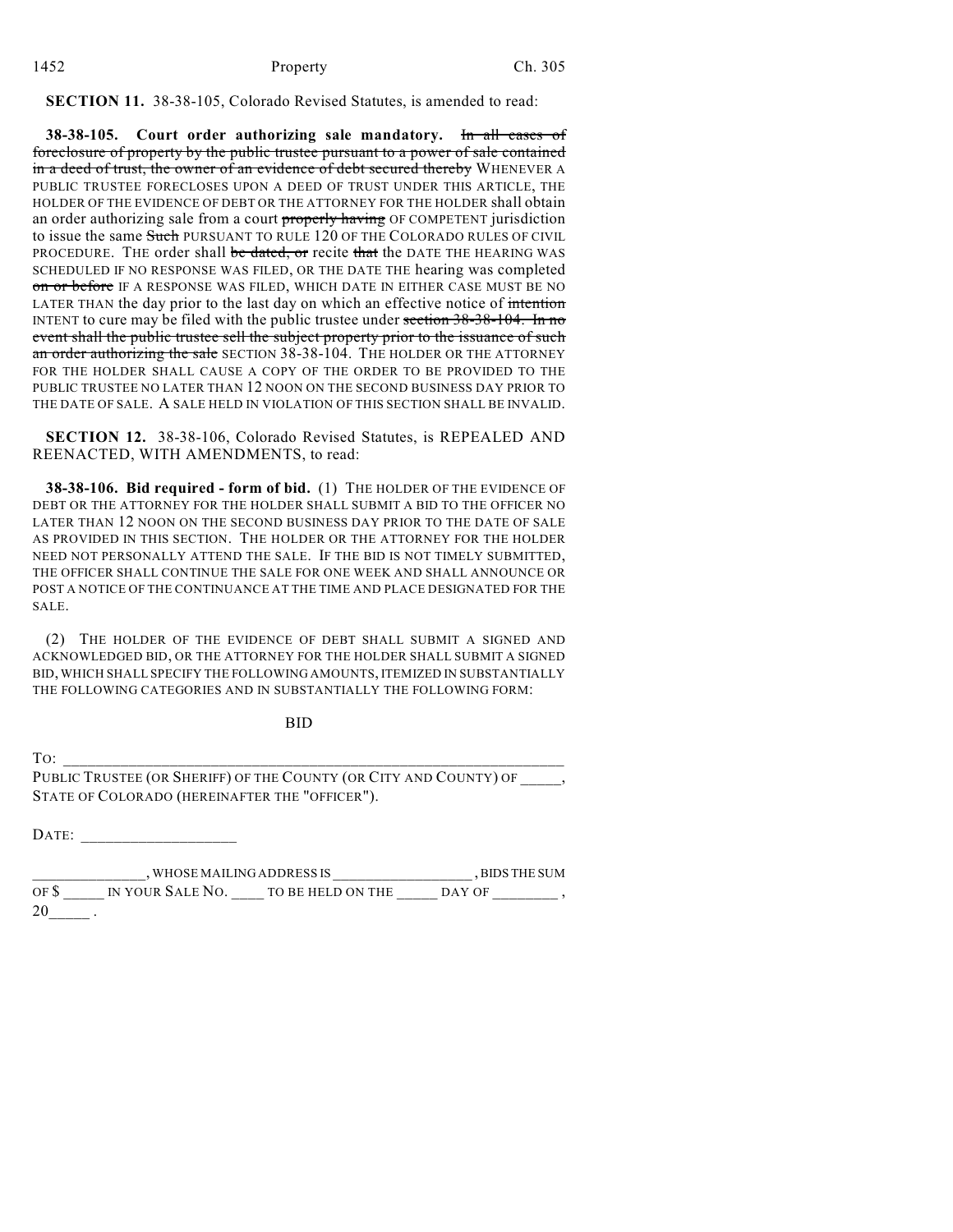**SECTION 11.** 38-38-105, Colorado Revised Statutes, is amended to read:

**38-38-105. Court order authorizing sale mandatory.** ~~In all cases of foreclosure of property by the public trustee pursuant to a power of sale contained in a deed of trust, the owner of an evidence of debt secured thereby~~ WHENEVER A PUBLIC TRUSTEE FORECLOSES UPON A DEED OF TRUST UNDER THIS ARTICLE, THE HOLDER OF THE EVIDENCE OF DEBT OR THE ATTORNEY FOR THE HOLDER shall obtain an order authorizing sale from a court ~~properly having~~ OF COMPETENT jurisdiction to issue the same ~~Such~~ PURSUANT TO RULE 120 OF THE COLORADO RULES OF CIVIL PROCEDURE. THE order shall ~~be dated, or~~ recite ~~that~~ the DATE THE HEARING WAS SCHEDULED IF NO RESPONSE WAS FILED, OR THE DATE THE hearing was completed ~~on or before~~ IF A RESPONSE WAS FILED, WHICH DATE IN EITHER CASE MUST BE NO LATER THAN the day prior to the last day on which an effective notice of ~~intention~~ INTENT to cure may be filed with the public trustee under ~~section 38-38-104. In no event shall the public trustee sell the subject property prior to the issuance of such an order authorizing the sale~~ SECTION 38-38-104. THE HOLDER OR THE ATTORNEY FOR THE HOLDER SHALL CAUSE A COPY OF THE ORDER TO BE PROVIDED TO THE PUBLIC TRUSTEE NO LATER THAN 12 NOON ON THE SECOND BUSINESS DAY PRIOR TO THE DATE OF SALE. A SALE HELD IN VIOLATION OF THIS SECTION SHALL BE INVALID.

**SECTION 12.** 38-38-106, Colorado Revised Statutes, is REPEALED AND REENACTED, WITH AMENDMENTS, to read:

**38-38-106. Bid required - form of bid.** (1) THE HOLDER OF THE EVIDENCE OF DEBT OR THE ATTORNEY FOR THE HOLDER SHALL SUBMIT A BID TO THE OFFICER NO LATER THAN 12 NOON ON THE SECOND BUSINESS DAY PRIOR TO THE DATE OF SALE AS PROVIDED IN THIS SECTION. THE HOLDER OR THE ATTORNEY FOR THE HOLDER NEED NOT PERSONALLY ATTEND THE SALE. IF THE BID IS NOT TIMELY SUBMITTED, THE OFFICER SHALL CONTINUE THE SALE FOR ONE WEEK AND SHALL ANNOUNCE OR POST A NOTICE OF THE CONTINUANCE AT THE TIME AND PLACE DESIGNATED FOR THE SALE.

(2) THE HOLDER OF THE EVIDENCE OF DEBT SHALL SUBMIT A SIGNED AND ACKNOWLEDGED BID, OR THE ATTORNEY FOR THE HOLDER SHALL SUBMIT A SIGNED BID, WHICH SHALL SPECIFY THE FOLLOWING AMOUNTS, ITEMIZED IN SUBSTANTIALLY THE FOLLOWING CATEGORIES AND IN SUBSTANTIALLY THE FOLLOWING FORM:

BID

TO: ______________________________________________________________

PUBLIC TRUSTEE (OR SHERIFF) OF THE COUNTY (OR CITY AND COUNTY) OF _____, STATE OF COLORADO (HEREINAFTER THE "OFFICER").

DATE: ___________________

_______________, WHOSE MAILING ADDRESS IS __________________, BIDS THE SUM OF $ _____ IN YOUR SALE NO. ____ TO BE HELD ON THE _____ DAY OF ________, 20_____ .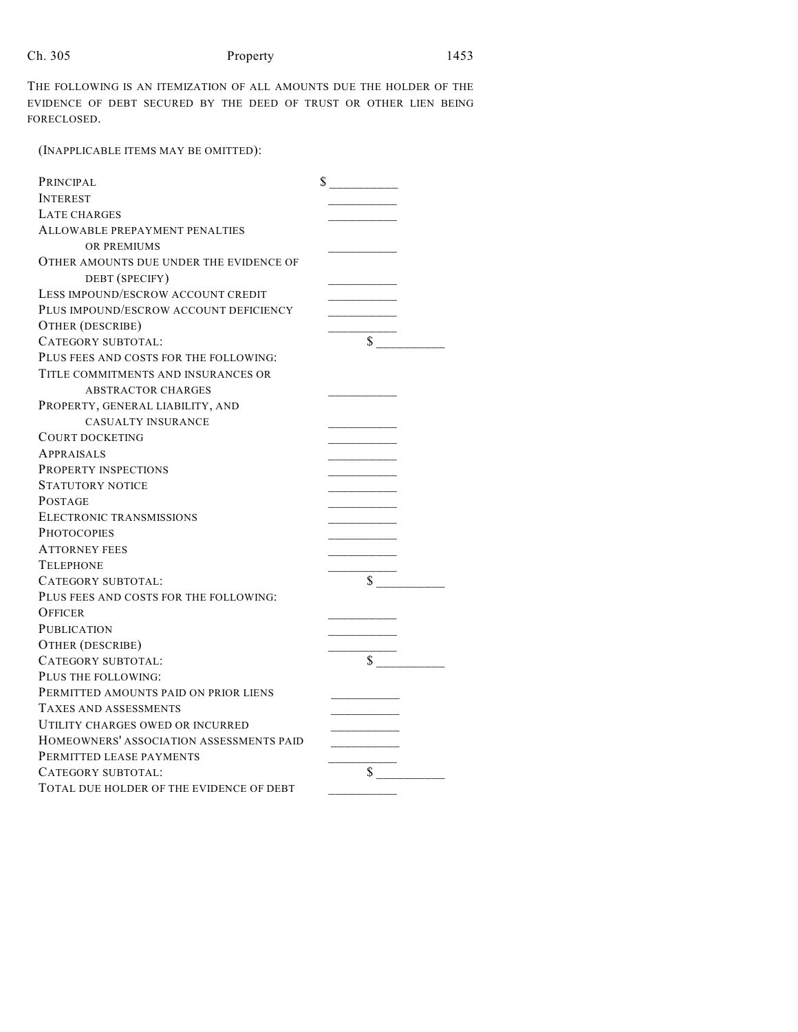THE FOLLOWING IS AN ITEMIZATION OF ALL AMOUNTS DUE THE HOLDER OF THE EVIDENCE OF DEBT SECURED BY THE DEED OF TRUST OR OTHER LIEN BEING FORECLOSED.

(INAPPLICABLE ITEMS MAY BE OMITTED):

| | | |
|---|---|---|
| PRINCIPAL | $ __________ | |
| INTEREST | __________ | |
| LATE CHARGES | __________ | |
| ALLOWABLE PREPAYMENT PENALTIES OR PREMIUMS | __________ | |
| OTHER AMOUNTS DUE UNDER THE EVIDENCE OF DEBT (SPECIFY) | __________ | |
| LESS IMPOUND/ESCROW ACCOUNT CREDIT | __________ | |
| PLUS IMPOUND/ESCROW ACCOUNT DEFICIENCY | __________ | |
| OTHER (DESCRIBE) | __________ | |
| CATEGORY SUBTOTAL: | | $ __________ |
| PLUS FEES AND COSTS FOR THE FOLLOWING: | | |
| TITLE COMMITMENTS AND INSURANCES OR ABSTRACTOR CHARGES | __________ | |
| PROPERTY, GENERAL LIABILITY, AND CASUALTY INSURANCE | __________ | |
| COURT DOCKETING | __________ | |
| APPRAISALS | __________ | |
| PROPERTY INSPECTIONS | __________ | |
| STATUTORY NOTICE | __________ | |
| POSTAGE | __________ | |
| ELECTRONIC TRANSMISSIONS | __________ | |
| PHOTOCOPIES | __________ | |
| ATTORNEY FEES | __________ | |
| TELEPHONE | __________ | |
| CATEGORY SUBTOTAL: | | $ __________ |
| PLUS FEES AND COSTS FOR THE FOLLOWING: | | |
| OFFICER | __________ | |
| PUBLICATION | __________ | |
| OTHER (DESCRIBE) | __________ | |
| CATEGORY SUBTOTAL: | | $ __________ |
| PLUS THE FOLLOWING: | | |
| PERMITTED AMOUNTS PAID ON PRIOR LIENS | __________ | |
| TAXES AND ASSESSMENTS | __________ | |
| UTILITY CHARGES OWED OR INCURRED | __________ | |
| HOMEOWNERS' ASSOCIATION ASSESSMENTS PAID | __________ | |
| PERMITTED LEASE PAYMENTS | __________ | |
| CATEGORY SUBTOTAL: | | $ __________ |
| TOTAL DUE HOLDER OF THE EVIDENCE OF DEBT | __________ | |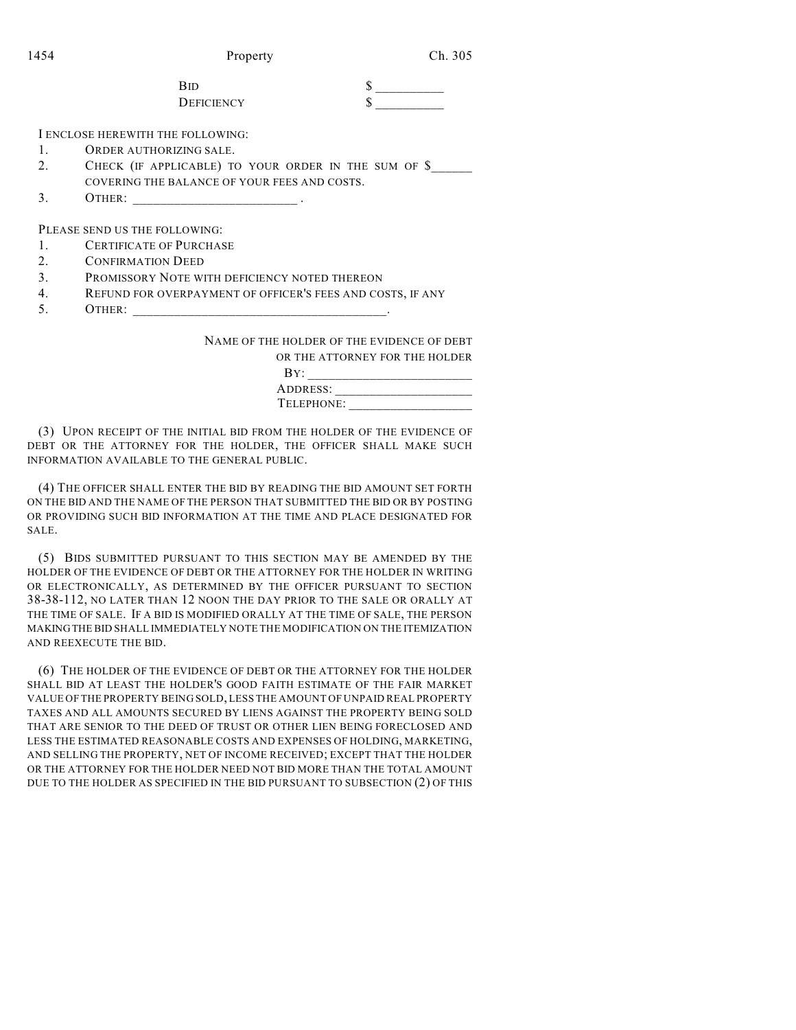BID $ __________

DEFICIENCY $ __________

I ENCLOSE HEREWITH THE FOLLOWING:

1. ORDER AUTHORIZING SALE.
2. CHECK (IF APPLICABLE) TO YOUR ORDER IN THE SUM OF $______ COVERING THE BALANCE OF YOUR FEES AND COSTS.
3. OTHER: ________________________ .

PLEASE SEND US THE FOLLOWING:

1. CERTIFICATE OF PURCHASE
2. CONFIRMATION DEED
3. PROMISSORY NOTE WITH DEFICIENCY NOTED THEREON
4. REFUND FOR OVERPAYMENT OF OFFICER'S FEES AND COSTS, IF ANY
5. OTHER: ______________________________________.

NAME OF THE HOLDER OF THE EVIDENCE OF DEBT OR THE ATTORNEY FOR THE HOLDER

BY: ________________________

ADDRESS: ____________________

TELEPHONE: __________________

(3) UPON RECEIPT OF THE INITIAL BID FROM THE HOLDER OF THE EVIDENCE OF DEBT OR THE ATTORNEY FOR THE HOLDER, THE OFFICER SHALL MAKE SUCH INFORMATION AVAILABLE TO THE GENERAL PUBLIC.

(4) THE OFFICER SHALL ENTER THE BID BY READING THE BID AMOUNT SET FORTH ON THE BID AND THE NAME OF THE PERSON THAT SUBMITTED THE BID OR BY POSTING OR PROVIDING SUCH BID INFORMATION AT THE TIME AND PLACE DESIGNATED FOR SALE.

(5) BIDS SUBMITTED PURSUANT TO THIS SECTION MAY BE AMENDED BY THE HOLDER OF THE EVIDENCE OF DEBT OR THE ATTORNEY FOR THE HOLDER IN WRITING OR ELECTRONICALLY, AS DETERMINED BY THE OFFICER PURSUANT TO SECTION 38-38-112, NO LATER THAN 12 NOON THE DAY PRIOR TO THE SALE OR ORALLY AT THE TIME OF SALE. IF A BID IS MODIFIED ORALLY AT THE TIME OF SALE, THE PERSON MAKING THE BID SHALL IMMEDIATELY NOTE THE MODIFICATION ON THE ITEMIZATION AND REEXECUTE THE BID.

(6) THE HOLDER OF THE EVIDENCE OF DEBT OR THE ATTORNEY FOR THE HOLDER SHALL BID AT LEAST THE HOLDER'S GOOD FAITH ESTIMATE OF THE FAIR MARKET VALUE OF THE PROPERTY BEING SOLD, LESS THE AMOUNT OF UNPAID REAL PROPERTY TAXES AND ALL AMOUNTS SECURED BY LIENS AGAINST THE PROPERTY BEING SOLD THAT ARE SENIOR TO THE DEED OF TRUST OR OTHER LIEN BEING FORECLOSED AND LESS THE ESTIMATED REASONABLE COSTS AND EXPENSES OF HOLDING, MARKETING, AND SELLING THE PROPERTY, NET OF INCOME RECEIVED; EXCEPT THAT THE HOLDER OR THE ATTORNEY FOR THE HOLDER NEED NOT BID MORE THAN THE TOTAL AMOUNT DUE TO THE HOLDER AS SPECIFIED IN THE BID PURSUANT TO SUBSECTION (2) OF THIS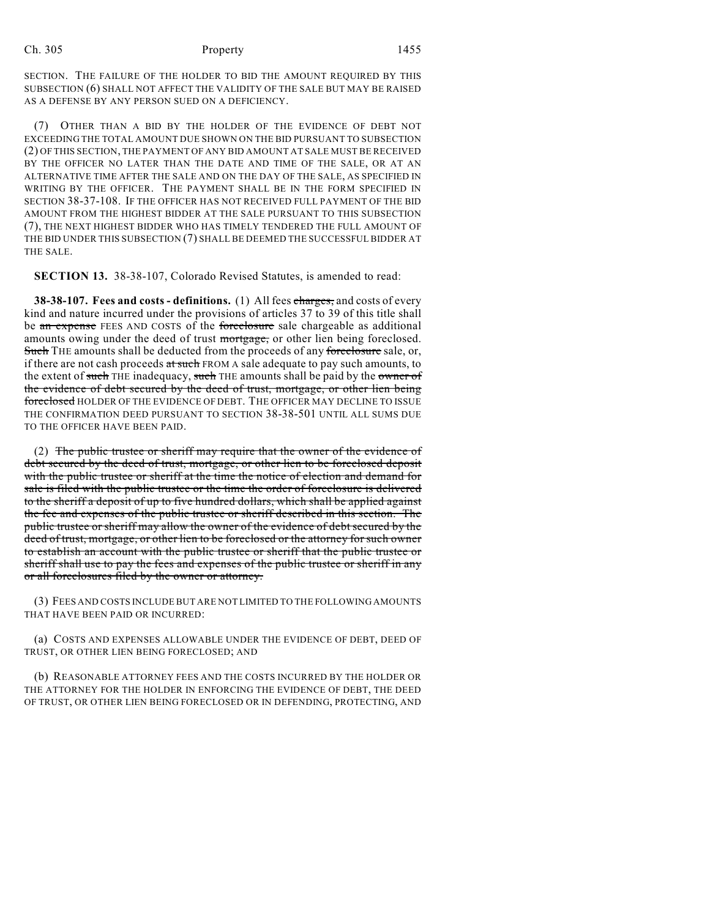SECTION. THE FAILURE OF THE HOLDER TO BID THE AMOUNT REQUIRED BY THIS SUBSECTION (6) SHALL NOT AFFECT THE VALIDITY OF THE SALE BUT MAY BE RAISED AS A DEFENSE BY ANY PERSON SUED ON A DEFICIENCY.

(7) OTHER THAN A BID BY THE HOLDER OF THE EVIDENCE OF DEBT NOT EXCEEDING THE TOTAL AMOUNT DUE SHOWN ON THE BID PURSUANT TO SUBSECTION (2) OF THIS SECTION, THE PAYMENT OF ANY BID AMOUNT AT SALE MUST BE RECEIVED BY THE OFFICER NO LATER THAN THE DATE AND TIME OF THE SALE, OR AT AN ALTERNATIVE TIME AFTER THE SALE AND ON THE DAY OF THE SALE, AS SPECIFIED IN WRITING BY THE OFFICER. THE PAYMENT SHALL BE IN THE FORM SPECIFIED IN SECTION 38-37-108. IF THE OFFICER HAS NOT RECEIVED FULL PAYMENT OF THE BID AMOUNT FROM THE HIGHEST BIDDER AT THE SALE PURSUANT TO THIS SUBSECTION (7), THE NEXT HIGHEST BIDDER WHO HAS TIMELY TENDERED THE FULL AMOUNT OF THE BID UNDER THIS SUBSECTION (7) SHALL BE DEEMED THE SUCCESSFUL BIDDER AT THE SALE.

**SECTION 13.** 38-38-107, Colorado Revised Statutes, is amended to read:

**38-38-107. Fees and costs - definitions.** (1) All fees ~~charges,~~ and costs of every kind and nature incurred under the provisions of articles 37 to 39 of this title shall be ~~an expense~~ FEES AND COSTS of the ~~foreclosure~~ sale chargeable as additional amounts owing under the deed of trust ~~mortgage,~~ or other lien being foreclosed. ~~Such~~ THE amounts shall be deducted from the proceeds of any ~~foreclosure~~ sale, or, if there are not cash proceeds ~~at such~~ FROM A sale adequate to pay such amounts, to the extent of ~~such~~ THE inadequacy, ~~such~~ THE amounts shall be paid by the ~~owner of the evidence of debt secured by the deed of trust, mortgage, or other lien being foreclosed~~ HOLDER OF THE EVIDENCE OF DEBT. THE OFFICER MAY DECLINE TO ISSUE THE CONFIRMATION DEED PURSUANT TO SECTION 38-38-501 UNTIL ALL SUMS DUE TO THE OFFICER HAVE BEEN PAID.

(2) ~~The public trustee or sheriff may require that the owner of the evidence of debt secured by the deed of trust, mortgage, or other lien to be foreclosed deposit with the public trustee or sheriff at the time the notice of election and demand for sale is filed with the public trustee or the time the order of foreclosure is delivered to the sheriff a deposit of up to five hundred dollars, which shall be applied against the fee and expenses of the public trustee or sheriff described in this section. The public trustee or sheriff may allow the owner of the evidence of debt secured by the deed of trust, mortgage, or other lien to be foreclosed or the attorney for such owner to establish an account with the public trustee or sheriff that the public trustee or sheriff shall use to pay the fees and expenses of the public trustee or sheriff in any or all foreclosures filed by the owner or attorney.~~

(3) FEES AND COSTS INCLUDE BUT ARE NOT LIMITED TO THE FOLLOWING AMOUNTS THAT HAVE BEEN PAID OR INCURRED:

(a) COSTS AND EXPENSES ALLOWABLE UNDER THE EVIDENCE OF DEBT, DEED OF TRUST, OR OTHER LIEN BEING FORECLOSED; AND

(b) REASONABLE ATTORNEY FEES AND THE COSTS INCURRED BY THE HOLDER OR THE ATTORNEY FOR THE HOLDER IN ENFORCING THE EVIDENCE OF DEBT, THE DEED OF TRUST, OR OTHER LIEN BEING FORECLOSED OR IN DEFENDING, PROTECTING, AND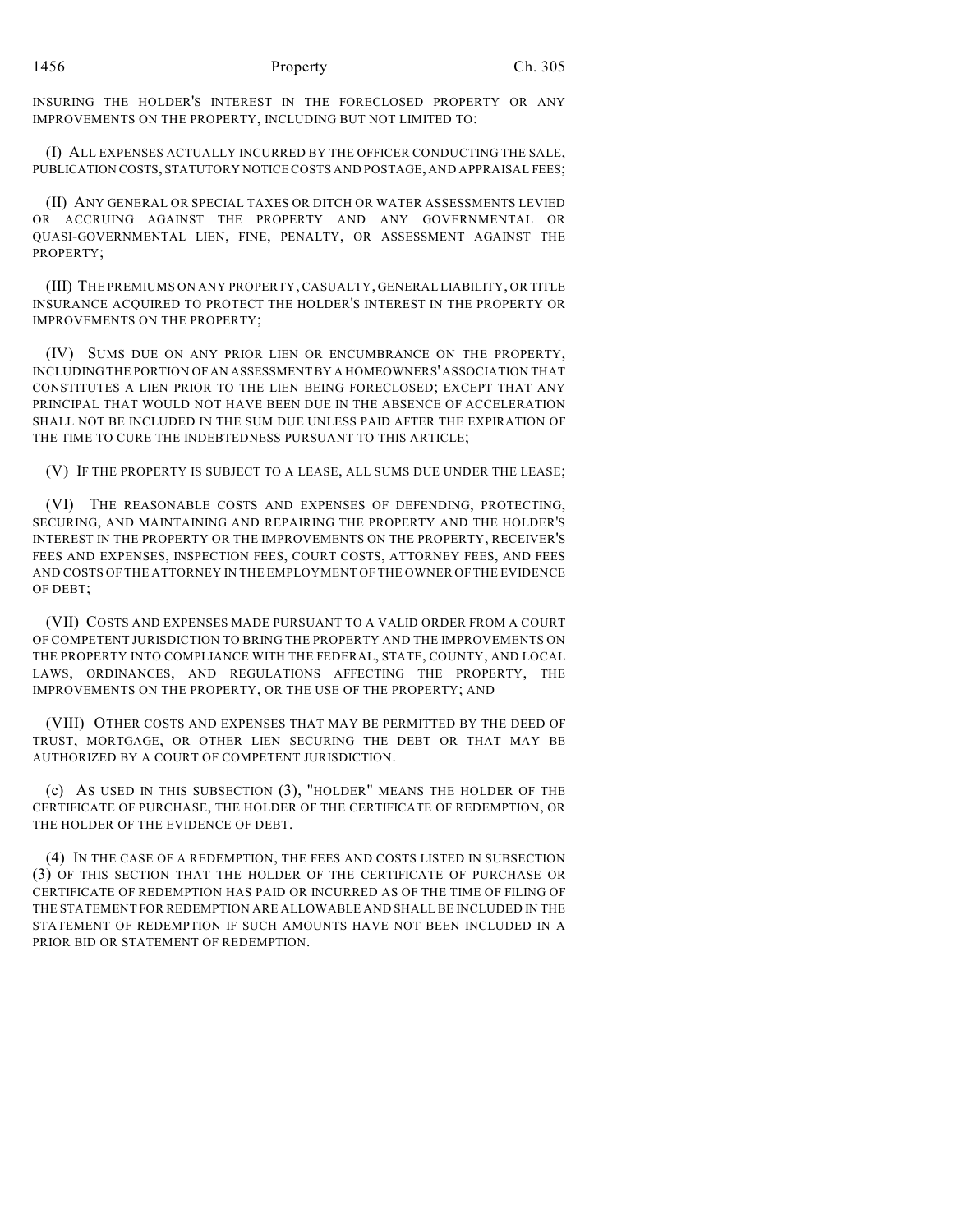INSURING THE HOLDER'S INTEREST IN THE FORECLOSED PROPERTY OR ANY IMPROVEMENTS ON THE PROPERTY, INCLUDING BUT NOT LIMITED TO:

(I) ALL EXPENSES ACTUALLY INCURRED BY THE OFFICER CONDUCTING THE SALE, PUBLICATION COSTS, STATUTORY NOTICE COSTS AND POSTAGE, AND APPRAISAL FEES;

(II) ANY GENERAL OR SPECIAL TAXES OR DITCH OR WATER ASSESSMENTS LEVIED OR ACCRUING AGAINST THE PROPERTY AND ANY GOVERNMENTAL OR QUASI-GOVERNMENTAL LIEN, FINE, PENALTY, OR ASSESSMENT AGAINST THE PROPERTY;

(III) THE PREMIUMS ON ANY PROPERTY, CASUALTY, GENERAL LIABILITY, OR TITLE INSURANCE ACQUIRED TO PROTECT THE HOLDER'S INTEREST IN THE PROPERTY OR IMPROVEMENTS ON THE PROPERTY;

(IV) SUMS DUE ON ANY PRIOR LIEN OR ENCUMBRANCE ON THE PROPERTY, INCLUDING THE PORTION OF AN ASSESSMENT BY A HOMEOWNERS' ASSOCIATION THAT CONSTITUTES A LIEN PRIOR TO THE LIEN BEING FORECLOSED; EXCEPT THAT ANY PRINCIPAL THAT WOULD NOT HAVE BEEN DUE IN THE ABSENCE OF ACCELERATION SHALL NOT BE INCLUDED IN THE SUM DUE UNLESS PAID AFTER THE EXPIRATION OF THE TIME TO CURE THE INDEBTEDNESS PURSUANT TO THIS ARTICLE;

(V) IF THE PROPERTY IS SUBJECT TO A LEASE, ALL SUMS DUE UNDER THE LEASE;

(VI) THE REASONABLE COSTS AND EXPENSES OF DEFENDING, PROTECTING, SECURING, AND MAINTAINING AND REPAIRING THE PROPERTY AND THE HOLDER'S INTEREST IN THE PROPERTY OR THE IMPROVEMENTS ON THE PROPERTY, RECEIVER'S FEES AND EXPENSES, INSPECTION FEES, COURT COSTS, ATTORNEY FEES, AND FEES AND COSTS OF THE ATTORNEY IN THE EMPLOYMENT OF THE OWNER OF THE EVIDENCE OF DEBT;

(VII) COSTS AND EXPENSES MADE PURSUANT TO A VALID ORDER FROM A COURT OF COMPETENT JURISDICTION TO BRING THE PROPERTY AND THE IMPROVEMENTS ON THE PROPERTY INTO COMPLIANCE WITH THE FEDERAL, STATE, COUNTY, AND LOCAL LAWS, ORDINANCES, AND REGULATIONS AFFECTING THE PROPERTY, THE IMPROVEMENTS ON THE PROPERTY, OR THE USE OF THE PROPERTY; AND

(VIII) OTHER COSTS AND EXPENSES THAT MAY BE PERMITTED BY THE DEED OF TRUST, MORTGAGE, OR OTHER LIEN SECURING THE DEBT OR THAT MAY BE AUTHORIZED BY A COURT OF COMPETENT JURISDICTION.

(c) AS USED IN THIS SUBSECTION (3), "HOLDER" MEANS THE HOLDER OF THE CERTIFICATE OF PURCHASE, THE HOLDER OF THE CERTIFICATE OF REDEMPTION, OR THE HOLDER OF THE EVIDENCE OF DEBT.

(4) IN THE CASE OF A REDEMPTION, THE FEES AND COSTS LISTED IN SUBSECTION (3) OF THIS SECTION THAT THE HOLDER OF THE CERTIFICATE OF PURCHASE OR CERTIFICATE OF REDEMPTION HAS PAID OR INCURRED AS OF THE TIME OF FILING OF THE STATEMENT FOR REDEMPTION ARE ALLOWABLE AND SHALL BE INCLUDED IN THE STATEMENT OF REDEMPTION IF SUCH AMOUNTS HAVE NOT BEEN INCLUDED IN A PRIOR BID OR STATEMENT OF REDEMPTION.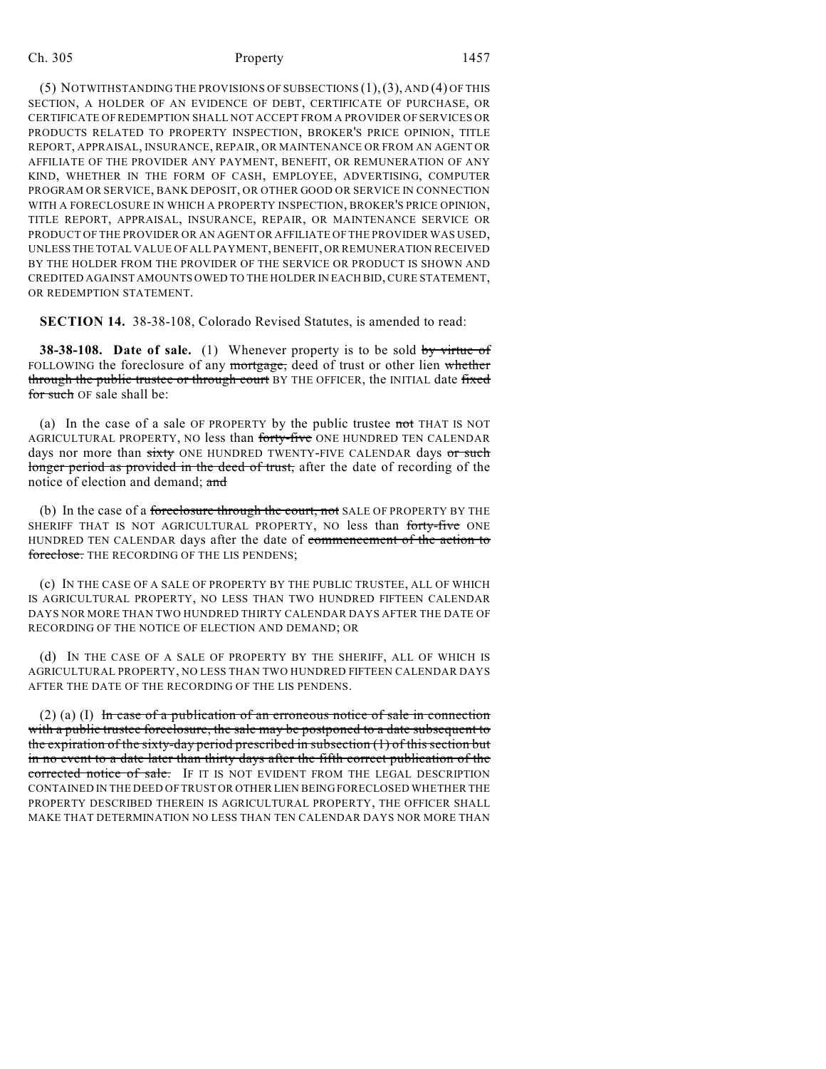(5) NOTWITHSTANDING THE PROVISIONS OF SUBSECTIONS (1), (3), AND (4) OF THIS SECTION, A HOLDER OF AN EVIDENCE OF DEBT, CERTIFICATE OF PURCHASE, OR CERTIFICATE OF REDEMPTION SHALL NOT ACCEPT FROM A PROVIDER OF SERVICES OR PRODUCTS RELATED TO PROPERTY INSPECTION, BROKER'S PRICE OPINION, TITLE REPORT, APPRAISAL, INSURANCE, REPAIR, OR MAINTENANCE OR FROM AN AGENT OR AFFILIATE OF THE PROVIDER ANY PAYMENT, BENEFIT, OR REMUNERATION OF ANY KIND, WHETHER IN THE FORM OF CASH, EMPLOYEE, ADVERTISING, COMPUTER PROGRAM OR SERVICE, BANK DEPOSIT, OR OTHER GOOD OR SERVICE IN CONNECTION WITH A FORECLOSURE IN WHICH A PROPERTY INSPECTION, BROKER'S PRICE OPINION, TITLE REPORT, APPRAISAL, INSURANCE, REPAIR, OR MAINTENANCE SERVICE OR PRODUCT OF THE PROVIDER OR AN AGENT OR AFFILIATE OF THE PROVIDER WAS USED, UNLESS THE TOTAL VALUE OF ALL PAYMENT, BENEFIT, OR REMUNERATION RECEIVED BY THE HOLDER FROM THE PROVIDER OF THE SERVICE OR PRODUCT IS SHOWN AND CREDITED AGAINST AMOUNTS OWED TO THE HOLDER IN EACH BID, CURE STATEMENT, OR REDEMPTION STATEMENT.

**SECTION 14.** 38-38-108, Colorado Revised Statutes, is amended to read:

**38-38-108. Date of sale.** (1) Whenever property is to be sold ~~by virtue of~~ FOLLOWING the foreclosure of any ~~mortgage,~~ deed of trust or other lien ~~whether through the public trustee or through court~~ BY THE OFFICER, the INITIAL date ~~fixed for such~~ OF sale shall be:

(a) In the case of a sale OF PROPERTY by the public trustee ~~not~~ THAT IS NOT AGRICULTURAL PROPERTY, NO less than ~~forty-five~~ ONE HUNDRED TEN CALENDAR days nor more than ~~sixty~~ ONE HUNDRED TWENTY-FIVE CALENDAR days ~~or such longer period as provided in the deed of trust,~~ after the date of recording of the notice of election and demand; ~~and~~

(b) In the case of a ~~foreclosure through the court, not~~ SALE OF PROPERTY BY THE SHERIFF THAT IS NOT AGRICULTURAL PROPERTY, NO less than ~~forty-five~~ ONE HUNDRED TEN CALENDAR days after the date of ~~commencement of the action to foreclose.~~ THE RECORDING OF THE LIS PENDENS;

(c) IN THE CASE OF A SALE OF PROPERTY BY THE PUBLIC TRUSTEE, ALL OF WHICH IS AGRICULTURAL PROPERTY, NO LESS THAN TWO HUNDRED FIFTEEN CALENDAR DAYS NOR MORE THAN TWO HUNDRED THIRTY CALENDAR DAYS AFTER THE DATE OF RECORDING OF THE NOTICE OF ELECTION AND DEMAND; OR

(d) IN THE CASE OF A SALE OF PROPERTY BY THE SHERIFF, ALL OF WHICH IS AGRICULTURAL PROPERTY, NO LESS THAN TWO HUNDRED FIFTEEN CALENDAR DAYS AFTER THE DATE OF THE RECORDING OF THE LIS PENDENS.

(2) (a) (I) ~~In case of a publication of an erroneous notice of sale in connection with a public trustee foreclosure, the sale may be postponed to a date subsequent to the expiration of the sixty-day period prescribed in subsection (1) of this section but in no event to a date later than thirty days after the fifth correct publication of the corrected notice of sale.~~ IF IT IS NOT EVIDENT FROM THE LEGAL DESCRIPTION CONTAINED IN THE DEED OF TRUST OR OTHER LIEN BEING FORECLOSED WHETHER THE PROPERTY DESCRIBED THEREIN IS AGRICULTURAL PROPERTY, THE OFFICER SHALL MAKE THAT DETERMINATION NO LESS THAN TEN CALENDAR DAYS NOR MORE THAN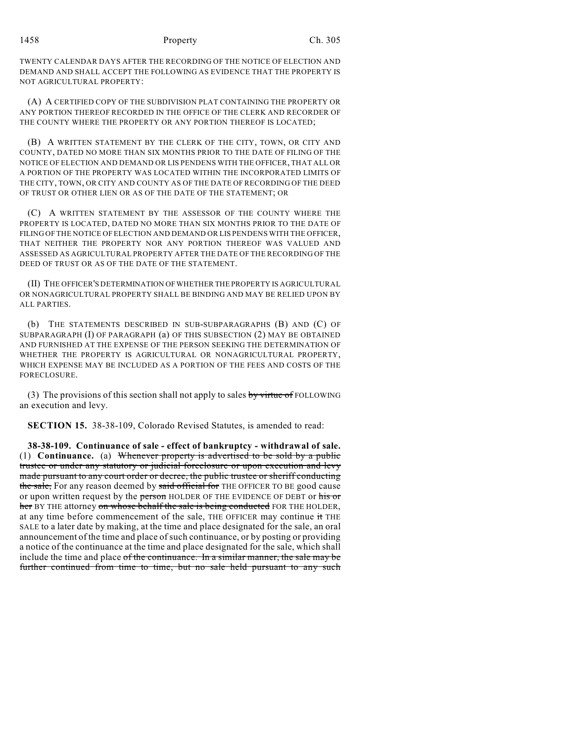TWENTY CALENDAR DAYS AFTER THE RECORDING OF THE NOTICE OF ELECTION AND DEMAND AND SHALL ACCEPT THE FOLLOWING AS EVIDENCE THAT THE PROPERTY IS NOT AGRICULTURAL PROPERTY:

(A) A CERTIFIED COPY OF THE SUBDIVISION PLAT CONTAINING THE PROPERTY OR ANY PORTION THEREOF RECORDED IN THE OFFICE OF THE CLERK AND RECORDER OF THE COUNTY WHERE THE PROPERTY OR ANY PORTION THEREOF IS LOCATED;

(B) A WRITTEN STATEMENT BY THE CLERK OF THE CITY, TOWN, OR CITY AND COUNTY, DATED NO MORE THAN SIX MONTHS PRIOR TO THE DATE OF FILING OF THE NOTICE OF ELECTION AND DEMAND OR LIS PENDENS WITH THE OFFICER, THAT ALL OR A PORTION OF THE PROPERTY WAS LOCATED WITHIN THE INCORPORATED LIMITS OF THE CITY, TOWN, OR CITY AND COUNTY AS OF THE DATE OF RECORDING OF THE DEED OF TRUST OR OTHER LIEN OR AS OF THE DATE OF THE STATEMENT; OR

(C) A WRITTEN STATEMENT BY THE ASSESSOR OF THE COUNTY WHERE THE PROPERTY IS LOCATED, DATED NO MORE THAN SIX MONTHS PRIOR TO THE DATE OF FILING OF THE NOTICE OF ELECTION AND DEMAND OR LIS PENDENS WITH THE OFFICER, THAT NEITHER THE PROPERTY NOR ANY PORTION THEREOF WAS VALUED AND ASSESSED AS AGRICULTURAL PROPERTY AFTER THE DATE OF THE RECORDING OF THE DEED OF TRUST OR AS OF THE DATE OF THE STATEMENT.

(II) THE OFFICER'S DETERMINATION OF WHETHER THE PROPERTY IS AGRICULTURAL OR NONAGRICULTURAL PROPERTY SHALL BE BINDING AND MAY BE RELIED UPON BY ALL PARTIES.

(b) THE STATEMENTS DESCRIBED IN SUB-SUBPARAGRAPHS (B) AND (C) OF SUBPARAGRAPH (I) OF PARAGRAPH (a) OF THIS SUBSECTION (2) MAY BE OBTAINED AND FURNISHED AT THE EXPENSE OF THE PERSON SEEKING THE DETERMINATION OF WHETHER THE PROPERTY IS AGRICULTURAL OR NONAGRICULTURAL PROPERTY, WHICH EXPENSE MAY BE INCLUDED AS A PORTION OF THE FEES AND COSTS OF THE FORECLOSURE.

(3) The provisions of this section shall not apply to sales ~~by virtue of~~ FOLLOWING an execution and levy.

**SECTION 15.** 38-38-109, Colorado Revised Statutes, is amended to read:

**38-38-109. Continuance of sale - effect of bankruptcy - withdrawal of sale.** (1) **Continuance.** (a) ~~Whenever property is advertised to be sold by a public trustee or under any statutory or judicial foreclosure or upon execution and levy made pursuant to any court order or decree, the public trustee or sheriff conducting the sale,~~ For any reason deemed by ~~said official for~~ THE OFFICER TO BE good cause or upon written request by the ~~person~~ HOLDER OF THE EVIDENCE OF DEBT or ~~his or her~~ BY THE attorney ~~on whose behalf the sale is being conducted~~ FOR THE HOLDER, at any time before commencement of the sale, THE OFFICER may continue ~~it~~ THE SALE to a later date by making, at the time and place designated for the sale, an oral announcement of the time and place of such continuance, or by posting or providing a notice of the continuance at the time and place designated for the sale, which shall include the time and place ~~of the continuance. In a similar manner, the sale may be further continued from time to time, but no sale held pursuant to any such~~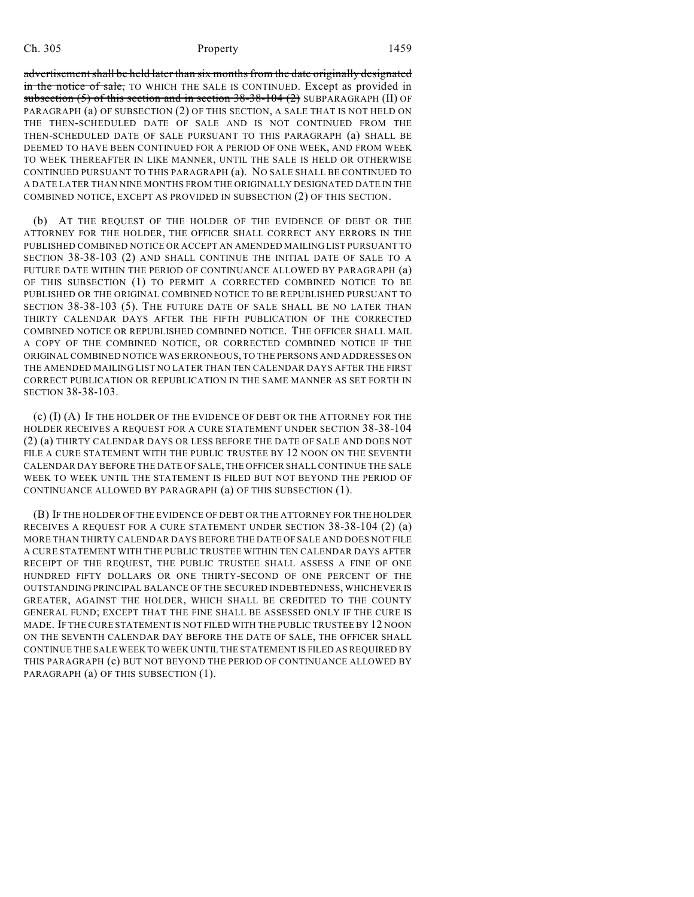~~advertisement shall be held later than six months from the date originally designated in the notice of sale,~~ TO WHICH THE SALE IS CONTINUED. Except as provided in ~~subsection (5) of this section and in section 38-38-104 (2)~~ SUBPARAGRAPH (II) OF PARAGRAPH (a) OF SUBSECTION (2) OF THIS SECTION, A SALE THAT IS NOT HELD ON THE THEN-SCHEDULED DATE OF SALE AND IS NOT CONTINUED FROM THE THEN-SCHEDULED DATE OF SALE PURSUANT TO THIS PARAGRAPH (a) SHALL BE DEEMED TO HAVE BEEN CONTINUED FOR A PERIOD OF ONE WEEK, AND FROM WEEK TO WEEK THEREAFTER IN LIKE MANNER, UNTIL THE SALE IS HELD OR OTHERWISE CONTINUED PURSUANT TO THIS PARAGRAPH (a). NO SALE SHALL BE CONTINUED TO A DATE LATER THAN NINE MONTHS FROM THE ORIGINALLY DESIGNATED DATE IN THE COMBINED NOTICE, EXCEPT AS PROVIDED IN SUBSECTION (2) OF THIS SECTION.

(b) AT THE REQUEST OF THE HOLDER OF THE EVIDENCE OF DEBT OR THE ATTORNEY FOR THE HOLDER, THE OFFICER SHALL CORRECT ANY ERRORS IN THE PUBLISHED COMBINED NOTICE OR ACCEPT AN AMENDED MAILING LIST PURSUANT TO SECTION 38-38-103 (2) AND SHALL CONTINUE THE INITIAL DATE OF SALE TO A FUTURE DATE WITHIN THE PERIOD OF CONTINUANCE ALLOWED BY PARAGRAPH (a) OF THIS SUBSECTION (1) TO PERMIT A CORRECTED COMBINED NOTICE TO BE PUBLISHED OR THE ORIGINAL COMBINED NOTICE TO BE REPUBLISHED PURSUANT TO SECTION 38-38-103 (5). THE FUTURE DATE OF SALE SHALL BE NO LATER THAN THIRTY CALENDAR DAYS AFTER THE FIFTH PUBLICATION OF THE CORRECTED COMBINED NOTICE OR REPUBLISHED COMBINED NOTICE. THE OFFICER SHALL MAIL A COPY OF THE COMBINED NOTICE, OR CORRECTED COMBINED NOTICE IF THE ORIGINAL COMBINED NOTICE WAS ERRONEOUS, TO THE PERSONS AND ADDRESSES ON THE AMENDED MAILING LIST NO LATER THAN TEN CALENDAR DAYS AFTER THE FIRST CORRECT PUBLICATION OR REPUBLICATION IN THE SAME MANNER AS SET FORTH IN SECTION 38-38-103.

(c) (I) (A) IF THE HOLDER OF THE EVIDENCE OF DEBT OR THE ATTORNEY FOR THE HOLDER RECEIVES A REQUEST FOR A CURE STATEMENT UNDER SECTION 38-38-104 (2) (a) THIRTY CALENDAR DAYS OR LESS BEFORE THE DATE OF SALE AND DOES NOT FILE A CURE STATEMENT WITH THE PUBLIC TRUSTEE BY 12 NOON ON THE SEVENTH CALENDAR DAY BEFORE THE DATE OF SALE, THE OFFICER SHALL CONTINUE THE SALE WEEK TO WEEK UNTIL THE STATEMENT IS FILED BUT NOT BEYOND THE PERIOD OF CONTINUANCE ALLOWED BY PARAGRAPH (a) OF THIS SUBSECTION (1).

(B) IF THE HOLDER OF THE EVIDENCE OF DEBT OR THE ATTORNEY FOR THE HOLDER RECEIVES A REQUEST FOR A CURE STATEMENT UNDER SECTION 38-38-104 (2) (a) MORE THAN THIRTY CALENDAR DAYS BEFORE THE DATE OF SALE AND DOES NOT FILE A CURE STATEMENT WITH THE PUBLIC TRUSTEE WITHIN TEN CALENDAR DAYS AFTER RECEIPT OF THE REQUEST, THE PUBLIC TRUSTEE SHALL ASSESS A FINE OF ONE HUNDRED FIFTY DOLLARS OR ONE THIRTY-SECOND OF ONE PERCENT OF THE OUTSTANDING PRINCIPAL BALANCE OF THE SECURED INDEBTEDNESS, WHICHEVER IS GREATER, AGAINST THE HOLDER, WHICH SHALL BE CREDITED TO THE COUNTY GENERAL FUND; EXCEPT THAT THE FINE SHALL BE ASSESSED ONLY IF THE CURE IS MADE. IF THE CURE STATEMENT IS NOT FILED WITH THE PUBLIC TRUSTEE BY 12 NOON ON THE SEVENTH CALENDAR DAY BEFORE THE DATE OF SALE, THE OFFICER SHALL CONTINUE THE SALE WEEK TO WEEK UNTIL THE STATEMENT IS FILED AS REQUIRED BY THIS PARAGRAPH (c) BUT NOT BEYOND THE PERIOD OF CONTINUANCE ALLOWED BY PARAGRAPH (a) OF THIS SUBSECTION (1).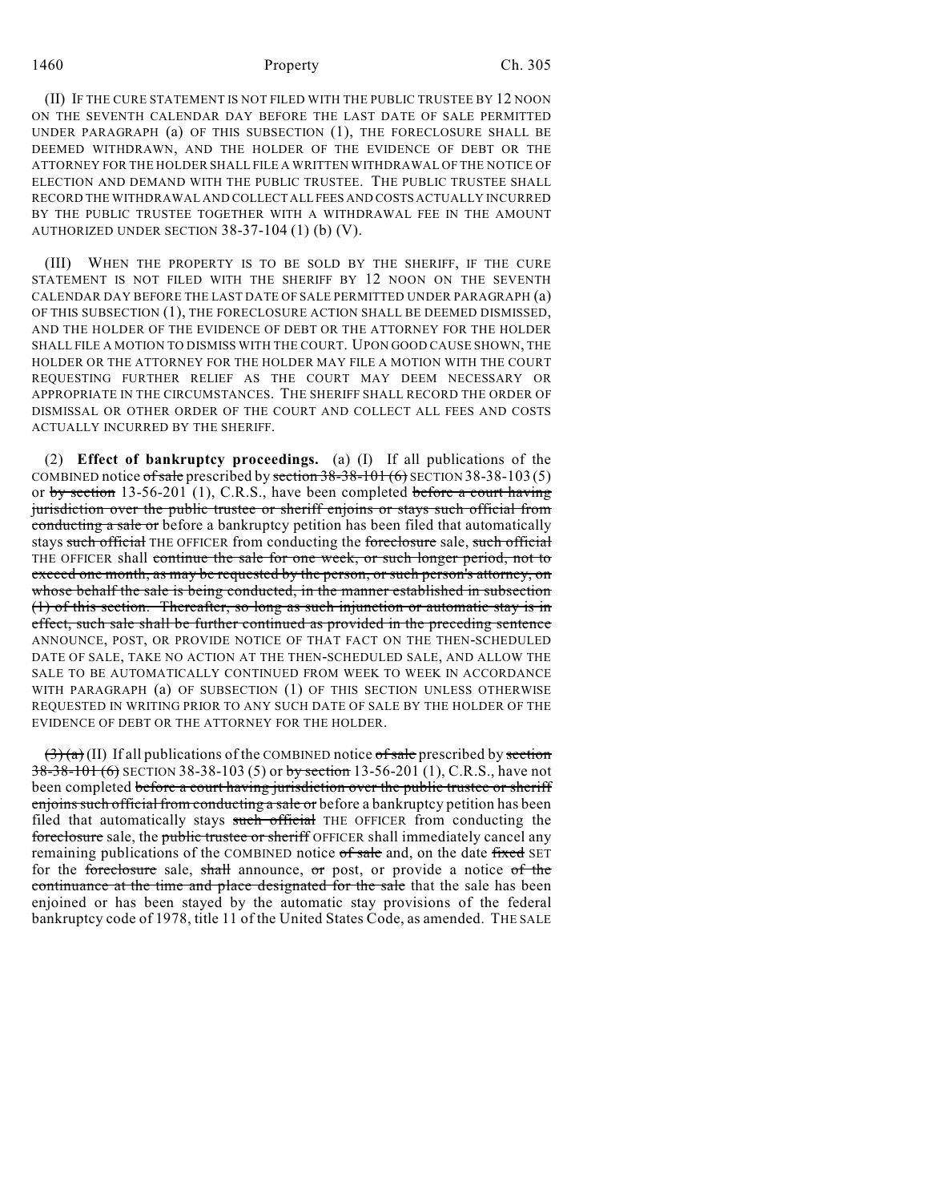(II) IF THE CURE STATEMENT IS NOT FILED WITH THE PUBLIC TRUSTEE BY 12 NOON ON THE SEVENTH CALENDAR DAY BEFORE THE LAST DATE OF SALE PERMITTED UNDER PARAGRAPH (a) OF THIS SUBSECTION (1), THE FORECLOSURE SHALL BE DEEMED WITHDRAWN, AND THE HOLDER OF THE EVIDENCE OF DEBT OR THE ATTORNEY FOR THE HOLDER SHALL FILE A WRITTEN WITHDRAWAL OF THE NOTICE OF ELECTION AND DEMAND WITH THE PUBLIC TRUSTEE. THE PUBLIC TRUSTEE SHALL RECORD THE WITHDRAWAL AND COLLECT ALL FEES AND COSTS ACTUALLY INCURRED BY THE PUBLIC TRUSTEE TOGETHER WITH A WITHDRAWAL FEE IN THE AMOUNT AUTHORIZED UNDER SECTION 38-37-104 (1) (b) (V).

(III) WHEN THE PROPERTY IS TO BE SOLD BY THE SHERIFF, IF THE CURE STATEMENT IS NOT FILED WITH THE SHERIFF BY 12 NOON ON THE SEVENTH CALENDAR DAY BEFORE THE LAST DATE OF SALE PERMITTED UNDER PARAGRAPH (a) OF THIS SUBSECTION (1), THE FORECLOSURE ACTION SHALL BE DEEMED DISMISSED, AND THE HOLDER OF THE EVIDENCE OF DEBT OR THE ATTORNEY FOR THE HOLDER SHALL FILE A MOTION TO DISMISS WITH THE COURT. UPON GOOD CAUSE SHOWN, THE HOLDER OR THE ATTORNEY FOR THE HOLDER MAY FILE A MOTION WITH THE COURT REQUESTING FURTHER RELIEF AS THE COURT MAY DEEM NECESSARY OR APPROPRIATE IN THE CIRCUMSTANCES. THE SHERIFF SHALL RECORD THE ORDER OF DISMISSAL OR OTHER ORDER OF THE COURT AND COLLECT ALL FEES AND COSTS ACTUALLY INCURRED BY THE SHERIFF.

(2) **Effect of bankruptcy proceedings.** (a) (I) If all publications of the COMBINED notice ~~of sale~~ prescribed by ~~section 38-38-101 (6)~~ SECTION 38-38-103 (5) or ~~by section~~ 13-56-201 (1), C.R.S., have been completed ~~before a court having jurisdiction over the public trustee or sheriff enjoins or stays such official from conducting a sale or~~ before a bankruptcy petition has been filed that automatically stays ~~such official~~ THE OFFICER from conducting the ~~foreclosure~~ sale, ~~such official~~ THE OFFICER shall ~~continue the sale for one week, or such longer period, not to exceed one month, as may be requested by the person, or such person's attorney, on whose behalf the sale is being conducted, in the manner established in subsection (1) of this section. Thereafter, so long as such injunction or automatic stay is in effect, such sale shall be further continued as provided in the preceding sentence~~ ANNOUNCE, POST, OR PROVIDE NOTICE OF THAT FACT ON THE THEN-SCHEDULED DATE OF SALE, TAKE NO ACTION AT THE THEN-SCHEDULED SALE, AND ALLOW THE SALE TO BE AUTOMATICALLY CONTINUED FROM WEEK TO WEEK IN ACCORDANCE WITH PARAGRAPH (a) OF SUBSECTION (1) OF THIS SECTION UNLESS OTHERWISE REQUESTED IN WRITING PRIOR TO ANY SUCH DATE OF SALE BY THE HOLDER OF THE EVIDENCE OF DEBT OR THE ATTORNEY FOR THE HOLDER.

~~(3) (a)~~ (II) If all publications of the COMBINED notice ~~of sale~~ prescribed by ~~section 38-38-101 (6)~~ SECTION 38-38-103 (5) or ~~by section~~ 13-56-201 (1), C.R.S., have not been completed ~~before a court having jurisdiction over the public trustee or sheriff enjoins such official from conducting a sale or~~ before a bankruptcy petition has been filed that automatically stays ~~such official~~ THE OFFICER from conducting the ~~foreclosure~~ sale, the ~~public trustee or sheriff~~ OFFICER shall immediately cancel any remaining publications of the COMBINED notice ~~of sale~~ and, on the date ~~fixed~~ SET for the ~~foreclosure~~ sale, ~~shall~~ announce, ~~or~~ post, or provide a notice ~~of the continuance at the time and place designated for the sale~~ that the sale has been enjoined or has been stayed by the automatic stay provisions of the federal bankruptcy code of 1978, title 11 of the United States Code, as amended. THE SALE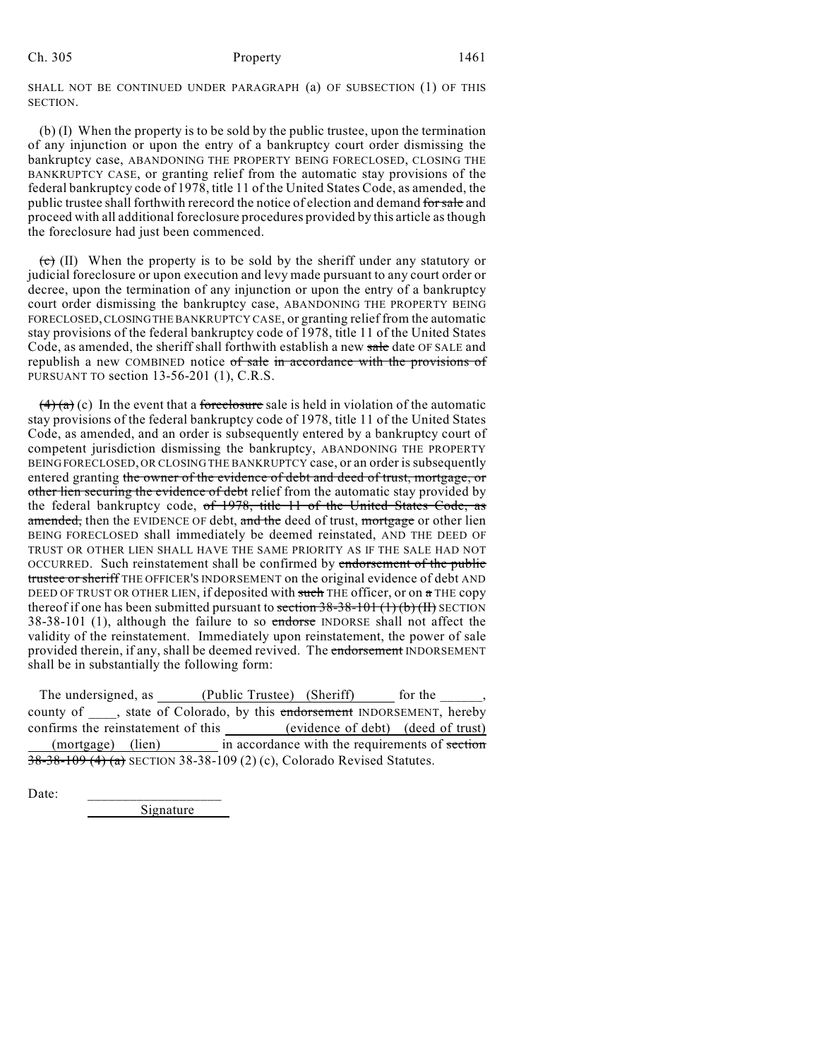SHALL NOT BE CONTINUED UNDER PARAGRAPH (a) OF SUBSECTION (1) OF THIS SECTION.

(b) (I) When the property is to be sold by the public trustee, upon the termination of any injunction or upon the entry of a bankruptcy court order dismissing the bankruptcy case, ABANDONING THE PROPERTY BEING FORECLOSED, CLOSING THE BANKRUPTCY CASE, or granting relief from the automatic stay provisions of the federal bankruptcy code of 1978, title 11 of the United States Code, as amended, the public trustee shall forthwith rerecord the notice of election and demand ~~for sale~~ and proceed with all additional foreclosure procedures provided by this article as though the foreclosure had just been commenced.

~~(c)~~ (II) When the property is to be sold by the sheriff under any statutory or judicial foreclosure or upon execution and levy made pursuant to any court order or decree, upon the termination of any injunction or upon the entry of a bankruptcy court order dismissing the bankruptcy case, ABANDONING THE PROPERTY BEING FORECLOSED, CLOSING THE BANKRUPTCY CASE, or granting relief from the automatic stay provisions of the federal bankruptcy code of 1978, title 11 of the United States Code, as amended, the sheriff shall forthwith establish a new ~~sale~~ date OF SALE and republish a new COMBINED notice ~~of sale in accordance with the provisions of~~ PURSUANT TO section 13-56-201 (1), C.R.S.

~~(4) (a)~~ (c) In the event that a ~~foreclosure~~ sale is held in violation of the automatic stay provisions of the federal bankruptcy code of 1978, title 11 of the United States Code, as amended, and an order is subsequently entered by a bankruptcy court of competent jurisdiction dismissing the bankruptcy, ABANDONING THE PROPERTY BEING FORECLOSED, OR CLOSING THE BANKRUPTCY case, or an order is subsequently entered granting ~~the owner of the evidence of debt and deed of trust, mortgage, or other lien securing the evidence of debt~~ relief from the automatic stay provided by the federal bankruptcy code, ~~of 1978, title 11 of the United States Code, as amended,~~ then the EVIDENCE OF debt, ~~and the~~ deed of trust, ~~mortgage~~ or other lien BEING FORECLOSED shall immediately be deemed reinstated, AND THE DEED OF TRUST OR OTHER LIEN SHALL HAVE THE SAME PRIORITY AS IF THE SALE HAD NOT OCCURRED. Such reinstatement shall be confirmed by ~~endorsement of the public trustee or sheriff~~ THE OFFICER'S INDORSEMENT on the original evidence of debt AND DEED OF TRUST OR OTHER LIEN, if deposited with ~~such~~ THE officer, or on ~~a~~ THE copy thereof if one has been submitted pursuant to ~~section 38-38-101 (1) (b) (II)~~ SECTION 38-38-101 (1), although the failure to so ~~endorse~~ INDORSE shall not affect the validity of the reinstatement. Immediately upon reinstatement, the power of sale provided therein, if any, shall be deemed revived. The ~~endorsement~~ INDORSEMENT shall be in substantially the following form:

The undersigned, as ______(Public Trustee) (Sheriff)______ for the ______, county of ____, state of Colorado, by this ~~endorsement~~ INDORSEMENT, hereby confirms the reinstatement of this ________(evidence of debt) (deed of trust) ___(mortgage) (lien)________ in accordance with the requirements of ~~section 38-38-109 (4) (a)~~ SECTION 38-38-109 (2) (c), Colorado Revised Statutes.

Date: ___________________

Signature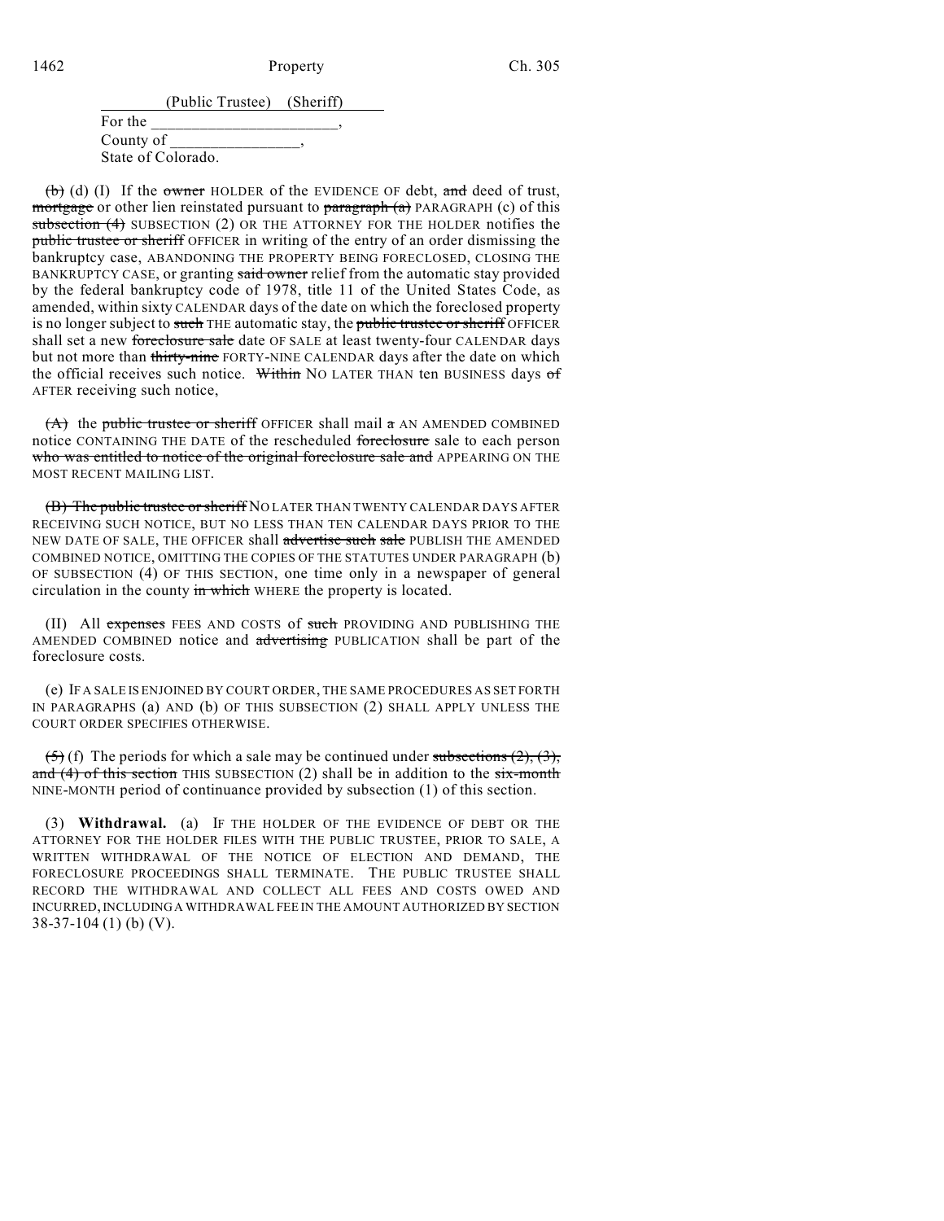(Public Trustee) (Sheriff)
For the \_\_\_\_\_\_\_\_\_\_\_\_\_\_\_\_\_\_\_\_\_\_\_,
County of \_\_\_\_\_\_\_\_\_\_\_\_\_\_\_\_,
State of Colorado.

~~(b)~~ (d) (I) If the ~~owner~~ HOLDER of the EVIDENCE OF debt, ~~and~~ deed of trust, ~~mortgage~~ or other lien reinstated pursuant to ~~paragraph (a)~~ PARAGRAPH (c) of this ~~subsection (4)~~ SUBSECTION (2) OR THE ATTORNEY FOR THE HOLDER notifies the ~~public trustee or sheriff~~ OFFICER in writing of the entry of an order dismissing the bankruptcy case, ABANDONING THE PROPERTY BEING FORECLOSED, CLOSING THE BANKRUPTCY CASE, or granting ~~said owner~~ relief from the automatic stay provided by the federal bankruptcy code of 1978, title 11 of the United States Code, as amended, within sixty CALENDAR days of the date on which the foreclosed property is no longer subject to ~~such~~ THE automatic stay, the ~~public trustee or sheriff~~ OFFICER shall set a new ~~foreclosure sale~~ date OF SALE at least twenty-four CALENDAR days but not more than ~~thirty-nine~~ FORTY-NINE CALENDAR days after the date on which the official receives such notice. ~~Within~~ NO LATER THAN ten BUSINESS days ~~of~~ AFTER receiving such notice,

~~(A)~~ the ~~public trustee or sheriff~~ OFFICER shall mail ~~a~~ AN AMENDED COMBINED notice CONTAINING THE DATE of the rescheduled ~~foreclosure~~ sale to each person ~~who was entitled to notice of the original foreclosure sale and~~ APPEARING ON THE MOST RECENT MAILING LIST.

~~(B) The public trustee or sheriff~~ NO LATER THAN TWENTY CALENDAR DAYS AFTER RECEIVING SUCH NOTICE, BUT NO LESS THAN TEN CALENDAR DAYS PRIOR TO THE NEW DATE OF SALE, THE OFFICER shall ~~advertise such sale~~ PUBLISH THE AMENDED COMBINED NOTICE, OMITTING THE COPIES OF THE STATUTES UNDER PARAGRAPH (b) OF SUBSECTION (4) OF THIS SECTION, one time only in a newspaper of general circulation in the county ~~in which~~ WHERE the property is located.

(II) All ~~expenses~~ FEES AND COSTS of ~~such~~ PROVIDING AND PUBLISHING THE AMENDED COMBINED notice and ~~advertising~~ PUBLICATION shall be part of the foreclosure costs.

(e) IF A SALE IS ENJOINED BY COURT ORDER, THE SAME PROCEDURES AS SET FORTH IN PARAGRAPHS (a) AND (b) OF THIS SUBSECTION (2) SHALL APPLY UNLESS THE COURT ORDER SPECIFIES OTHERWISE.

~~(5)~~ (f) The periods for which a sale may be continued under ~~subsections (2), (3), and (4) of this section~~ THIS SUBSECTION (2) shall be in addition to the ~~six-month~~ NINE-MONTH period of continuance provided by subsection (1) of this section.

(3) **Withdrawal.** (a) IF THE HOLDER OF THE EVIDENCE OF DEBT OR THE ATTORNEY FOR THE HOLDER FILES WITH THE PUBLIC TRUSTEE, PRIOR TO SALE, A WRITTEN WITHDRAWAL OF THE NOTICE OF ELECTION AND DEMAND, THE FORECLOSURE PROCEEDINGS SHALL TERMINATE. THE PUBLIC TRUSTEE SHALL RECORD THE WITHDRAWAL AND COLLECT ALL FEES AND COSTS OWED AND INCURRED, INCLUDING A WITHDRAWAL FEE IN THE AMOUNT AUTHORIZED BY SECTION 38-37-104 (1) (b) (V).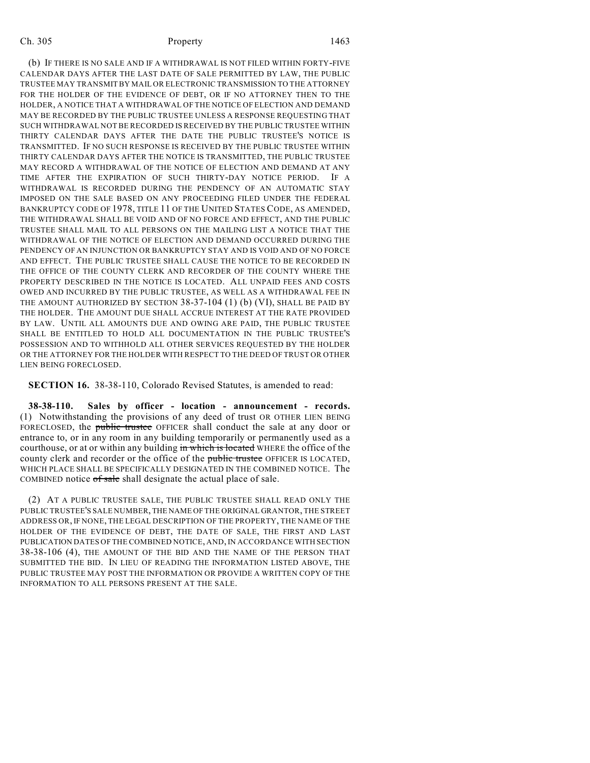(b) IF THERE IS NO SALE AND IF A WITHDRAWAL IS NOT FILED WITHIN FORTY-FIVE CALENDAR DAYS AFTER THE LAST DATE OF SALE PERMITTED BY LAW, THE PUBLIC TRUSTEE MAY TRANSMIT BY MAIL OR ELECTRONIC TRANSMISSION TO THE ATTORNEY FOR THE HOLDER OF THE EVIDENCE OF DEBT, OR IF NO ATTORNEY THEN TO THE HOLDER, A NOTICE THAT A WITHDRAWAL OF THE NOTICE OF ELECTION AND DEMAND MAY BE RECORDED BY THE PUBLIC TRUSTEE UNLESS A RESPONSE REQUESTING THAT SUCH WITHDRAWAL NOT BE RECORDED IS RECEIVED BY THE PUBLIC TRUSTEE WITHIN THIRTY CALENDAR DAYS AFTER THE DATE THE PUBLIC TRUSTEE'S NOTICE IS TRANSMITTED. IF NO SUCH RESPONSE IS RECEIVED BY THE PUBLIC TRUSTEE WITHIN THIRTY CALENDAR DAYS AFTER THE NOTICE IS TRANSMITTED, THE PUBLIC TRUSTEE MAY RECORD A WITHDRAWAL OF THE NOTICE OF ELECTION AND DEMAND AT ANY TIME AFTER THE EXPIRATION OF SUCH THIRTY-DAY NOTICE PERIOD. IF A WITHDRAWAL IS RECORDED DURING THE PENDENCY OF AN AUTOMATIC STAY IMPOSED ON THE SALE BASED ON ANY PROCEEDING FILED UNDER THE FEDERAL BANKRUPTCY CODE OF 1978, TITLE 11 OF THE UNITED STATES CODE, AS AMENDED, THE WITHDRAWAL SHALL BE VOID AND OF NO FORCE AND EFFECT, AND THE PUBLIC TRUSTEE SHALL MAIL TO ALL PERSONS ON THE MAILING LIST A NOTICE THAT THE WITHDRAWAL OF THE NOTICE OF ELECTION AND DEMAND OCCURRED DURING THE PENDENCY OF AN INJUNCTION OR BANKRUPTCY STAY AND IS VOID AND OF NO FORCE AND EFFECT. THE PUBLIC TRUSTEE SHALL CAUSE THE NOTICE TO BE RECORDED IN THE OFFICE OF THE COUNTY CLERK AND RECORDER OF THE COUNTY WHERE THE PROPERTY DESCRIBED IN THE NOTICE IS LOCATED. ALL UNPAID FEES AND COSTS OWED AND INCURRED BY THE PUBLIC TRUSTEE, AS WELL AS A WITHDRAWAL FEE IN THE AMOUNT AUTHORIZED BY SECTION 38-37-104 (1) (b) (VI), SHALL BE PAID BY THE HOLDER. THE AMOUNT DUE SHALL ACCRUE INTEREST AT THE RATE PROVIDED BY LAW. UNTIL ALL AMOUNTS DUE AND OWING ARE PAID, THE PUBLIC TRUSTEE SHALL BE ENTITLED TO HOLD ALL DOCUMENTATION IN THE PUBLIC TRUSTEE'S POSSESSION AND TO WITHHOLD ALL OTHER SERVICES REQUESTED BY THE HOLDER OR THE ATTORNEY FOR THE HOLDER WITH RESPECT TO THE DEED OF TRUST OR OTHER LIEN BEING FORECLOSED.

**SECTION 16.** 38-38-110, Colorado Revised Statutes, is amended to read:

**38-38-110. Sales by officer - location - announcement - records.** (1) Notwithstanding the provisions of any deed of trust OR OTHER LIEN BEING FORECLOSED, the ~~public trustee~~ OFFICER shall conduct the sale at any door or entrance to, or in any room in any building temporarily or permanently used as a courthouse, or at or within any building ~~in which is located~~ WHERE the office of the county clerk and recorder or the office of the ~~public trustee~~ OFFICER IS LOCATED, WHICH PLACE SHALL BE SPECIFICALLY DESIGNATED IN THE COMBINED NOTICE. The COMBINED notice ~~of sale~~ shall designate the actual place of sale.

(2) AT A PUBLIC TRUSTEE SALE, THE PUBLIC TRUSTEE SHALL READ ONLY THE PUBLIC TRUSTEE'S SALE NUMBER, THE NAME OF THE ORIGINAL GRANTOR, THE STREET ADDRESS OR, IF NONE, THE LEGAL DESCRIPTION OF THE PROPERTY, THE NAME OF THE HOLDER OF THE EVIDENCE OF DEBT, THE DATE OF SALE, THE FIRST AND LAST PUBLICATION DATES OF THE COMBINED NOTICE, AND, IN ACCORDANCE WITH SECTION 38-38-106 (4), THE AMOUNT OF THE BID AND THE NAME OF THE PERSON THAT SUBMITTED THE BID. IN LIEU OF READING THE INFORMATION LISTED ABOVE, THE PUBLIC TRUSTEE MAY POST THE INFORMATION OR PROVIDE A WRITTEN COPY OF THE INFORMATION TO ALL PERSONS PRESENT AT THE SALE.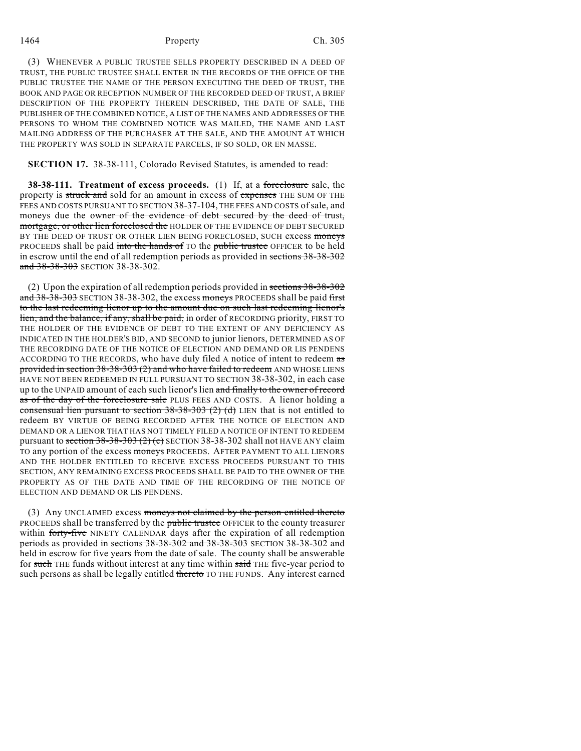(3) WHENEVER A PUBLIC TRUSTEE SELLS PROPERTY DESCRIBED IN A DEED OF TRUST, THE PUBLIC TRUSTEE SHALL ENTER IN THE RECORDS OF THE OFFICE OF THE PUBLIC TRUSTEE THE NAME OF THE PERSON EXECUTING THE DEED OF TRUST, THE BOOK AND PAGE OR RECEPTION NUMBER OF THE RECORDED DEED OF TRUST, A BRIEF DESCRIPTION OF THE PROPERTY THEREIN DESCRIBED, THE DATE OF SALE, THE PUBLISHER OF THE COMBINED NOTICE, A LIST OF THE NAMES AND ADDRESSES OF THE PERSONS TO WHOM THE COMBINED NOTICE WAS MAILED, THE NAME AND LAST MAILING ADDRESS OF THE PURCHASER AT THE SALE, AND THE AMOUNT AT WHICH THE PROPERTY WAS SOLD IN SEPARATE PARCELS, IF SO SOLD, OR EN MASSE.

**SECTION 17.** 38-38-111, Colorado Revised Statutes, is amended to read:

**38-38-111. Treatment of excess proceeds.** (1) If, at a foreclosure sale, the property is struck and sold for an amount in excess of expenses THE SUM OF THE FEES AND COSTS PURSUANT TO SECTION 38-37-104, THE FEES AND COSTS of sale, and moneys due the owner of the evidence of debt secured by the deed of trust, mortgage, or other lien foreclosed the HOLDER OF THE EVIDENCE OF DEBT SECURED BY THE DEED OF TRUST OR OTHER LIEN BEING FORECLOSED, SUCH excess moneys PROCEEDS shall be paid into the hands of TO the public trustee OFFICER to be held in escrow until the end of all redemption periods as provided in sections 38-38-302 and 38-38-303 SECTION 38-38-302.

(2) Upon the expiration of all redemption periods provided in sections 38-38-302 and 38-38-303 SECTION 38-38-302, the excess moneys PROCEEDS shall be paid first to the last redeeming lienor up to the amount due on such last redeeming lienor's lien, and the balance, if any, shall be paid, in order of RECORDING priority, FIRST TO THE HOLDER OF THE EVIDENCE OF DEBT TO THE EXTENT OF ANY DEFICIENCY AS INDICATED IN THE HOLDER'S BID, AND SECOND to junior lienors, DETERMINED AS OF THE RECORDING DATE OF THE NOTICE OF ELECTION AND DEMAND OR LIS PENDENS ACCORDING TO THE RECORDS, who have duly filed A notice of intent to redeem as provided in section 38-38-303 (2) and who have failed to redeem AND WHOSE LIENS HAVE NOT BEEN REDEEMED IN FULL PURSUANT TO SECTION 38-38-302, in each case up to the UNPAID amount of each such lienor's lien and finally to the owner of record as of the day of the foreclosure sale PLUS FEES AND COSTS. A lienor holding a consensual lien pursuant to section 38-38-303 (2) (d) LIEN that is not entitled to redeem BY VIRTUE OF BEING RECORDED AFTER THE NOTICE OF ELECTION AND DEMAND OR A LIENOR THAT HAS NOT TIMELY FILED A NOTICE OF INTENT TO REDEEM pursuant to section 38-38-303 (2) (c) SECTION 38-38-302 shall not HAVE ANY claim TO any portion of the excess moneys PROCEEDS. AFTER PAYMENT TO ALL LIENORS AND THE HOLDER ENTITLED TO RECEIVE EXCESS PROCEEDS PURSUANT TO THIS SECTION, ANY REMAINING EXCESS PROCEEDS SHALL BE PAID TO THE OWNER OF THE PROPERTY AS OF THE DATE AND TIME OF THE RECORDING OF THE NOTICE OF ELECTION AND DEMAND OR LIS PENDENS.

(3) Any UNCLAIMED excess moneys not claimed by the person entitled thereto PROCEEDS shall be transferred by the public trustee OFFICER to the county treasurer within forty-five NINETY CALENDAR days after the expiration of all redemption periods as provided in sections 38-38-302 and 38-38-303 SECTION 38-38-302 and held in escrow for five years from the date of sale. The county shall be answerable for such THE funds without interest at any time within said THE five-year period to such persons as shall be legally entitled thereto TO THE FUNDS. Any interest earned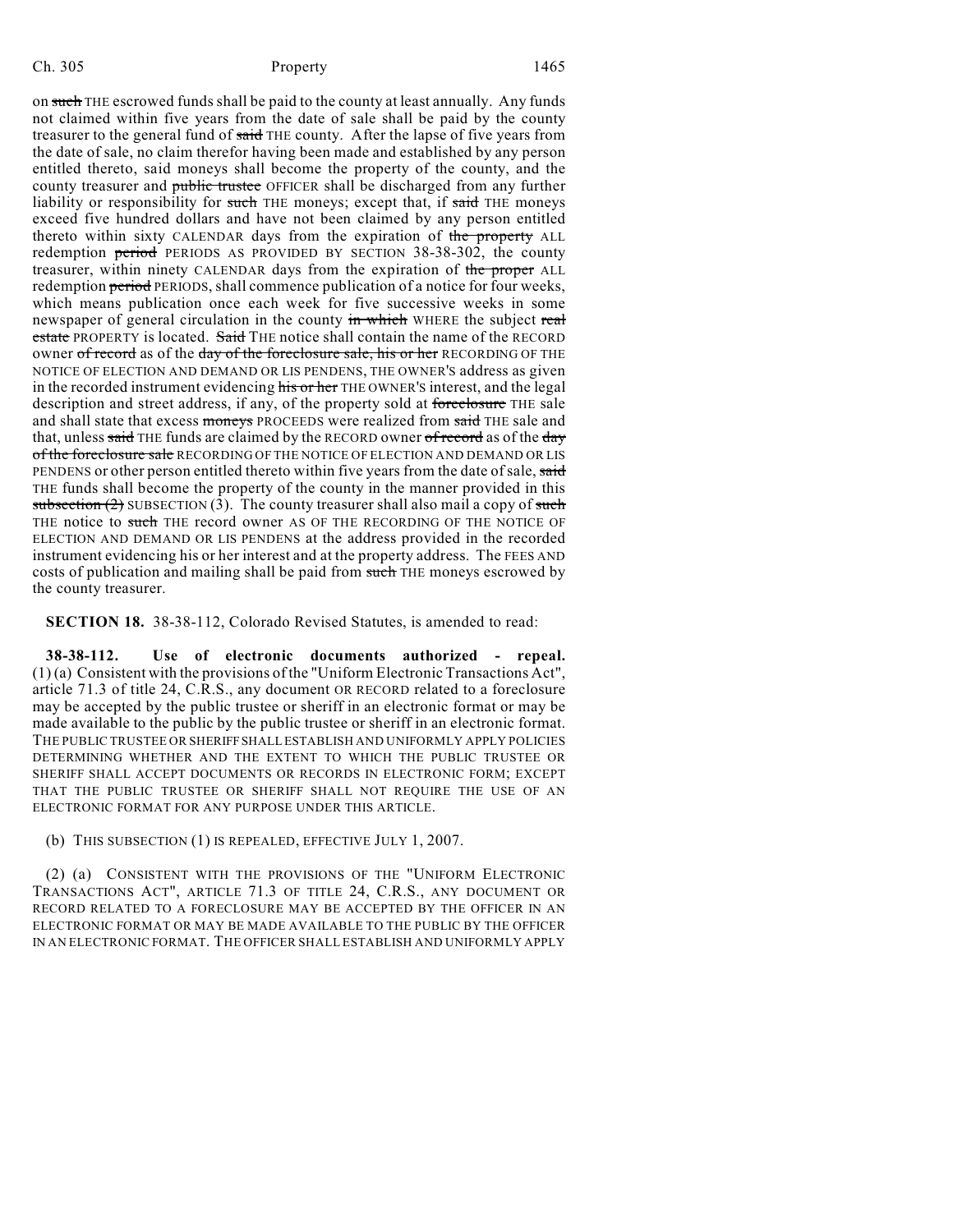on ~~such~~ THE escrowed funds shall be paid to the county at least annually. Any funds not claimed within five years from the date of sale shall be paid by the county treasurer to the general fund of ~~said~~ THE county. After the lapse of five years from the date of sale, no claim therefor having been made and established by any person entitled thereto, said moneys shall become the property of the county, and the county treasurer and ~~public trustee~~ OFFICER shall be discharged from any further liability or responsibility for ~~such~~ THE moneys; except that, if ~~said~~ THE moneys exceed five hundred dollars and have not been claimed by any person entitled thereto within sixty CALENDAR days from the expiration of ~~the property~~ ALL redemption ~~period~~ PERIODS AS PROVIDED BY SECTION 38-38-302, the county treasurer, within ninety CALENDAR days from the expiration of ~~the proper~~ ALL redemption ~~period~~ PERIODS, shall commence publication of a notice for four weeks, which means publication once each week for five successive weeks in some newspaper of general circulation in the county ~~in which~~ WHERE the subject ~~real estate~~ PROPERTY is located. ~~Said~~ THE notice shall contain the name of the RECORD owner ~~of record~~ as of the ~~day of the foreclosure sale, his or her~~ RECORDING OF THE NOTICE OF ELECTION AND DEMAND OR LIS PENDENS, THE OWNER'S address as given in the recorded instrument evidencing ~~his or her~~ THE OWNER'S interest, and the legal description and street address, if any, of the property sold at ~~foreclosure~~ THE sale and shall state that excess ~~moneys~~ PROCEEDS were realized from ~~said~~ THE sale and that, unless ~~said~~ THE funds are claimed by the RECORD owner ~~of record~~ as of the ~~day of the foreclosure sale~~ RECORDING OF THE NOTICE OF ELECTION AND DEMAND OR LIS PENDENS or other person entitled thereto within five years from the date of sale, ~~said~~ THE funds shall become the property of the county in the manner provided in this ~~subsection (2)~~ SUBSECTION (3). The county treasurer shall also mail a copy of ~~such~~ THE notice to ~~such~~ THE record owner AS OF THE RECORDING OF THE NOTICE OF ELECTION AND DEMAND OR LIS PENDENS at the address provided in the recorded instrument evidencing his or her interest and at the property address. The FEES AND costs of publication and mailing shall be paid from ~~such~~ THE moneys escrowed by the county treasurer.

**SECTION 18.** 38-38-112, Colorado Revised Statutes, is amended to read:

**38-38-112. Use of electronic documents authorized - repeal.** (1) (a) Consistent with the provisions of the "Uniform Electronic Transactions Act", article 71.3 of title 24, C.R.S., any document OR RECORD related to a foreclosure may be accepted by the public trustee or sheriff in an electronic format or may be made available to the public by the public trustee or sheriff in an electronic format. THE PUBLIC TRUSTEE OR SHERIFF SHALL ESTABLISH AND UNIFORMLY APPLY POLICIES DETERMINING WHETHER AND THE EXTENT TO WHICH THE PUBLIC TRUSTEE OR SHERIFF SHALL ACCEPT DOCUMENTS OR RECORDS IN ELECTRONIC FORM; EXCEPT THAT THE PUBLIC TRUSTEE OR SHERIFF SHALL NOT REQUIRE THE USE OF AN ELECTRONIC FORMAT FOR ANY PURPOSE UNDER THIS ARTICLE.

(b) THIS SUBSECTION (1) IS REPEALED, EFFECTIVE JULY 1, 2007.

(2) (a) CONSISTENT WITH THE PROVISIONS OF THE "UNIFORM ELECTRONIC TRANSACTIONS ACT", ARTICLE 71.3 OF TITLE 24, C.R.S., ANY DOCUMENT OR RECORD RELATED TO A FORECLOSURE MAY BE ACCEPTED BY THE OFFICER IN AN ELECTRONIC FORMAT OR MAY BE MADE AVAILABLE TO THE PUBLIC BY THE OFFICER IN AN ELECTRONIC FORMAT. THE OFFICER SHALL ESTABLISH AND UNIFORMLY APPLY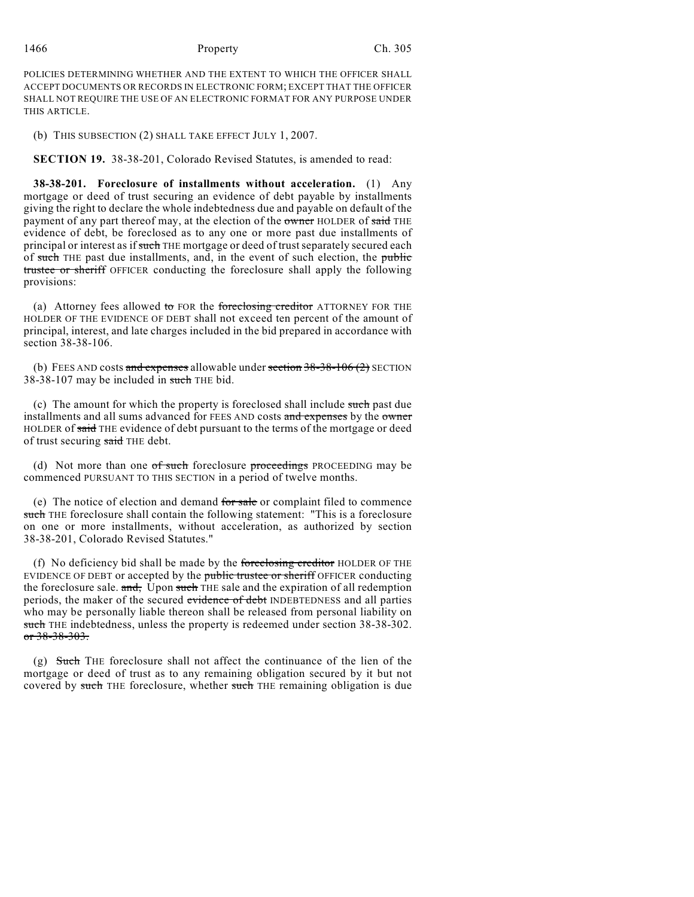POLICIES DETERMINING WHETHER AND THE EXTENT TO WHICH THE OFFICER SHALL ACCEPT DOCUMENTS OR RECORDS IN ELECTRONIC FORM; EXCEPT THAT THE OFFICER SHALL NOT REQUIRE THE USE OF AN ELECTRONIC FORMAT FOR ANY PURPOSE UNDER THIS ARTICLE.

(b) THIS SUBSECTION (2) SHALL TAKE EFFECT JULY 1, 2007.

**SECTION 19.** 38-38-201, Colorado Revised Statutes, is amended to read:

**38-38-201. Foreclosure of installments without acceleration.** (1) Any mortgage or deed of trust securing an evidence of debt payable by installments giving the right to declare the whole indebtedness due and payable on default of the payment of any part thereof may, at the election of the ~~owner~~ HOLDER of ~~said~~ THE evidence of debt, be foreclosed as to any one or more past due installments of principal or interest as if ~~such~~ THE mortgage or deed of trust separately secured each of ~~such~~ THE past due installments, and, in the event of such election, the ~~public trustee or sheriff~~ OFFICER conducting the foreclosure shall apply the following provisions:

(a) Attorney fees allowed ~~to~~ FOR the ~~foreclosing creditor~~ ATTORNEY FOR THE HOLDER OF THE EVIDENCE OF DEBT shall not exceed ten percent of the amount of principal, interest, and late charges included in the bid prepared in accordance with section 38-38-106.

(b) FEES AND costs ~~and expenses~~ allowable under ~~section 38-38-106 (2)~~ SECTION 38-38-107 may be included in ~~such~~ THE bid.

(c) The amount for which the property is foreclosed shall include ~~such~~ past due installments and all sums advanced for FEES AND costs ~~and expenses~~ by the ~~owner~~ HOLDER of ~~said~~ THE evidence of debt pursuant to the terms of the mortgage or deed of trust securing ~~said~~ THE debt.

(d) Not more than one ~~of such~~ foreclosure ~~proceedings~~ PROCEEDING may be commenced PURSUANT TO THIS SECTION in a period of twelve months.

(e) The notice of election and demand ~~for sale~~ or complaint filed to commence ~~such~~ THE foreclosure shall contain the following statement: "This is a foreclosure on one or more installments, without acceleration, as authorized by section 38-38-201, Colorado Revised Statutes."

(f) No deficiency bid shall be made by the ~~foreclosing creditor~~ HOLDER OF THE EVIDENCE OF DEBT or accepted by the ~~public trustee or sheriff~~ OFFICER conducting the foreclosure sale. ~~and,~~ Upon ~~such~~ THE sale and the expiration of all redemption periods, the maker of the secured ~~evidence of debt~~ INDEBTEDNESS and all parties who may be personally liable thereon shall be released from personal liability on ~~such~~ THE indebtedness, unless the property is redeemed under section 38-38-302. ~~or 38-38-303.~~

(g) ~~Such~~ THE foreclosure shall not affect the continuance of the lien of the mortgage or deed of trust as to any remaining obligation secured by it but not covered by ~~such~~ THE foreclosure, whether ~~such~~ THE remaining obligation is due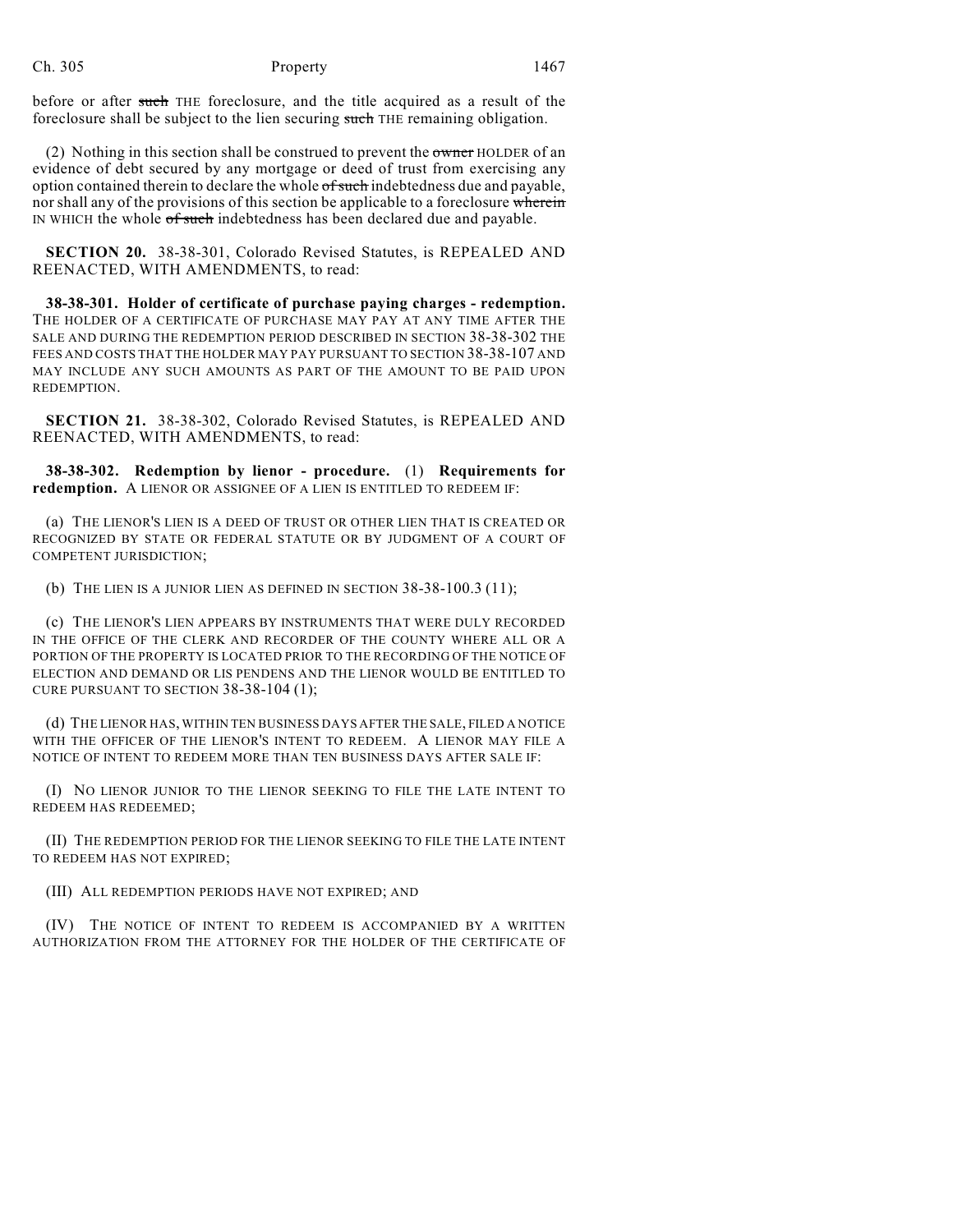before or after ~~such~~ THE foreclosure, and the title acquired as a result of the foreclosure shall be subject to the lien securing ~~such~~ THE remaining obligation.

(2) Nothing in this section shall be construed to prevent the ~~owner~~ HOLDER of an evidence of debt secured by any mortgage or deed of trust from exercising any option contained therein to declare the whole ~~of such~~ indebtedness due and payable, nor shall any of the provisions of this section be applicable to a foreclosure ~~wherein~~ IN WHICH the whole ~~of such~~ indebtedness has been declared due and payable.

**SECTION 20.** 38-38-301, Colorado Revised Statutes, is REPEALED AND REENACTED, WITH AMENDMENTS, to read:

**38-38-301. Holder of certificate of purchase paying charges - redemption.** THE HOLDER OF A CERTIFICATE OF PURCHASE MAY PAY AT ANY TIME AFTER THE SALE AND DURING THE REDEMPTION PERIOD DESCRIBED IN SECTION 38-38-302 THE FEES AND COSTS THAT THE HOLDER MAY PAY PURSUANT TO SECTION 38-38-107 AND MAY INCLUDE ANY SUCH AMOUNTS AS PART OF THE AMOUNT TO BE PAID UPON REDEMPTION.

**SECTION 21.** 38-38-302, Colorado Revised Statutes, is REPEALED AND REENACTED, WITH AMENDMENTS, to read:

**38-38-302. Redemption by lienor - procedure.** (1) **Requirements for redemption.** A LIENOR OR ASSIGNEE OF A LIEN IS ENTITLED TO REDEEM IF:

(a) THE LIENOR'S LIEN IS A DEED OF TRUST OR OTHER LIEN THAT IS CREATED OR RECOGNIZED BY STATE OR FEDERAL STATUTE OR BY JUDGMENT OF A COURT OF COMPETENT JURISDICTION;

(b) THE LIEN IS A JUNIOR LIEN AS DEFINED IN SECTION 38-38-100.3 (11);

(c) THE LIENOR'S LIEN APPEARS BY INSTRUMENTS THAT WERE DULY RECORDED IN THE OFFICE OF THE CLERK AND RECORDER OF THE COUNTY WHERE ALL OR A PORTION OF THE PROPERTY IS LOCATED PRIOR TO THE RECORDING OF THE NOTICE OF ELECTION AND DEMAND OR LIS PENDENS AND THE LIENOR WOULD BE ENTITLED TO CURE PURSUANT TO SECTION 38-38-104 (1);

(d) THE LIENOR HAS, WITHIN TEN BUSINESS DAYS AFTER THE SALE, FILED A NOTICE WITH THE OFFICER OF THE LIENOR'S INTENT TO REDEEM. A LIENOR MAY FILE A NOTICE OF INTENT TO REDEEM MORE THAN TEN BUSINESS DAYS AFTER SALE IF:

(I) NO LIENOR JUNIOR TO THE LIENOR SEEKING TO FILE THE LATE INTENT TO REDEEM HAS REDEEMED;

(II) THE REDEMPTION PERIOD FOR THE LIENOR SEEKING TO FILE THE LATE INTENT TO REDEEM HAS NOT EXPIRED;

(III) ALL REDEMPTION PERIODS HAVE NOT EXPIRED; AND

(IV) THE NOTICE OF INTENT TO REDEEM IS ACCOMPANIED BY A WRITTEN AUTHORIZATION FROM THE ATTORNEY FOR THE HOLDER OF THE CERTIFICATE OF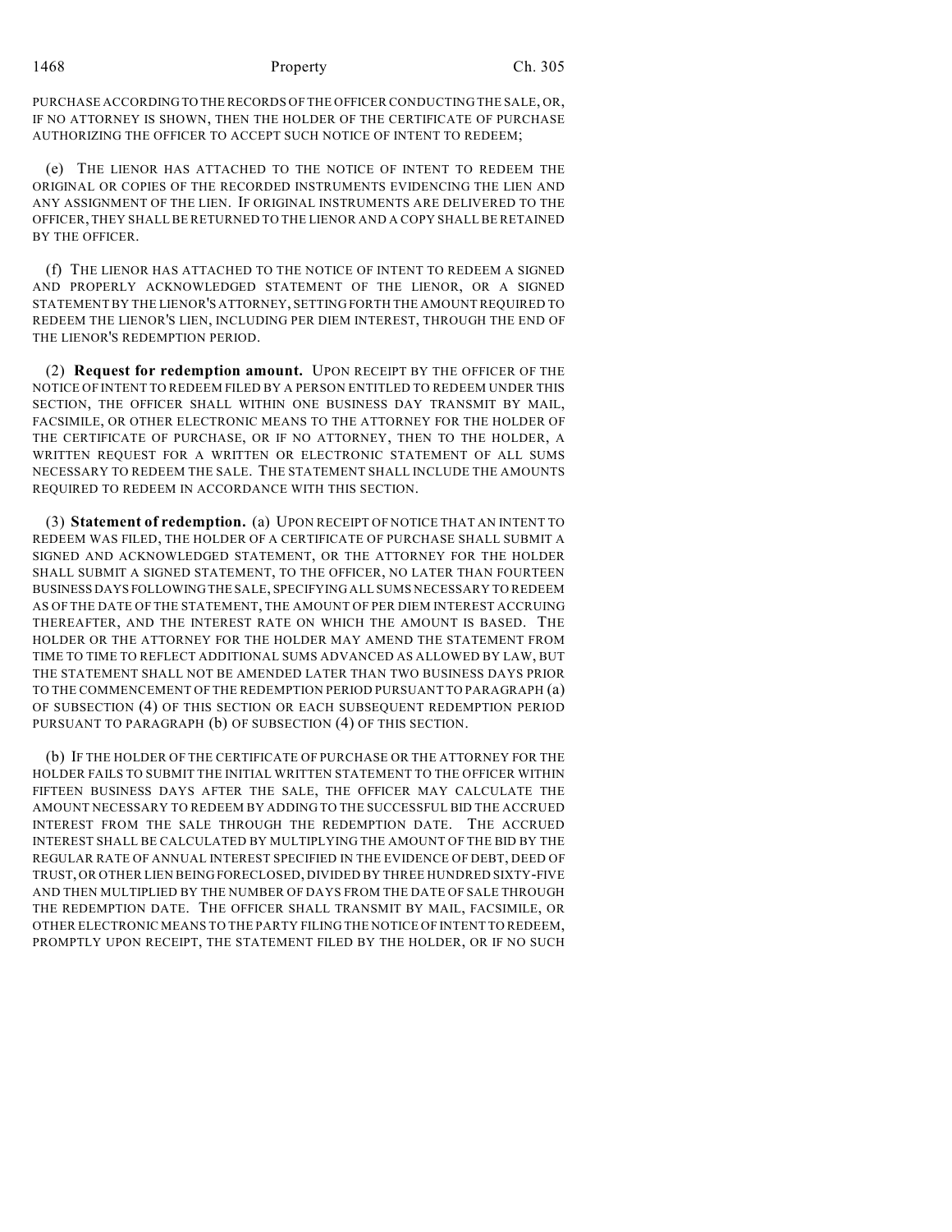PURCHASE ACCORDING TO THE RECORDS OF THE OFFICER CONDUCTING THE SALE, OR, IF NO ATTORNEY IS SHOWN, THEN THE HOLDER OF THE CERTIFICATE OF PURCHASE AUTHORIZING THE OFFICER TO ACCEPT SUCH NOTICE OF INTENT TO REDEEM;

(e) THE LIENOR HAS ATTACHED TO THE NOTICE OF INTENT TO REDEEM THE ORIGINAL OR COPIES OF THE RECORDED INSTRUMENTS EVIDENCING THE LIEN AND ANY ASSIGNMENT OF THE LIEN. IF ORIGINAL INSTRUMENTS ARE DELIVERED TO THE OFFICER, THEY SHALL BE RETURNED TO THE LIENOR AND A COPY SHALL BE RETAINED BY THE OFFICER.

(f) THE LIENOR HAS ATTACHED TO THE NOTICE OF INTENT TO REDEEM A SIGNED AND PROPERLY ACKNOWLEDGED STATEMENT OF THE LIENOR, OR A SIGNED STATEMENT BY THE LIENOR'S ATTORNEY, SETTING FORTH THE AMOUNT REQUIRED TO REDEEM THE LIENOR'S LIEN, INCLUDING PER DIEM INTEREST, THROUGH THE END OF THE LIENOR'S REDEMPTION PERIOD.

(2) **Request for redemption amount.** UPON RECEIPT BY THE OFFICER OF THE NOTICE OF INTENT TO REDEEM FILED BY A PERSON ENTITLED TO REDEEM UNDER THIS SECTION, THE OFFICER SHALL WITHIN ONE BUSINESS DAY TRANSMIT BY MAIL, FACSIMILE, OR OTHER ELECTRONIC MEANS TO THE ATTORNEY FOR THE HOLDER OF THE CERTIFICATE OF PURCHASE, OR IF NO ATTORNEY, THEN TO THE HOLDER, A WRITTEN REQUEST FOR A WRITTEN OR ELECTRONIC STATEMENT OF ALL SUMS NECESSARY TO REDEEM THE SALE. THE STATEMENT SHALL INCLUDE THE AMOUNTS REQUIRED TO REDEEM IN ACCORDANCE WITH THIS SECTION.

(3) **Statement of redemption.** (a) UPON RECEIPT OF NOTICE THAT AN INTENT TO REDEEM WAS FILED, THE HOLDER OF A CERTIFICATE OF PURCHASE SHALL SUBMIT A SIGNED AND ACKNOWLEDGED STATEMENT, OR THE ATTORNEY FOR THE HOLDER SHALL SUBMIT A SIGNED STATEMENT, TO THE OFFICER, NO LATER THAN FOURTEEN BUSINESS DAYS FOLLOWING THE SALE, SPECIFYING ALL SUMS NECESSARY TO REDEEM AS OF THE DATE OF THE STATEMENT, THE AMOUNT OF PER DIEM INTEREST ACCRUING THEREAFTER, AND THE INTEREST RATE ON WHICH THE AMOUNT IS BASED. THE HOLDER OR THE ATTORNEY FOR THE HOLDER MAY AMEND THE STATEMENT FROM TIME TO TIME TO REFLECT ADDITIONAL SUMS ADVANCED AS ALLOWED BY LAW, BUT THE STATEMENT SHALL NOT BE AMENDED LATER THAN TWO BUSINESS DAYS PRIOR TO THE COMMENCEMENT OF THE REDEMPTION PERIOD PURSUANT TO PARAGRAPH (a) OF SUBSECTION (4) OF THIS SECTION OR EACH SUBSEQUENT REDEMPTION PERIOD PURSUANT TO PARAGRAPH (b) OF SUBSECTION (4) OF THIS SECTION.

(b) IF THE HOLDER OF THE CERTIFICATE OF PURCHASE OR THE ATTORNEY FOR THE HOLDER FAILS TO SUBMIT THE INITIAL WRITTEN STATEMENT TO THE OFFICER WITHIN FIFTEEN BUSINESS DAYS AFTER THE SALE, THE OFFICER MAY CALCULATE THE AMOUNT NECESSARY TO REDEEM BY ADDING TO THE SUCCESSFUL BID THE ACCRUED INTEREST FROM THE SALE THROUGH THE REDEMPTION DATE. THE ACCRUED INTEREST SHALL BE CALCULATED BY MULTIPLYING THE AMOUNT OF THE BID BY THE REGULAR RATE OF ANNUAL INTEREST SPECIFIED IN THE EVIDENCE OF DEBT, DEED OF TRUST, OR OTHER LIEN BEING FORECLOSED, DIVIDED BY THREE HUNDRED SIXTY-FIVE AND THEN MULTIPLIED BY THE NUMBER OF DAYS FROM THE DATE OF SALE THROUGH THE REDEMPTION DATE. THE OFFICER SHALL TRANSMIT BY MAIL, FACSIMILE, OR OTHER ELECTRONIC MEANS TO THE PARTY FILING THE NOTICE OF INTENT TO REDEEM, PROMPTLY UPON RECEIPT, THE STATEMENT FILED BY THE HOLDER, OR IF NO SUCH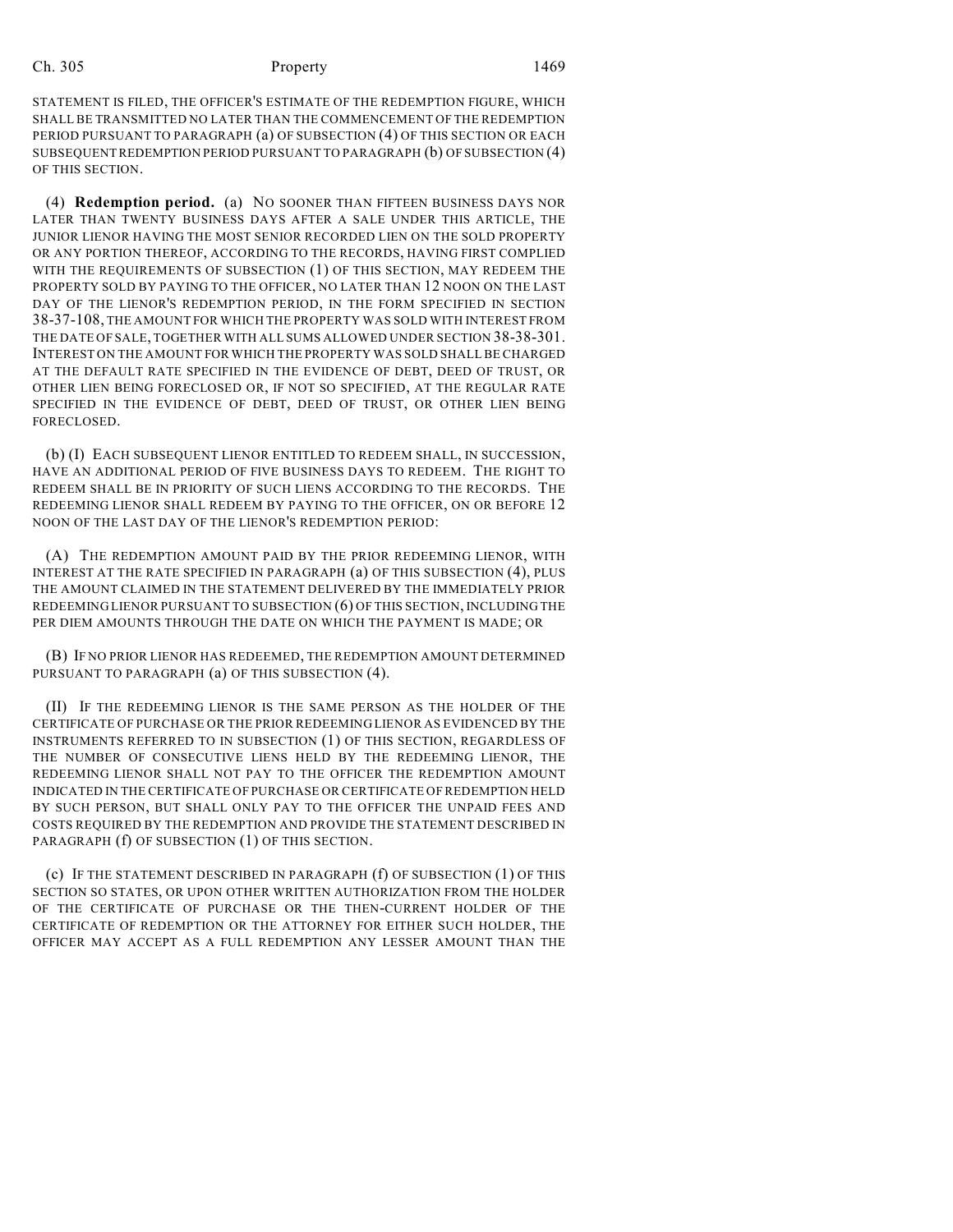STATEMENT IS FILED, THE OFFICER'S ESTIMATE OF THE REDEMPTION FIGURE, WHICH SHALL BE TRANSMITTED NO LATER THAN THE COMMENCEMENT OF THE REDEMPTION PERIOD PURSUANT TO PARAGRAPH (a) OF SUBSECTION (4) OF THIS SECTION OR EACH SUBSEQUENT REDEMPTION PERIOD PURSUANT TO PARAGRAPH (b) OF SUBSECTION (4) OF THIS SECTION.

(4) **Redemption period.** (a) NO SOONER THAN FIFTEEN BUSINESS DAYS NOR LATER THAN TWENTY BUSINESS DAYS AFTER A SALE UNDER THIS ARTICLE, THE JUNIOR LIENOR HAVING THE MOST SENIOR RECORDED LIEN ON THE SOLD PROPERTY OR ANY PORTION THEREOF, ACCORDING TO THE RECORDS, HAVING FIRST COMPLIED WITH THE REQUIREMENTS OF SUBSECTION (1) OF THIS SECTION, MAY REDEEM THE PROPERTY SOLD BY PAYING TO THE OFFICER, NO LATER THAN 12 NOON ON THE LAST DAY OF THE LIENOR'S REDEMPTION PERIOD, IN THE FORM SPECIFIED IN SECTION 38-37-108, THE AMOUNT FOR WHICH THE PROPERTY WAS SOLD WITH INTEREST FROM THE DATE OF SALE, TOGETHER WITH ALL SUMS ALLOWED UNDER SECTION 38-38-301. INTEREST ON THE AMOUNT FOR WHICH THE PROPERTY WAS SOLD SHALL BE CHARGED AT THE DEFAULT RATE SPECIFIED IN THE EVIDENCE OF DEBT, DEED OF TRUST, OR OTHER LIEN BEING FORECLOSED OR, IF NOT SO SPECIFIED, AT THE REGULAR RATE SPECIFIED IN THE EVIDENCE OF DEBT, DEED OF TRUST, OR OTHER LIEN BEING FORECLOSED.

(b) (I) EACH SUBSEQUENT LIENOR ENTITLED TO REDEEM SHALL, IN SUCCESSION, HAVE AN ADDITIONAL PERIOD OF FIVE BUSINESS DAYS TO REDEEM. THE RIGHT TO REDEEM SHALL BE IN PRIORITY OF SUCH LIENS ACCORDING TO THE RECORDS. THE REDEEMING LIENOR SHALL REDEEM BY PAYING TO THE OFFICER, ON OR BEFORE 12 NOON OF THE LAST DAY OF THE LIENOR'S REDEMPTION PERIOD:

(A) THE REDEMPTION AMOUNT PAID BY THE PRIOR REDEEMING LIENOR, WITH INTEREST AT THE RATE SPECIFIED IN PARAGRAPH (a) OF THIS SUBSECTION (4), PLUS THE AMOUNT CLAIMED IN THE STATEMENT DELIVERED BY THE IMMEDIATELY PRIOR REDEEMING LIENOR PURSUANT TO SUBSECTION (6) OF THIS SECTION, INCLUDING THE PER DIEM AMOUNTS THROUGH THE DATE ON WHICH THE PAYMENT IS MADE; OR

(B) IF NO PRIOR LIENOR HAS REDEEMED, THE REDEMPTION AMOUNT DETERMINED PURSUANT TO PARAGRAPH (a) OF THIS SUBSECTION (4).

(II) IF THE REDEEMING LIENOR IS THE SAME PERSON AS THE HOLDER OF THE CERTIFICATE OF PURCHASE OR THE PRIOR REDEEMING LIENOR AS EVIDENCED BY THE INSTRUMENTS REFERRED TO IN SUBSECTION (1) OF THIS SECTION, REGARDLESS OF THE NUMBER OF CONSECUTIVE LIENS HELD BY THE REDEEMING LIENOR, THE REDEEMING LIENOR SHALL NOT PAY TO THE OFFICER THE REDEMPTION AMOUNT INDICATED IN THE CERTIFICATE OF PURCHASE OR CERTIFICATE OF REDEMPTION HELD BY SUCH PERSON, BUT SHALL ONLY PAY TO THE OFFICER THE UNPAID FEES AND COSTS REQUIRED BY THE REDEMPTION AND PROVIDE THE STATEMENT DESCRIBED IN PARAGRAPH (f) OF SUBSECTION (1) OF THIS SECTION.

(c) IF THE STATEMENT DESCRIBED IN PARAGRAPH (f) OF SUBSECTION (1) OF THIS SECTION SO STATES, OR UPON OTHER WRITTEN AUTHORIZATION FROM THE HOLDER OF THE CERTIFICATE OF PURCHASE OR THE THEN-CURRENT HOLDER OF THE CERTIFICATE OF REDEMPTION OR THE ATTORNEY FOR EITHER SUCH HOLDER, THE OFFICER MAY ACCEPT AS A FULL REDEMPTION ANY LESSER AMOUNT THAN THE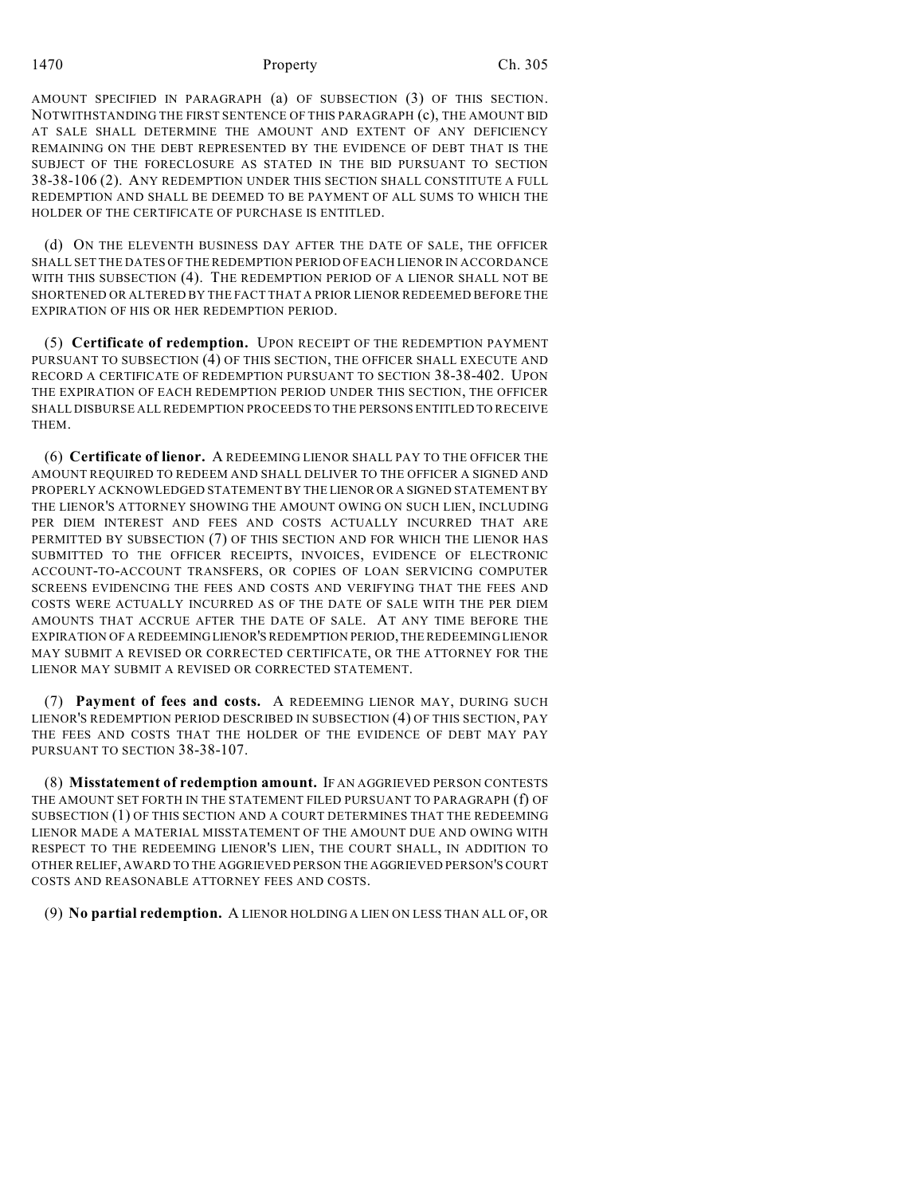AMOUNT SPECIFIED IN PARAGRAPH (a) OF SUBSECTION (3) OF THIS SECTION. NOTWITHSTANDING THE FIRST SENTENCE OF THIS PARAGRAPH (c), THE AMOUNT BID AT SALE SHALL DETERMINE THE AMOUNT AND EXTENT OF ANY DEFICIENCY REMAINING ON THE DEBT REPRESENTED BY THE EVIDENCE OF DEBT THAT IS THE SUBJECT OF THE FORECLOSURE AS STATED IN THE BID PURSUANT TO SECTION 38-38-106 (2). ANY REDEMPTION UNDER THIS SECTION SHALL CONSTITUTE A FULL REDEMPTION AND SHALL BE DEEMED TO BE PAYMENT OF ALL SUMS TO WHICH THE HOLDER OF THE CERTIFICATE OF PURCHASE IS ENTITLED.

(d) ON THE ELEVENTH BUSINESS DAY AFTER THE DATE OF SALE, THE OFFICER SHALL SET THE DATES OF THE REDEMPTION PERIOD OF EACH LIENOR IN ACCORDANCE WITH THIS SUBSECTION (4). THE REDEMPTION PERIOD OF A LIENOR SHALL NOT BE SHORTENED OR ALTERED BY THE FACT THAT A PRIOR LIENOR REDEEMED BEFORE THE EXPIRATION OF HIS OR HER REDEMPTION PERIOD.

(5) **Certificate of redemption.** UPON RECEIPT OF THE REDEMPTION PAYMENT PURSUANT TO SUBSECTION (4) OF THIS SECTION, THE OFFICER SHALL EXECUTE AND RECORD A CERTIFICATE OF REDEMPTION PURSUANT TO SECTION 38-38-402. UPON THE EXPIRATION OF EACH REDEMPTION PERIOD UNDER THIS SECTION, THE OFFICER SHALL DISBURSE ALL REDEMPTION PROCEEDS TO THE PERSONS ENTITLED TO RECEIVE THEM.

(6) **Certificate of lienor.** A REDEEMING LIENOR SHALL PAY TO THE OFFICER THE AMOUNT REQUIRED TO REDEEM AND SHALL DELIVER TO THE OFFICER A SIGNED AND PROPERLY ACKNOWLEDGED STATEMENT BY THE LIENOR OR A SIGNED STATEMENT BY THE LIENOR'S ATTORNEY SHOWING THE AMOUNT OWING ON SUCH LIEN, INCLUDING PER DIEM INTEREST AND FEES AND COSTS ACTUALLY INCURRED THAT ARE PERMITTED BY SUBSECTION (7) OF THIS SECTION AND FOR WHICH THE LIENOR HAS SUBMITTED TO THE OFFICER RECEIPTS, INVOICES, EVIDENCE OF ELECTRONIC ACCOUNT-TO-ACCOUNT TRANSFERS, OR COPIES OF LOAN SERVICING COMPUTER SCREENS EVIDENCING THE FEES AND COSTS AND VERIFYING THAT THE FEES AND COSTS WERE ACTUALLY INCURRED AS OF THE DATE OF SALE WITH THE PER DIEM AMOUNTS THAT ACCRUE AFTER THE DATE OF SALE. AT ANY TIME BEFORE THE EXPIRATION OF A REDEEMING LIENOR'S REDEMPTION PERIOD, THE REDEEMING LIENOR MAY SUBMIT A REVISED OR CORRECTED CERTIFICATE, OR THE ATTORNEY FOR THE LIENOR MAY SUBMIT A REVISED OR CORRECTED STATEMENT.

(7) **Payment of fees and costs.** A REDEEMING LIENOR MAY, DURING SUCH LIENOR'S REDEMPTION PERIOD DESCRIBED IN SUBSECTION (4) OF THIS SECTION, PAY THE FEES AND COSTS THAT THE HOLDER OF THE EVIDENCE OF DEBT MAY PAY PURSUANT TO SECTION 38-38-107.

(8) **Misstatement of redemption amount.** IF AN AGGRIEVED PERSON CONTESTS THE AMOUNT SET FORTH IN THE STATEMENT FILED PURSUANT TO PARAGRAPH (f) OF SUBSECTION (1) OF THIS SECTION AND A COURT DETERMINES THAT THE REDEEMING LIENOR MADE A MATERIAL MISSTATEMENT OF THE AMOUNT DUE AND OWING WITH RESPECT TO THE REDEEMING LIENOR'S LIEN, THE COURT SHALL, IN ADDITION TO OTHER RELIEF, AWARD TO THE AGGRIEVED PERSON THE AGGRIEVED PERSON'S COURT COSTS AND REASONABLE ATTORNEY FEES AND COSTS.

(9) **No partial redemption.** A LIENOR HOLDING A LIEN ON LESS THAN ALL OF, OR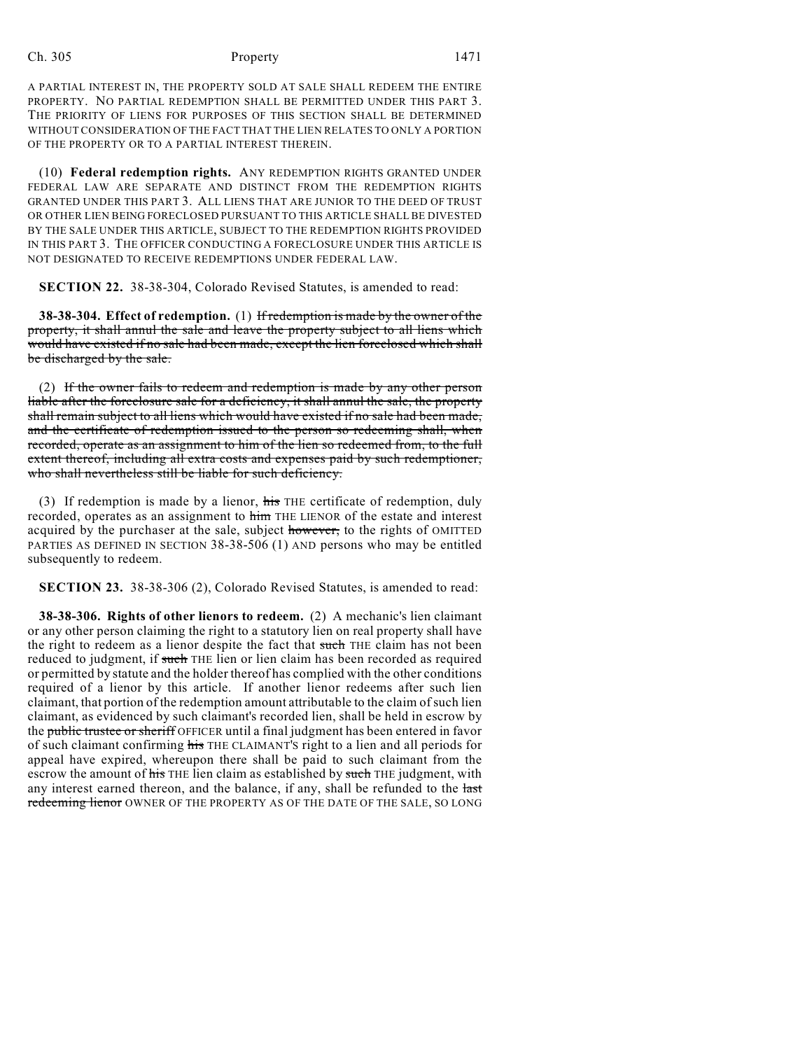A PARTIAL INTEREST IN, THE PROPERTY SOLD AT SALE SHALL REDEEM THE ENTIRE PROPERTY. NO PARTIAL REDEMPTION SHALL BE PERMITTED UNDER THIS PART 3. THE PRIORITY OF LIENS FOR PURPOSES OF THIS SECTION SHALL BE DETERMINED WITHOUT CONSIDERATION OF THE FACT THAT THE LIEN RELATES TO ONLY A PORTION OF THE PROPERTY OR TO A PARTIAL INTEREST THEREIN.

(10) **Federal redemption rights.** ANY REDEMPTION RIGHTS GRANTED UNDER FEDERAL LAW ARE SEPARATE AND DISTINCT FROM THE REDEMPTION RIGHTS GRANTED UNDER THIS PART 3. ALL LIENS THAT ARE JUNIOR TO THE DEED OF TRUST OR OTHER LIEN BEING FORECLOSED PURSUANT TO THIS ARTICLE SHALL BE DIVESTED BY THE SALE UNDER THIS ARTICLE, SUBJECT TO THE REDEMPTION RIGHTS PROVIDED IN THIS PART 3. THE OFFICER CONDUCTING A FORECLOSURE UNDER THIS ARTICLE IS NOT DESIGNATED TO RECEIVE REDEMPTIONS UNDER FEDERAL LAW.

**SECTION 22.** 38-38-304, Colorado Revised Statutes, is amended to read:

**38-38-304. Effect of redemption.** (1) ~~If redemption is made by the owner of the property, it shall annul the sale and leave the property subject to all liens which would have existed if no sale had been made, except the lien foreclosed which shall be discharged by the sale.~~

(2) ~~If the owner fails to redeem and redemption is made by any other person liable after the foreclosure sale for a deficiency, it shall annul the sale, the property shall remain subject to all liens which would have existed if no sale had been made, and the certificate of redemption issued to the person so redeeming shall, when recorded, operate as an assignment to him of the lien so redeemed from, to the full extent thereof, including all extra costs and expenses paid by such redemptioner, who shall nevertheless still be liable for such deficiency.~~

(3) If redemption is made by a lienor, ~~his~~ THE certificate of redemption, duly recorded, operates as an assignment to ~~him~~ THE LIENOR of the estate and interest acquired by the purchaser at the sale, subject ~~however,~~ to the rights of OMITTED PARTIES AS DEFINED IN SECTION 38-38-506 (1) AND persons who may be entitled subsequently to redeem.

**SECTION 23.** 38-38-306 (2), Colorado Revised Statutes, is amended to read:

**38-38-306. Rights of other lienors to redeem.** (2) A mechanic's lien claimant or any other person claiming the right to a statutory lien on real property shall have the right to redeem as a lienor despite the fact that ~~such~~ THE claim has not been reduced to judgment, if ~~such~~ THE lien or lien claim has been recorded as required or permitted by statute and the holder thereof has complied with the other conditions required of a lienor by this article. If another lienor redeems after such lien claimant, that portion of the redemption amount attributable to the claim of such lien claimant, as evidenced by such claimant's recorded lien, shall be held in escrow by the ~~public trustee or sheriff~~ OFFICER until a final judgment has been entered in favor of such claimant confirming ~~his~~ THE CLAIMANT'S right to a lien and all periods for appeal have expired, whereupon there shall be paid to such claimant from the escrow the amount of ~~his~~ THE lien claim as established by ~~such~~ THE judgment, with any interest earned thereon, and the balance, if any, shall be refunded to the ~~last redeeming lienor~~ OWNER OF THE PROPERTY AS OF THE DATE OF THE SALE, SO LONG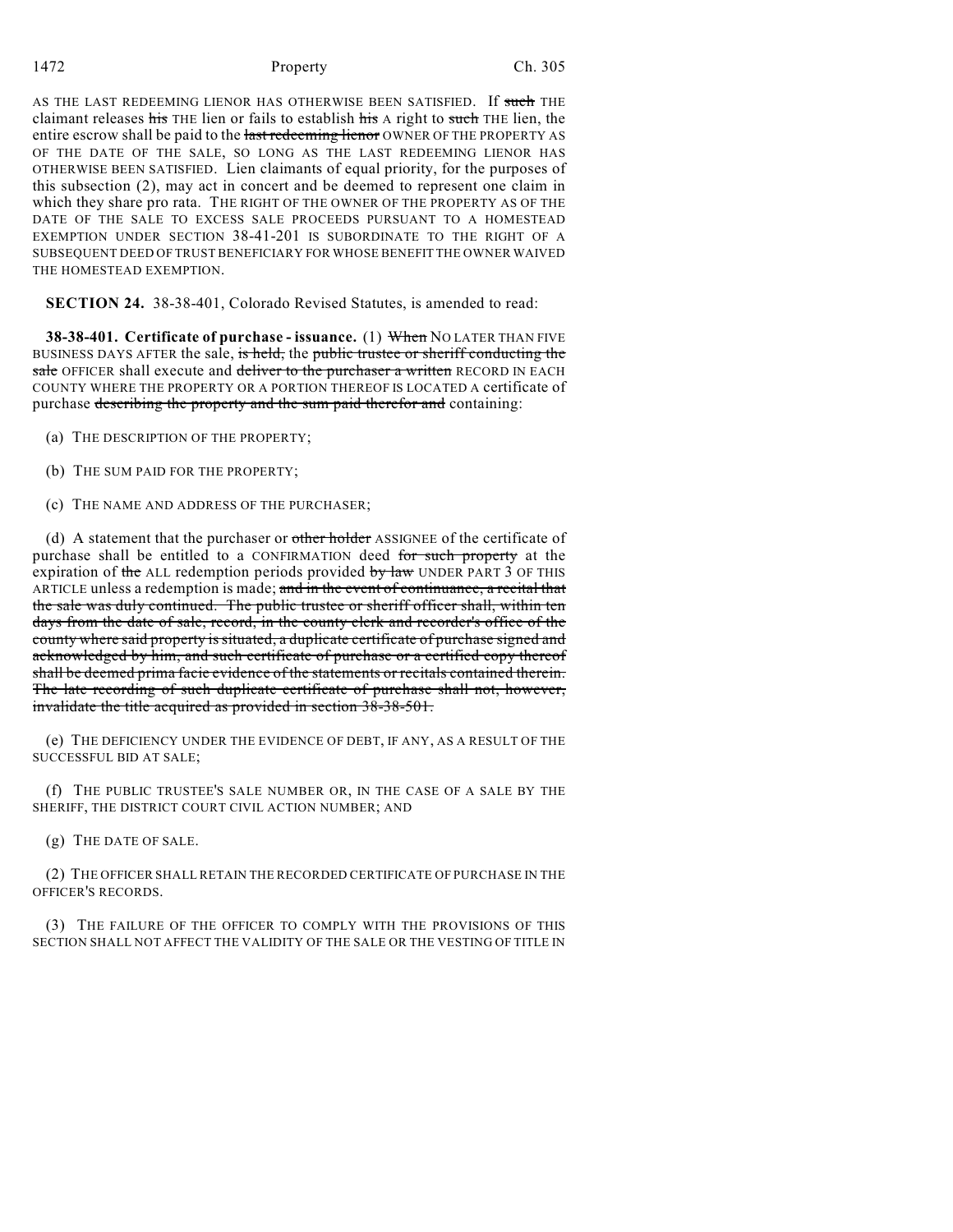AS THE LAST REDEEMING LIENOR HAS OTHERWISE BEEN SATISFIED. If ~~such~~ THE claimant releases ~~his~~ THE lien or fails to establish ~~his~~ A right to ~~such~~ THE lien, the entire escrow shall be paid to the ~~last redeeming lienor~~ OWNER OF THE PROPERTY AS OF THE DATE OF THE SALE, SO LONG AS THE LAST REDEEMING LIENOR HAS OTHERWISE BEEN SATISFIED. Lien claimants of equal priority, for the purposes of this subsection (2), may act in concert and be deemed to represent one claim in which they share pro rata. THE RIGHT OF THE OWNER OF THE PROPERTY AS OF THE DATE OF THE SALE TO EXCESS SALE PROCEEDS PURSUANT TO A HOMESTEAD EXEMPTION UNDER SECTION 38-41-201 IS SUBORDINATE TO THE RIGHT OF A SUBSEQUENT DEED OF TRUST BENEFICIARY FOR WHOSE BENEFIT THE OWNER WAIVED THE HOMESTEAD EXEMPTION.

**SECTION 24.** 38-38-401, Colorado Revised Statutes, is amended to read:

**38-38-401. Certificate of purchase - issuance.** (1) ~~When~~ NO LATER THAN FIVE BUSINESS DAYS AFTER the sale, ~~is held,~~ the ~~public trustee or sheriff conducting the sale~~ OFFICER shall execute and ~~deliver to the purchaser a written~~ RECORD IN EACH COUNTY WHERE THE PROPERTY OR A PORTION THEREOF IS LOCATED A certificate of purchase ~~describing the property and the sum paid therefor and~~ containing:

(a) THE DESCRIPTION OF THE PROPERTY;

(b) THE SUM PAID FOR THE PROPERTY;

(c) THE NAME AND ADDRESS OF THE PURCHASER;

(d) A statement that the purchaser or ~~other holder~~ ASSIGNEE of the certificate of purchase shall be entitled to a CONFIRMATION deed ~~for such property~~ at the expiration of ~~the~~ ALL redemption periods provided ~~by law~~ UNDER PART 3 OF THIS ARTICLE unless a redemption is made; ~~and in the event of continuance, a recital that the sale was duly continued. The public trustee or sheriff officer shall, within ten days from the date of sale, record, in the county clerk and recorder's office of the county where said property is situated, a duplicate certificate of purchase signed and acknowledged by him, and such certificate of purchase or a certified copy thereof shall be deemed prima facie evidence of the statements or recitals contained therein. The late recording of such duplicate certificate of purchase shall not, however, invalidate the title acquired as provided in section 38-38-501.~~

(e) THE DEFICIENCY UNDER THE EVIDENCE OF DEBT, IF ANY, AS A RESULT OF THE SUCCESSFUL BID AT SALE;

(f) THE PUBLIC TRUSTEE'S SALE NUMBER OR, IN THE CASE OF A SALE BY THE SHERIFF, THE DISTRICT COURT CIVIL ACTION NUMBER; AND

(g) THE DATE OF SALE.

(2) THE OFFICER SHALL RETAIN THE RECORDED CERTIFICATE OF PURCHASE IN THE OFFICER'S RECORDS.

(3) THE FAILURE OF THE OFFICER TO COMPLY WITH THE PROVISIONS OF THIS SECTION SHALL NOT AFFECT THE VALIDITY OF THE SALE OR THE VESTING OF TITLE IN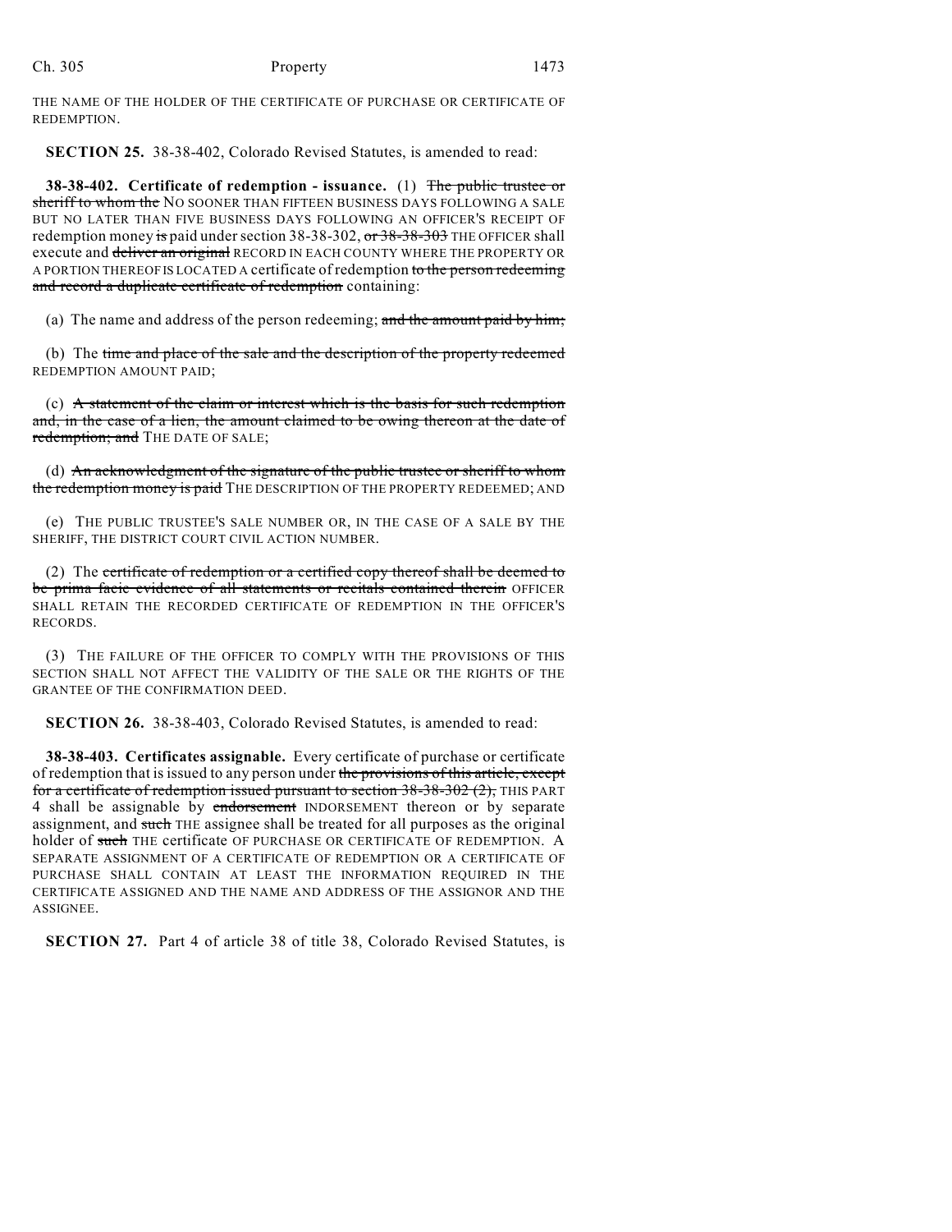THE NAME OF THE HOLDER OF THE CERTIFICATE OF PURCHASE OR CERTIFICATE OF REDEMPTION.

**SECTION 25.** 38-38-402, Colorado Revised Statutes, is amended to read:

**38-38-402. Certificate of redemption - issuance.** (1) ~~The public trustee or sheriff to whom the~~ NO SOONER THAN FIFTEEN BUSINESS DAYS FOLLOWING A SALE BUT NO LATER THAN FIVE BUSINESS DAYS FOLLOWING AN OFFICER'S RECEIPT OF redemption money ~~is~~ paid under section 38-38-302, ~~or 38-38-303~~ THE OFFICER shall execute and ~~deliver an original~~ RECORD IN EACH COUNTY WHERE THE PROPERTY OR A PORTION THEREOF IS LOCATED A certificate of redemption ~~to the person redeeming and record a duplicate certificate of redemption~~ containing:

(a) The name and address of the person redeeming; ~~and the amount paid by him;~~

(b) The ~~time and place of the sale and the description of the property redeemed~~ REDEMPTION AMOUNT PAID;

(c) ~~A statement of the claim or interest which is the basis for such redemption and, in the case of a lien, the amount claimed to be owing thereon at the date of redemption; and~~ THE DATE OF SALE;

(d) ~~An acknowledgment of the signature of the public trustee or sheriff to whom the redemption money is paid~~ THE DESCRIPTION OF THE PROPERTY REDEEMED; AND

(e) THE PUBLIC TRUSTEE'S SALE NUMBER OR, IN THE CASE OF A SALE BY THE SHERIFF, THE DISTRICT COURT CIVIL ACTION NUMBER.

(2) The ~~certificate of redemption or a certified copy thereof shall be deemed to be prima facie evidence of all statements or recitals contained therein~~ OFFICER SHALL RETAIN THE RECORDED CERTIFICATE OF REDEMPTION IN THE OFFICER'S RECORDS.

(3) THE FAILURE OF THE OFFICER TO COMPLY WITH THE PROVISIONS OF THIS SECTION SHALL NOT AFFECT THE VALIDITY OF THE SALE OR THE RIGHTS OF THE GRANTEE OF THE CONFIRMATION DEED.

**SECTION 26.** 38-38-403, Colorado Revised Statutes, is amended to read:

**38-38-403. Certificates assignable.** Every certificate of purchase or certificate of redemption that is issued to any person under ~~the provisions of this article, except for a certificate of redemption issued pursuant to section 38-38-302 (2),~~ THIS PART 4 shall be assignable by ~~endorsement~~ INDORSEMENT thereon or by separate assignment, and ~~such~~ THE assignee shall be treated for all purposes as the original holder of ~~such~~ THE certificate OF PURCHASE OR CERTIFICATE OF REDEMPTION. A SEPARATE ASSIGNMENT OF A CERTIFICATE OF REDEMPTION OR A CERTIFICATE OF PURCHASE SHALL CONTAIN AT LEAST THE INFORMATION REQUIRED IN THE CERTIFICATE ASSIGNED AND THE NAME AND ADDRESS OF THE ASSIGNOR AND THE ASSIGNEE.

**SECTION 27.** Part 4 of article 38 of title 38, Colorado Revised Statutes, is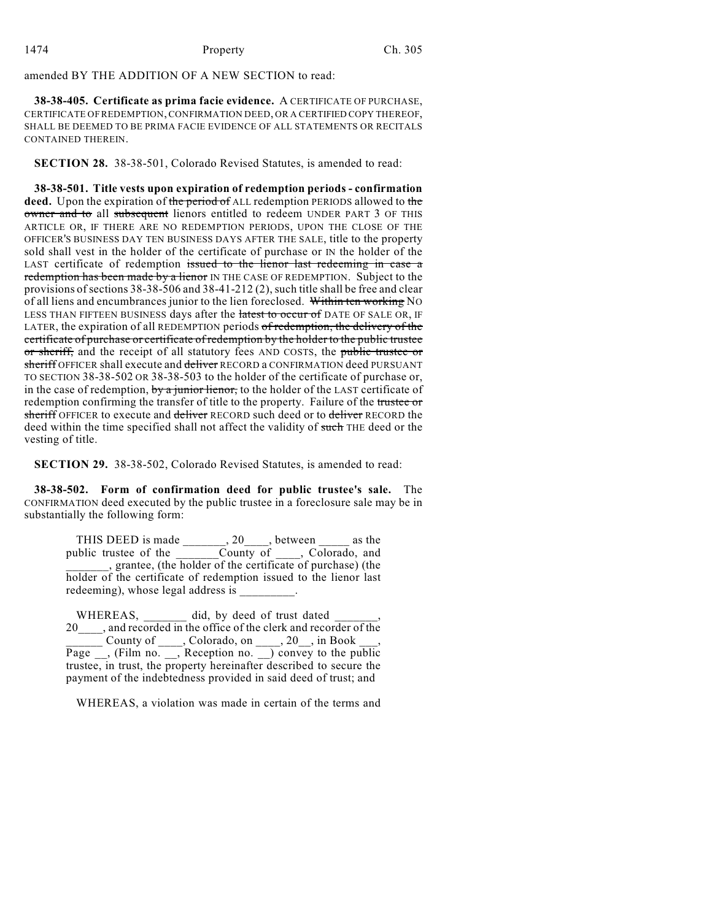amended BY THE ADDITION OF A NEW SECTION to read:

**38-38-405. Certificate as prima facie evidence.** A CERTIFICATE OF PURCHASE, CERTIFICATE OF REDEMPTION, CONFIRMATION DEED, OR A CERTIFIED COPY THEREOF, SHALL BE DEEMED TO BE PRIMA FACIE EVIDENCE OF ALL STATEMENTS OR RECITALS CONTAINED THEREIN.

**SECTION 28.** 38-38-501, Colorado Revised Statutes, is amended to read:

**38-38-501. Title vests upon expiration of redemption periods - confirmation deed.** Upon the expiration of ~~the period of~~ ALL redemption PERIODS allowed to ~~the owner and to~~ all ~~subsequent~~ lienors entitled to redeem UNDER PART 3 OF THIS ARTICLE OR, IF THERE ARE NO REDEMPTION PERIODS, UPON THE CLOSE OF THE OFFICER'S BUSINESS DAY TEN BUSINESS DAYS AFTER THE SALE, title to the property sold shall vest in the holder of the certificate of purchase or IN the holder of the LAST certificate of redemption ~~issued to the lienor last redeeming in case a redemption has been made by a lienor~~ IN THE CASE OF REDEMPTION. Subject to the provisions of sections 38-38-506 and 38-41-212 (2), such title shall be free and clear of all liens and encumbrances junior to the lien foreclosed. ~~Within ten working~~ NO LESS THAN FIFTEEN BUSINESS days after the ~~latest to occur of~~ DATE OF SALE OR, IF LATER, the expiration of all REDEMPTION periods ~~of redemption, the delivery of the certificate of purchase or certificate of redemption by the holder to the public trustee or sheriff,~~ and the receipt of all statutory fees AND COSTS, the ~~public trustee or sheriff~~ OFFICER shall execute and ~~deliver~~ RECORD a CONFIRMATION deed PURSUANT TO SECTION 38-38-502 OR 38-38-503 to the holder of the certificate of purchase or, in the case of redemption, ~~by a junior lienor,~~ to the holder of the LAST certificate of redemption confirming the transfer of title to the property. Failure of the ~~trustee or sheriff~~ OFFICER to execute and ~~deliver~~ RECORD such deed or to ~~deliver~~ RECORD the deed within the time specified shall not affect the validity of ~~such~~ THE deed or the vesting of title.

**SECTION 29.** 38-38-502, Colorado Revised Statutes, is amended to read:

**38-38-502. Form of confirmation deed for public trustee's sale.** The CONFIRMATION deed executed by the public trustee in a foreclosure sale may be in substantially the following form:

> THIS DEED is made _______, 20____, between _____ as the public trustee of the _______County of ____, Colorado, and _______, grantee, (the holder of the certificate of purchase) (the holder of the certificate of redemption issued to the lienor last redeeming), whose legal address is _________.
>
> WHEREAS, _______ did, by deed of trust dated _______, 20____, and recorded in the office of the clerk and recorder of the ______ County of ____, Colorado, on ____, 20__, in Book ___, Page __, (Film no. __, Reception no. __) convey to the public trustee, in trust, the property hereinafter described to secure the payment of the indebtedness provided in said deed of trust; and
>
> WHEREAS, a violation was made in certain of the terms and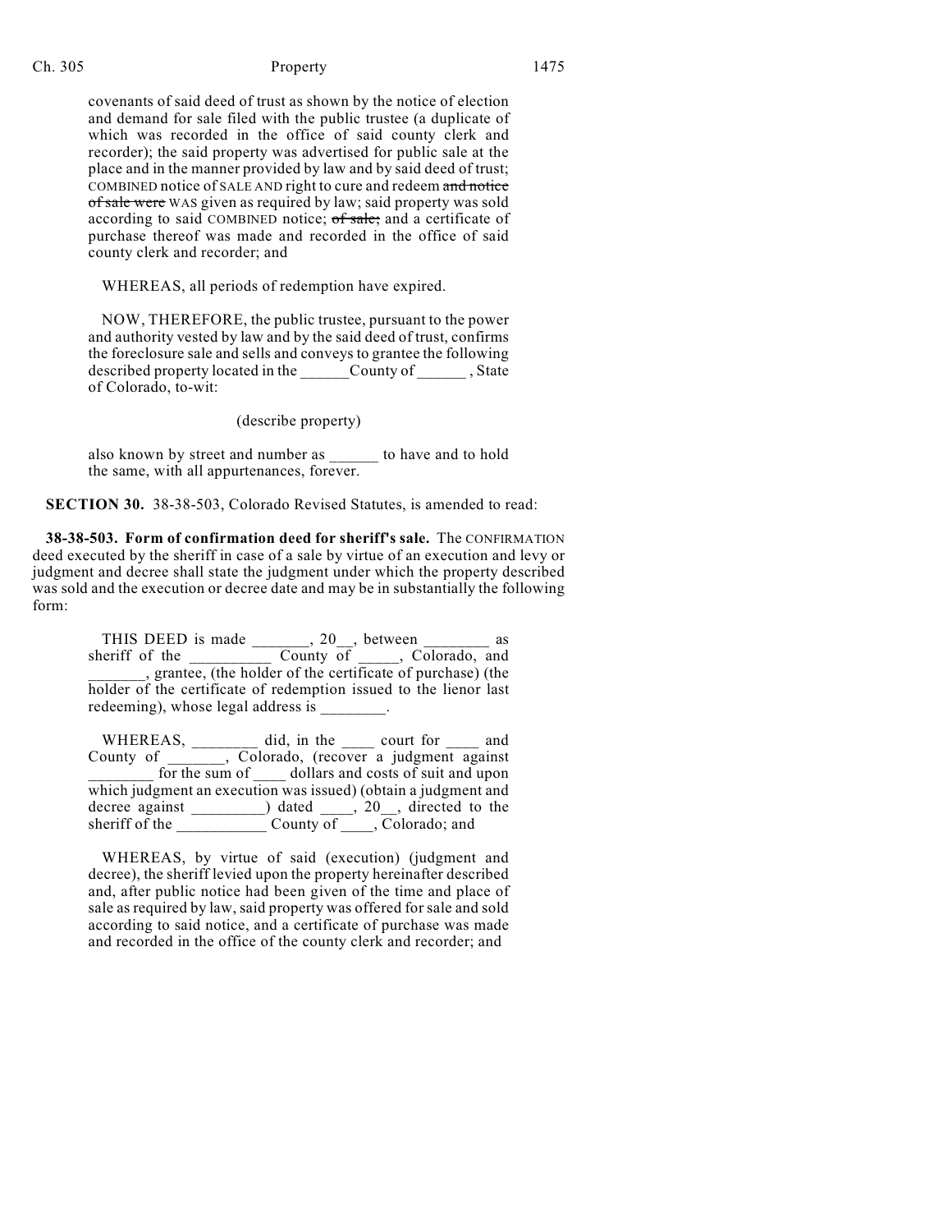covenants of said deed of trust as shown by the notice of election and demand for sale filed with the public trustee (a duplicate of which was recorded in the office of said county clerk and recorder); the said property was advertised for public sale at the place and in the manner provided by law and by said deed of trust; COMBINED notice of SALE AND right to cure and redeem ~~and notice of sale were~~ WAS given as required by law; said property was sold according to said COMBINED notice; ~~of sale;~~ and a certificate of purchase thereof was made and recorded in the office of said county clerk and recorder; and

WHEREAS, all periods of redemption have expired.

NOW, THEREFORE, the public trustee, pursuant to the power and authority vested by law and by the said deed of trust, confirms the foreclosure sale and sells and conveys to grantee the following described property located in the ______County of ______ , State of Colorado, to-wit:

(describe property)

also known by street and number as ______ to have and to hold the same, with all appurtenances, forever.

**SECTION 30.** 38-38-503, Colorado Revised Statutes, is amended to read:

**38-38-503. Form of confirmation deed for sheriff's sale.** The CONFIRMATION deed executed by the sheriff in case of a sale by virtue of an execution and levy or judgment and decree shall state the judgment under which the property described was sold and the execution or decree date and may be in substantially the following form:

THIS DEED is made _______, 20__, between ________ as sheriff of the __________ County of _____, Colorado, and _______, grantee, (the holder of the certificate of purchase) (the holder of the certificate of redemption issued to the lienor last redeeming), whose legal address is ________.

WHEREAS, ________ did, in the ____ court for ____ and County of _______, Colorado, (recover a judgment against ________ for the sum of ____ dollars and costs of suit and upon which judgment an execution was issued) (obtain a judgment and decree against _________) dated ____, 20__, directed to the sheriff of the ___________ County of ____, Colorado; and

WHEREAS, by virtue of said (execution) (judgment and decree), the sheriff levied upon the property hereinafter described and, after public notice had been given of the time and place of sale as required by law, said property was offered for sale and sold according to said notice, and a certificate of purchase was made and recorded in the office of the county clerk and recorder; and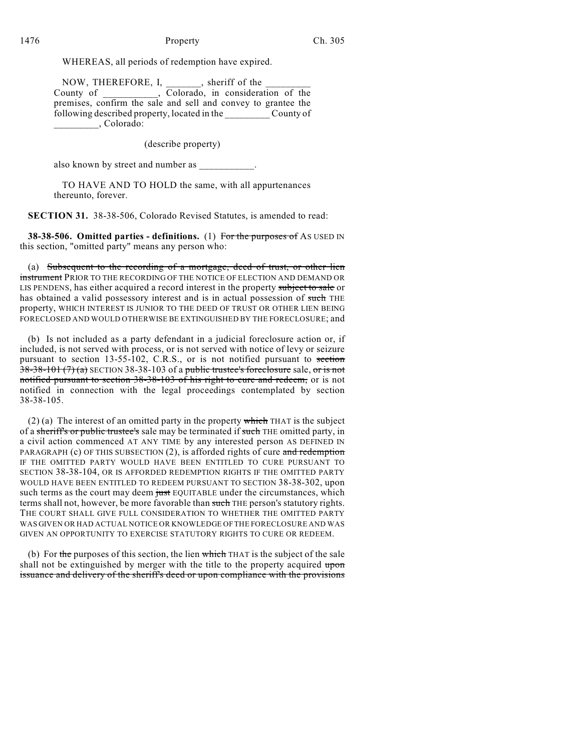WHEREAS, all periods of redemption have expired.

NOW, THEREFORE, I, _______, sheriff of the _________ County of ___________, Colorado, in consideration of the premises, confirm the sale and sell and convey to grantee the following described property, located in the _________ County of _________, Colorado:

(describe property)

also known by street and number as ___________.

TO HAVE AND TO HOLD the same, with all appurtenances thereunto, forever.

**SECTION 31.** 38-38-506, Colorado Revised Statutes, is amended to read:

**38-38-506. Omitted parties - definitions.** (1) ~~For the purposes of~~ AS USED IN this section, "omitted party" means any person who:

(a) ~~Subsequent to the recording of a mortgage, deed of trust, or other lien instrument~~ PRIOR TO THE RECORDING OF THE NOTICE OF ELECTION AND DEMAND OR LIS PENDENS, has either acquired a record interest in the property ~~subject to sale~~ or has obtained a valid possessory interest and is in actual possession of ~~such~~ THE property, WHICH INTEREST IS JUNIOR TO THE DEED OF TRUST OR OTHER LIEN BEING FORECLOSED AND WOULD OTHERWISE BE EXTINGUISHED BY THE FORECLOSURE; and

(b) Is not included as a party defendant in a judicial foreclosure action or, if included, is not served with process, or is not served with notice of levy or seizure pursuant to section 13-55-102, C.R.S., or is not notified pursuant to ~~section 38-38-101 (7) (a)~~ SECTION 38-38-103 of a ~~public trustee's foreclosure~~ sale, ~~or is not notified pursuant to section 38-38-103 of his right to cure and redeem,~~ or is not notified in connection with the legal proceedings contemplated by section 38-38-105.

(2) (a) The interest of an omitted party in the property ~~which~~ THAT is the subject of a ~~sheriff's or public trustee's~~ sale may be terminated if ~~such~~ THE omitted party, in a civil action commenced AT ANY TIME by any interested person AS DEFINED IN PARAGRAPH (c) OF THIS SUBSECTION (2), is afforded rights of cure ~~and redemption~~ IF THE OMITTED PARTY WOULD HAVE BEEN ENTITLED TO CURE PURSUANT TO SECTION 38-38-104, OR IS AFFORDED REDEMPTION RIGHTS IF THE OMITTED PARTY WOULD HAVE BEEN ENTITLED TO REDEEM PURSUANT TO SECTION 38-38-302, upon such terms as the court may deem ~~just~~ EQUITABLE under the circumstances, which terms shall not, however, be more favorable than ~~such~~ THE person's statutory rights. THE COURT SHALL GIVE FULL CONSIDERATION TO WHETHER THE OMITTED PARTY WAS GIVEN OR HAD ACTUAL NOTICE OR KNOWLEDGE OF THE FORECLOSURE AND WAS GIVEN AN OPPORTUNITY TO EXERCISE STATUTORY RIGHTS TO CURE OR REDEEM.

(b) For ~~the~~ purposes of this section, the lien ~~which~~ THAT is the subject of the sale shall not be extinguished by merger with the title to the property acquired ~~upon issuance and delivery of the sheriff's deed or upon compliance with the provisions~~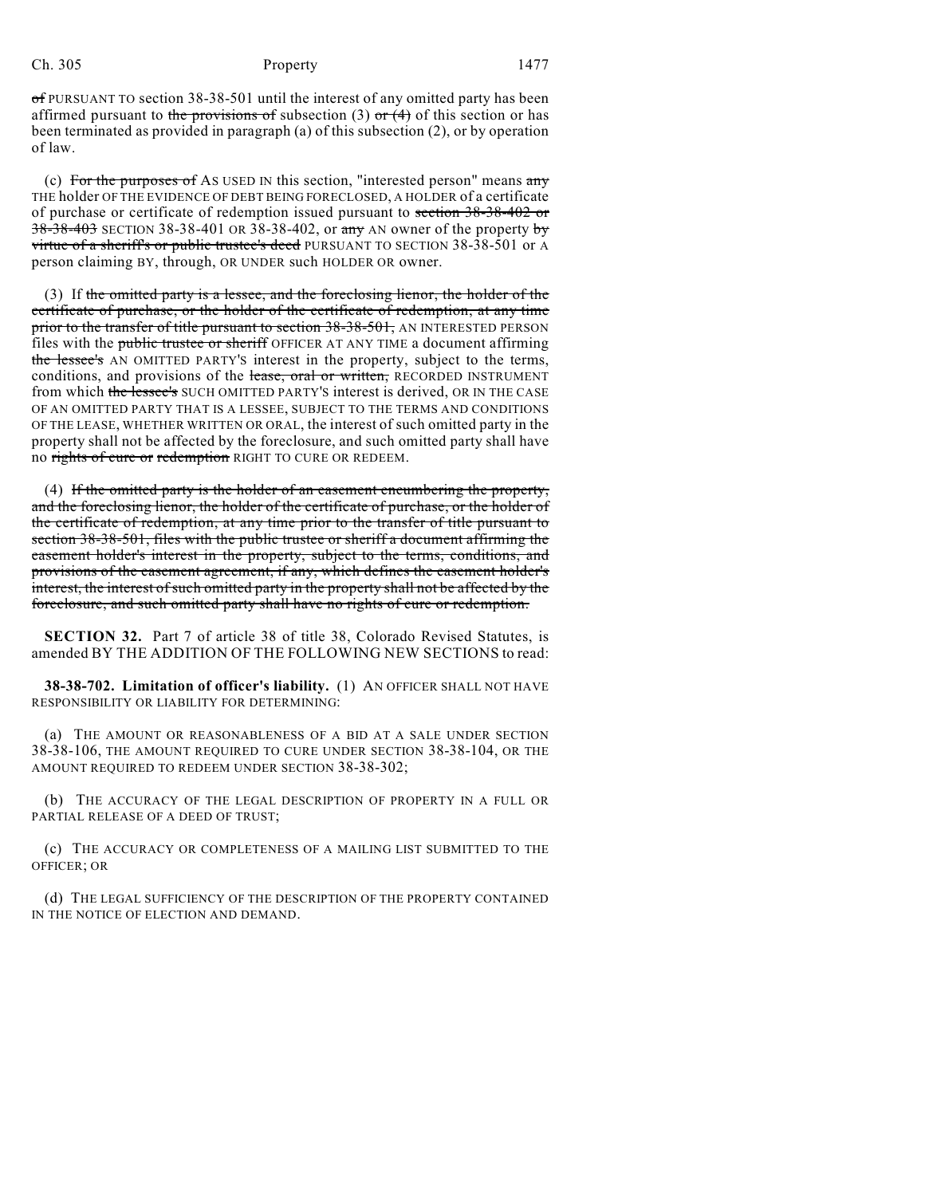of PURSUANT TO section 38-38-501 until the interest of any omitted party has been affirmed pursuant to the provisions of subsection (3) or (4) of this section or has been terminated as provided in paragraph (a) of this subsection (2), or by operation of law.

(c) For the purposes of AS USED IN this section, "interested person" means any THE holder OF THE EVIDENCE OF DEBT BEING FORECLOSED, A HOLDER of a certificate of purchase or certificate of redemption issued pursuant to section 38-38-402 or 38-38-403 SECTION 38-38-401 OR 38-38-402, or any AN owner of the property by virtue of a sheriff's or public trustee's deed PURSUANT TO SECTION 38-38-501 or A person claiming BY, through, OR UNDER such HOLDER OR owner.

(3) If the omitted party is a lessee, and the foreclosing lienor, the holder of the certificate of purchase, or the holder of the certificate of redemption, at any time prior to the transfer of title pursuant to section 38-38-501, AN INTERESTED PERSON files with the public trustee or sheriff OFFICER AT ANY TIME a document affirming the lessee's AN OMITTED PARTY'S interest in the property, subject to the terms, conditions, and provisions of the lease, oral or written, RECORDED INSTRUMENT from which the lessee's SUCH OMITTED PARTY'S interest is derived, OR IN THE CASE OF AN OMITTED PARTY THAT IS A LESSEE, SUBJECT TO THE TERMS AND CONDITIONS OF THE LEASE, WHETHER WRITTEN OR ORAL, the interest of such omitted party in the property shall not be affected by the foreclosure, and such omitted party shall have no rights of cure or redemption RIGHT TO CURE OR REDEEM.

(4) If the omitted party is the holder of an easement encumbering the property, and the foreclosing lienor, the holder of the certificate of purchase, or the holder of the certificate of redemption, at any time prior to the transfer of title pursuant to section 38-38-501, files with the public trustee or sheriff a document affirming the easement holder's interest in the property, subject to the terms, conditions, and provisions of the easement agreement, if any, which defines the easement holder's interest, the interest of such omitted party in the property shall not be affected by the foreclosure, and such omitted party shall have no rights of cure or redemption.

**SECTION 32.** Part 7 of article 38 of title 38, Colorado Revised Statutes, is amended BY THE ADDITION OF THE FOLLOWING NEW SECTIONS to read:

**38-38-702. Limitation of officer's liability.** (1) AN OFFICER SHALL NOT HAVE RESPONSIBILITY OR LIABILITY FOR DETERMINING:

(a) THE AMOUNT OR REASONABLENESS OF A BID AT A SALE UNDER SECTION 38-38-106, THE AMOUNT REQUIRED TO CURE UNDER SECTION 38-38-104, OR THE AMOUNT REQUIRED TO REDEEM UNDER SECTION 38-38-302;

(b) THE ACCURACY OF THE LEGAL DESCRIPTION OF PROPERTY IN A FULL OR PARTIAL RELEASE OF A DEED OF TRUST;

(c) THE ACCURACY OR COMPLETENESS OF A MAILING LIST SUBMITTED TO THE OFFICER; OR

(d) THE LEGAL SUFFICIENCY OF THE DESCRIPTION OF THE PROPERTY CONTAINED IN THE NOTICE OF ELECTION AND DEMAND.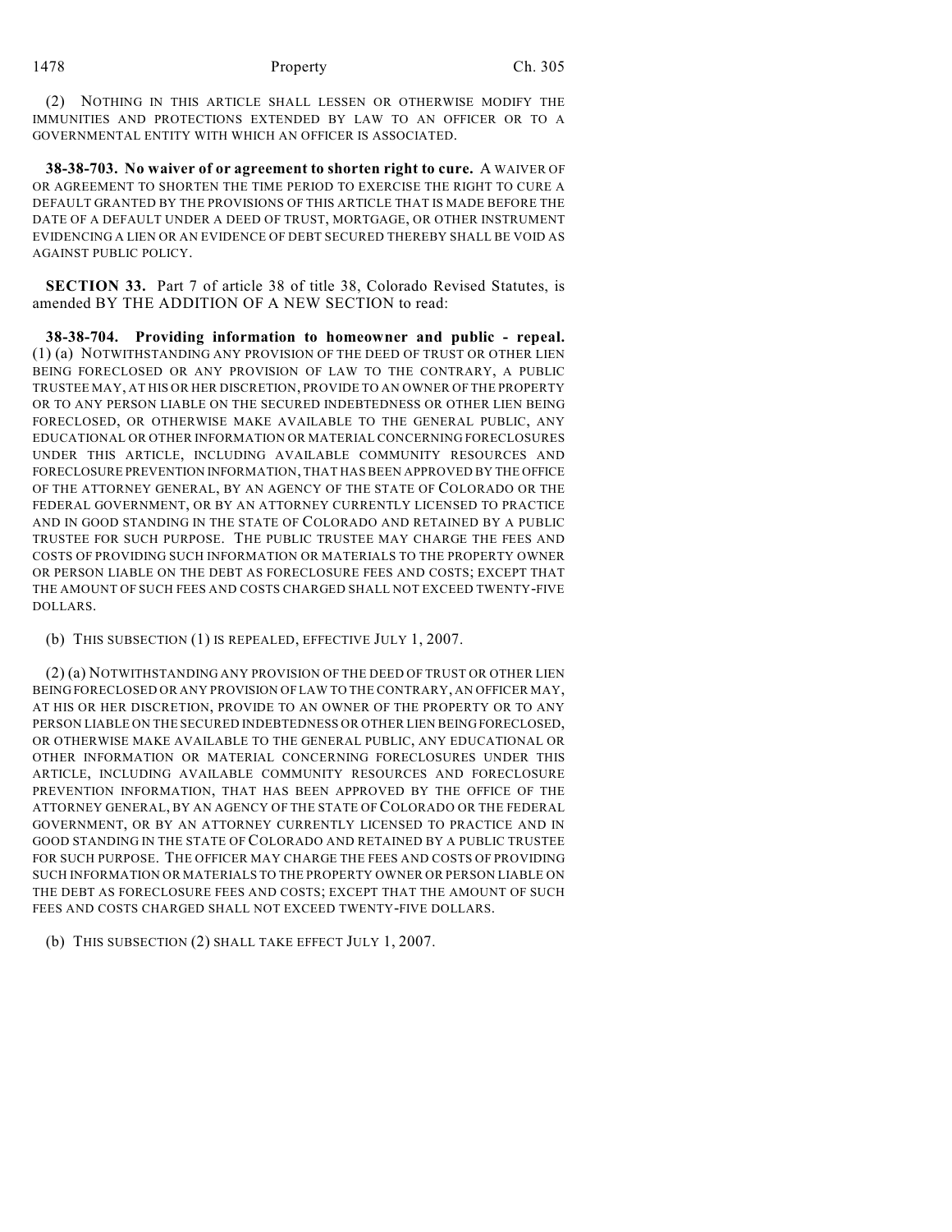(2) NOTHING IN THIS ARTICLE SHALL LESSEN OR OTHERWISE MODIFY THE IMMUNITIES AND PROTECTIONS EXTENDED BY LAW TO AN OFFICER OR TO A GOVERNMENTAL ENTITY WITH WHICH AN OFFICER IS ASSOCIATED.

**38-38-703. No waiver of or agreement to shorten right to cure.** A WAIVER OF OR AGREEMENT TO SHORTEN THE TIME PERIOD TO EXERCISE THE RIGHT TO CURE A DEFAULT GRANTED BY THE PROVISIONS OF THIS ARTICLE THAT IS MADE BEFORE THE DATE OF A DEFAULT UNDER A DEED OF TRUST, MORTGAGE, OR OTHER INSTRUMENT EVIDENCING A LIEN OR AN EVIDENCE OF DEBT SECURED THEREBY SHALL BE VOID AS AGAINST PUBLIC POLICY.

**SECTION 33.** Part 7 of article 38 of title 38, Colorado Revised Statutes, is amended BY THE ADDITION OF A NEW SECTION to read:

**38-38-704. Providing information to homeowner and public - repeal.** (1) (a) NOTWITHSTANDING ANY PROVISION OF THE DEED OF TRUST OR OTHER LIEN BEING FORECLOSED OR ANY PROVISION OF LAW TO THE CONTRARY, A PUBLIC TRUSTEE MAY, AT HIS OR HER DISCRETION, PROVIDE TO AN OWNER OF THE PROPERTY OR TO ANY PERSON LIABLE ON THE SECURED INDEBTEDNESS OR OTHER LIEN BEING FORECLOSED, OR OTHERWISE MAKE AVAILABLE TO THE GENERAL PUBLIC, ANY EDUCATIONAL OR OTHER INFORMATION OR MATERIAL CONCERNING FORECLOSURES UNDER THIS ARTICLE, INCLUDING AVAILABLE COMMUNITY RESOURCES AND FORECLOSURE PREVENTION INFORMATION, THAT HAS BEEN APPROVED BY THE OFFICE OF THE ATTORNEY GENERAL, BY AN AGENCY OF THE STATE OF COLORADO OR THE FEDERAL GOVERNMENT, OR BY AN ATTORNEY CURRENTLY LICENSED TO PRACTICE AND IN GOOD STANDING IN THE STATE OF COLORADO AND RETAINED BY A PUBLIC TRUSTEE FOR SUCH PURPOSE. THE PUBLIC TRUSTEE MAY CHARGE THE FEES AND COSTS OF PROVIDING SUCH INFORMATION OR MATERIALS TO THE PROPERTY OWNER OR PERSON LIABLE ON THE DEBT AS FORECLOSURE FEES AND COSTS; EXCEPT THAT THE AMOUNT OF SUCH FEES AND COSTS CHARGED SHALL NOT EXCEED TWENTY-FIVE DOLLARS.

(b) THIS SUBSECTION (1) IS REPEALED, EFFECTIVE JULY 1, 2007.

(2) (a) NOTWITHSTANDING ANY PROVISION OF THE DEED OF TRUST OR OTHER LIEN BEING FORECLOSED OR ANY PROVISION OF LAW TO THE CONTRARY, AN OFFICER MAY, AT HIS OR HER DISCRETION, PROVIDE TO AN OWNER OF THE PROPERTY OR TO ANY PERSON LIABLE ON THE SECURED INDEBTEDNESS OR OTHER LIEN BEING FORECLOSED, OR OTHERWISE MAKE AVAILABLE TO THE GENERAL PUBLIC, ANY EDUCATIONAL OR OTHER INFORMATION OR MATERIAL CONCERNING FORECLOSURES UNDER THIS ARTICLE, INCLUDING AVAILABLE COMMUNITY RESOURCES AND FORECLOSURE PREVENTION INFORMATION, THAT HAS BEEN APPROVED BY THE OFFICE OF THE ATTORNEY GENERAL, BY AN AGENCY OF THE STATE OF COLORADO OR THE FEDERAL GOVERNMENT, OR BY AN ATTORNEY CURRENTLY LICENSED TO PRACTICE AND IN GOOD STANDING IN THE STATE OF COLORADO AND RETAINED BY A PUBLIC TRUSTEE FOR SUCH PURPOSE. THE OFFICER MAY CHARGE THE FEES AND COSTS OF PROVIDING SUCH INFORMATION OR MATERIALS TO THE PROPERTY OWNER OR PERSON LIABLE ON THE DEBT AS FORECLOSURE FEES AND COSTS; EXCEPT THAT THE AMOUNT OF SUCH FEES AND COSTS CHARGED SHALL NOT EXCEED TWENTY-FIVE DOLLARS.

(b) THIS SUBSECTION (2) SHALL TAKE EFFECT JULY 1, 2007.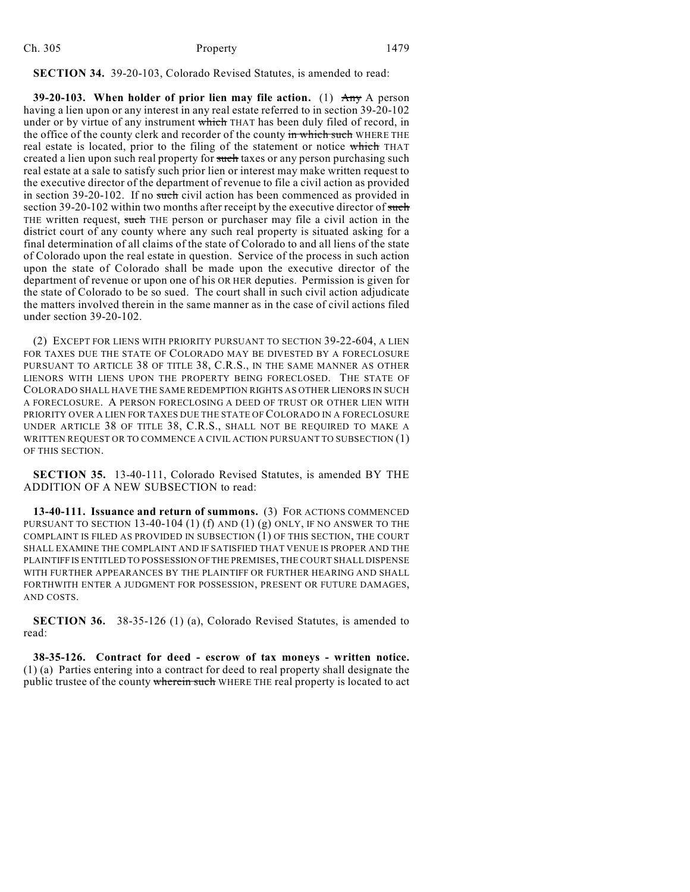**SECTION 34.** 39-20-103, Colorado Revised Statutes, is amended to read:

**39-20-103. When holder of prior lien may file action.** (1) ~~Any~~ A person having a lien upon or any interest in any real estate referred to in section 39-20-102 under or by virtue of any instrument ~~which~~ THAT has been duly filed of record, in the office of the county clerk and recorder of the county ~~in which such~~ WHERE THE real estate is located, prior to the filing of the statement or notice ~~which~~ THAT created a lien upon such real property for ~~such~~ taxes or any person purchasing such real estate at a sale to satisfy such prior lien or interest may make written request to the executive director of the department of revenue to file a civil action as provided in section 39-20-102. If no ~~such~~ civil action has been commenced as provided in section 39-20-102 within two months after receipt by the executive director of ~~such~~ THE written request, ~~such~~ THE person or purchaser may file a civil action in the district court of any county where any such real property is situated asking for a final determination of all claims of the state of Colorado to and all liens of the state of Colorado upon the real estate in question. Service of the process in such action upon the state of Colorado shall be made upon the executive director of the department of revenue or upon one of his OR HER deputies. Permission is given for the state of Colorado to be so sued. The court shall in such civil action adjudicate the matters involved therein in the same manner as in the case of civil actions filed under section 39-20-102.

(2) EXCEPT FOR LIENS WITH PRIORITY PURSUANT TO SECTION 39-22-604, A LIEN FOR TAXES DUE THE STATE OF COLORADO MAY BE DIVESTED BY A FORECLOSURE PURSUANT TO ARTICLE 38 OF TITLE 38, C.R.S., IN THE SAME MANNER AS OTHER LIENORS WITH LIENS UPON THE PROPERTY BEING FORECLOSED. THE STATE OF COLORADO SHALL HAVE THE SAME REDEMPTION RIGHTS AS OTHER LIENORS IN SUCH A FORECLOSURE. A PERSON FORECLOSING A DEED OF TRUST OR OTHER LIEN WITH PRIORITY OVER A LIEN FOR TAXES DUE THE STATE OF COLORADO IN A FORECLOSURE UNDER ARTICLE 38 OF TITLE 38, C.R.S., SHALL NOT BE REQUIRED TO MAKE A WRITTEN REQUEST OR TO COMMENCE A CIVIL ACTION PURSUANT TO SUBSECTION (1) OF THIS SECTION.

**SECTION 35.** 13-40-111, Colorado Revised Statutes, is amended BY THE ADDITION OF A NEW SUBSECTION to read:

**13-40-111. Issuance and return of summons.** (3) FOR ACTIONS COMMENCED PURSUANT TO SECTION 13-40-104 (1) (f) AND (1) (g) ONLY, IF NO ANSWER TO THE COMPLAINT IS FILED AS PROVIDED IN SUBSECTION (1) OF THIS SECTION, THE COURT SHALL EXAMINE THE COMPLAINT AND IF SATISFIED THAT VENUE IS PROPER AND THE PLAINTIFF IS ENTITLED TO POSSESSION OF THE PREMISES, THE COURT SHALL DISPENSE WITH FURTHER APPEARANCES BY THE PLAINTIFF OR FURTHER HEARING AND SHALL FORTHWITH ENTER A JUDGMENT FOR POSSESSION, PRESENT OR FUTURE DAMAGES, AND COSTS.

**SECTION 36.** 38-35-126 (1) (a), Colorado Revised Statutes, is amended to read:

**38-35-126. Contract for deed - escrow of tax moneys - written notice.** (1) (a) Parties entering into a contract for deed to real property shall designate the public trustee of the county ~~wherein such~~ WHERE THE real property is located to act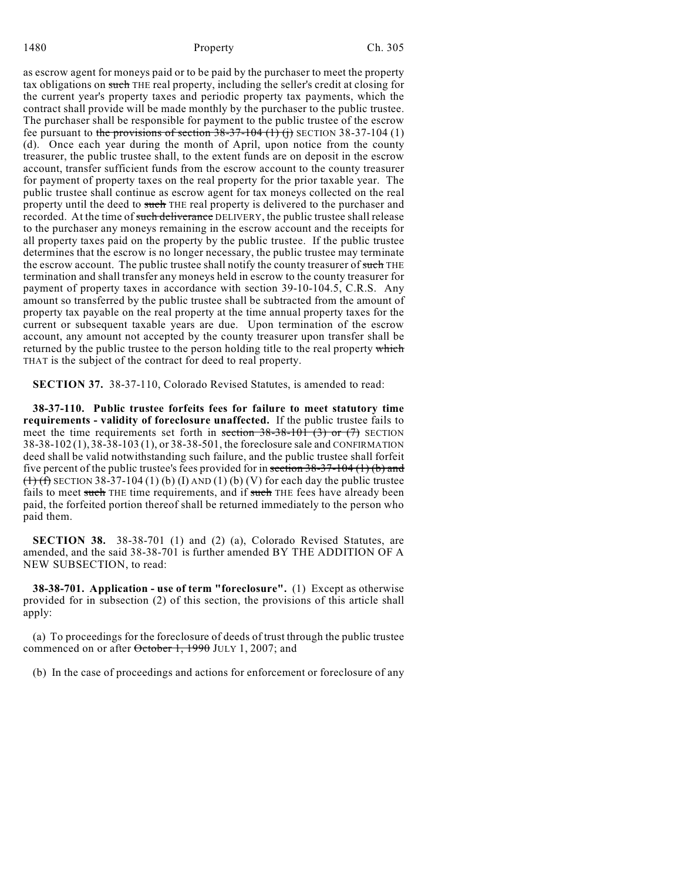as escrow agent for moneys paid or to be paid by the purchaser to meet the property tax obligations on such THE real property, including the seller's credit at closing for the current year's property taxes and periodic property tax payments, which the contract shall provide will be made monthly by the purchaser to the public trustee. The purchaser shall be responsible for payment to the public trustee of the escrow fee pursuant to the provisions of section 38-37-104 (1) (j) SECTION 38-37-104 (1) (d). Once each year during the month of April, upon notice from the county treasurer, the public trustee shall, to the extent funds are on deposit in the escrow account, transfer sufficient funds from the escrow account to the county treasurer for payment of property taxes on the real property for the prior taxable year. The public trustee shall continue as escrow agent for tax moneys collected on the real property until the deed to such THE real property is delivered to the purchaser and recorded. At the time of such deliverance DELIVERY, the public trustee shall release to the purchaser any moneys remaining in the escrow account and the receipts for all property taxes paid on the property by the public trustee. If the public trustee determines that the escrow is no longer necessary, the public trustee may terminate the escrow account. The public trustee shall notify the county treasurer of such THE termination and shall transfer any moneys held in escrow to the county treasurer for payment of property taxes in accordance with section 39-10-104.5, C.R.S. Any amount so transferred by the public trustee shall be subtracted from the amount of property tax payable on the real property at the time annual property taxes for the current or subsequent taxable years are due. Upon termination of the escrow account, any amount not accepted by the county treasurer upon transfer shall be returned by the public trustee to the person holding title to the real property which THAT is the subject of the contract for deed to real property.

**SECTION 37.** 38-37-110, Colorado Revised Statutes, is amended to read:

**38-37-110. Public trustee forfeits fees for failure to meet statutory time requirements - validity of foreclosure unaffected.** If the public trustee fails to meet the time requirements set forth in section 38-38-101 (3) or (7) SECTION 38-38-102 (1), 38-38-103 (1), or 38-38-501, the foreclosure sale and CONFIRMATION deed shall be valid notwithstanding such failure, and the public trustee shall forfeit five percent of the public trustee's fees provided for in section 38-37-104 (1) (b) and (1) (f) SECTION 38-37-104 (1) (b) (I) AND (1) (b) (V) for each day the public trustee fails to meet such THE time requirements, and if such THE fees have already been paid, the forfeited portion thereof shall be returned immediately to the person who paid them.

**SECTION 38.** 38-38-701 (1) and (2) (a), Colorado Revised Statutes, are amended, and the said 38-38-701 is further amended BY THE ADDITION OF A NEW SUBSECTION, to read:

**38-38-701. Application - use of term "foreclosure".** (1) Except as otherwise provided for in subsection (2) of this section, the provisions of this article shall apply:

(a) To proceedings for the foreclosure of deeds of trust through the public trustee commenced on or after October 1, 1990 JULY 1, 2007; and

(b) In the case of proceedings and actions for enforcement or foreclosure of any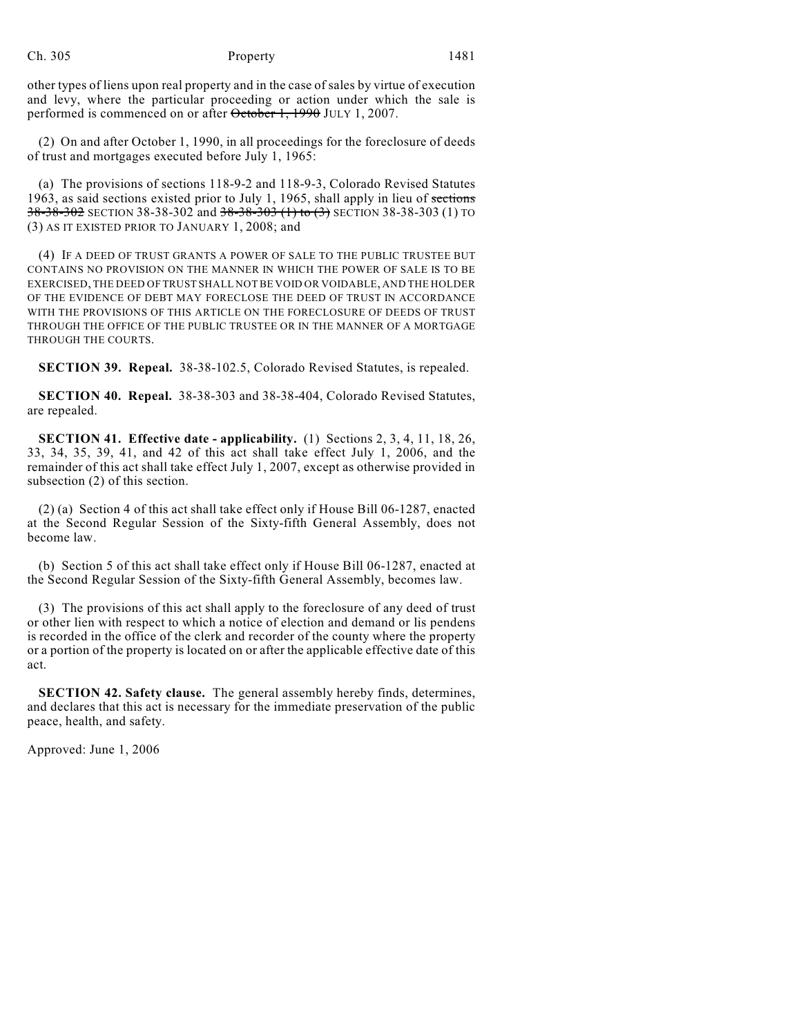other types of liens upon real property and in the case of sales by virtue of execution and levy, where the particular proceeding or action under which the sale is performed is commenced on or after ~~October 1, 1990~~ JULY 1, 2007.

(2) On and after October 1, 1990, in all proceedings for the foreclosure of deeds of trust and mortgages executed before July 1, 1965:

(a) The provisions of sections 118-9-2 and 118-9-3, Colorado Revised Statutes 1963, as said sections existed prior to July 1, 1965, shall apply in lieu of ~~sections 38-38-302~~ SECTION 38-38-302 and ~~38-38-303 (1) to (3)~~ SECTION 38-38-303 (1) TO (3) AS IT EXISTED PRIOR TO JANUARY 1, 2008; and

(4) IF A DEED OF TRUST GRANTS A POWER OF SALE TO THE PUBLIC TRUSTEE BUT CONTAINS NO PROVISION ON THE MANNER IN WHICH THE POWER OF SALE IS TO BE EXERCISED, THE DEED OF TRUST SHALL NOT BE VOID OR VOIDABLE, AND THE HOLDER OF THE EVIDENCE OF DEBT MAY FORECLOSE THE DEED OF TRUST IN ACCORDANCE WITH THE PROVISIONS OF THIS ARTICLE ON THE FORECLOSURE OF DEEDS OF TRUST THROUGH THE OFFICE OF THE PUBLIC TRUSTEE OR IN THE MANNER OF A MORTGAGE THROUGH THE COURTS.

**SECTION 39. Repeal.** 38-38-102.5, Colorado Revised Statutes, is repealed.

**SECTION 40. Repeal.** 38-38-303 and 38-38-404, Colorado Revised Statutes, are repealed.

**SECTION 41. Effective date - applicability.** (1) Sections 2, 3, 4, 11, 18, 26, 33, 34, 35, 39, 41, and 42 of this act shall take effect July 1, 2006, and the remainder of this act shall take effect July 1, 2007, except as otherwise provided in subsection (2) of this section.

(2) (a) Section 4 of this act shall take effect only if House Bill 06-1287, enacted at the Second Regular Session of the Sixty-fifth General Assembly, does not become law.

(b) Section 5 of this act shall take effect only if House Bill 06-1287, enacted at the Second Regular Session of the Sixty-fifth General Assembly, becomes law.

(3) The provisions of this act shall apply to the foreclosure of any deed of trust or other lien with respect to which a notice of election and demand or lis pendens is recorded in the office of the clerk and recorder of the county where the property or a portion of the property is located on or after the applicable effective date of this act.

**SECTION 42. Safety clause.** The general assembly hereby finds, determines, and declares that this act is necessary for the immediate preservation of the public peace, health, and safety.

Approved: June 1, 2006